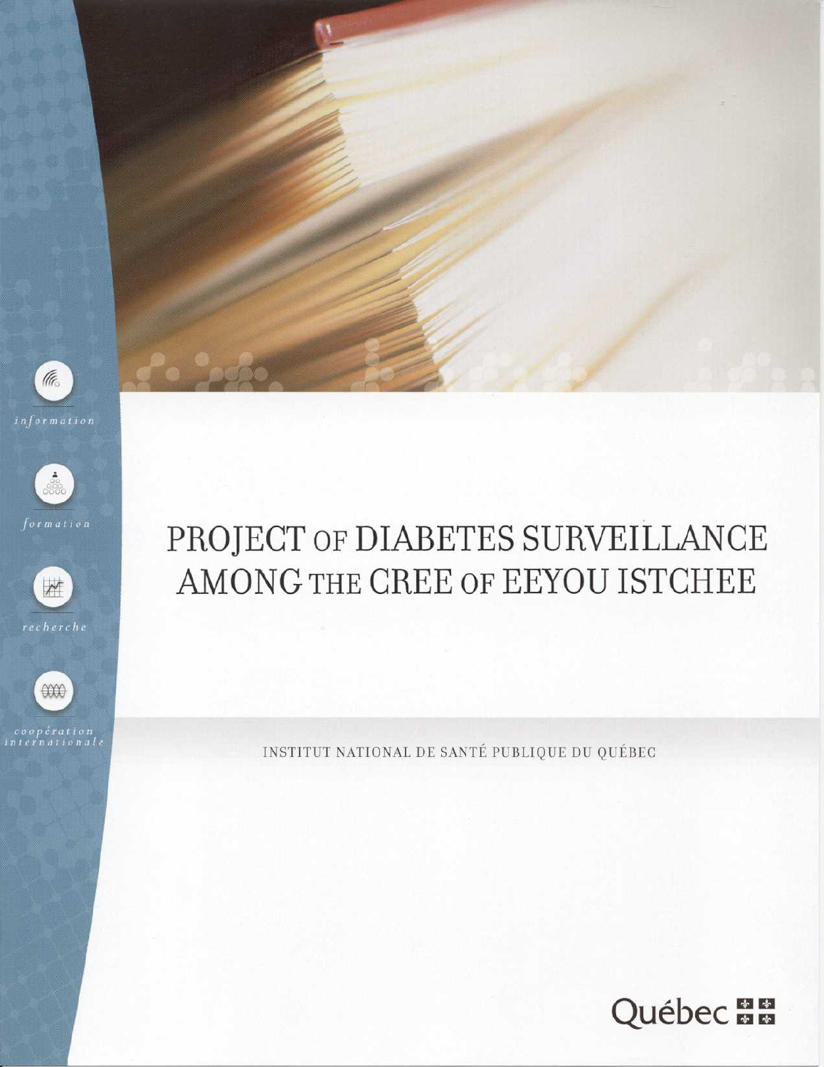*information*

*formation*

*recherche*

*coopération internationale*

# PROJECT OF DIABETES SURVEILLANCE AMONG THE CREE OF EEYOU ISTCHEE

INSTITUT NATIONAL DE SANTÉ PUBLIQUE DU QUÉBEC

Québec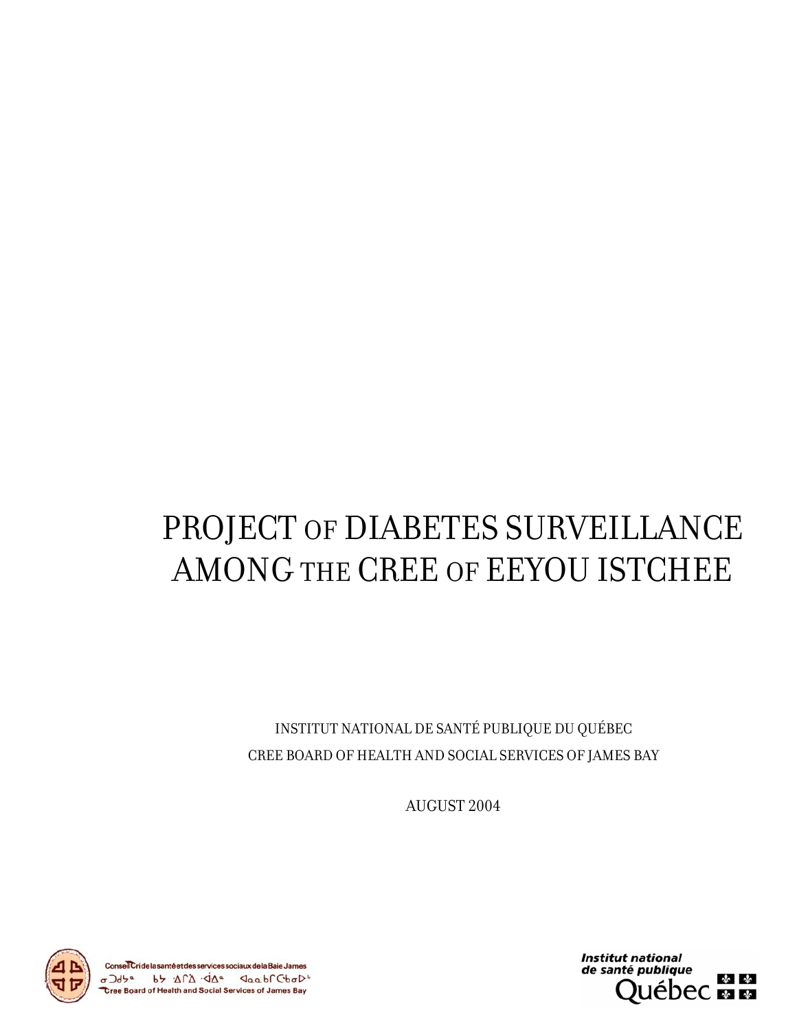# PROJECT OF DIABETES SURVEILLANCE AMONG THE CREE OF EEYOU ISTCHEE

INSTITUT NATIONAL DE SANTÉ PUBLIQUE DU QUÉBEC

CREE BOARD OF HEALTH AND SOCIAL SERVICES OF JAMES BAY

AUGUST 2004

Conseil Cri de la santé et des services sociaux de la Baie James

Cree Board of Health and Social Services of James Bay

Institut national de santé publique Québec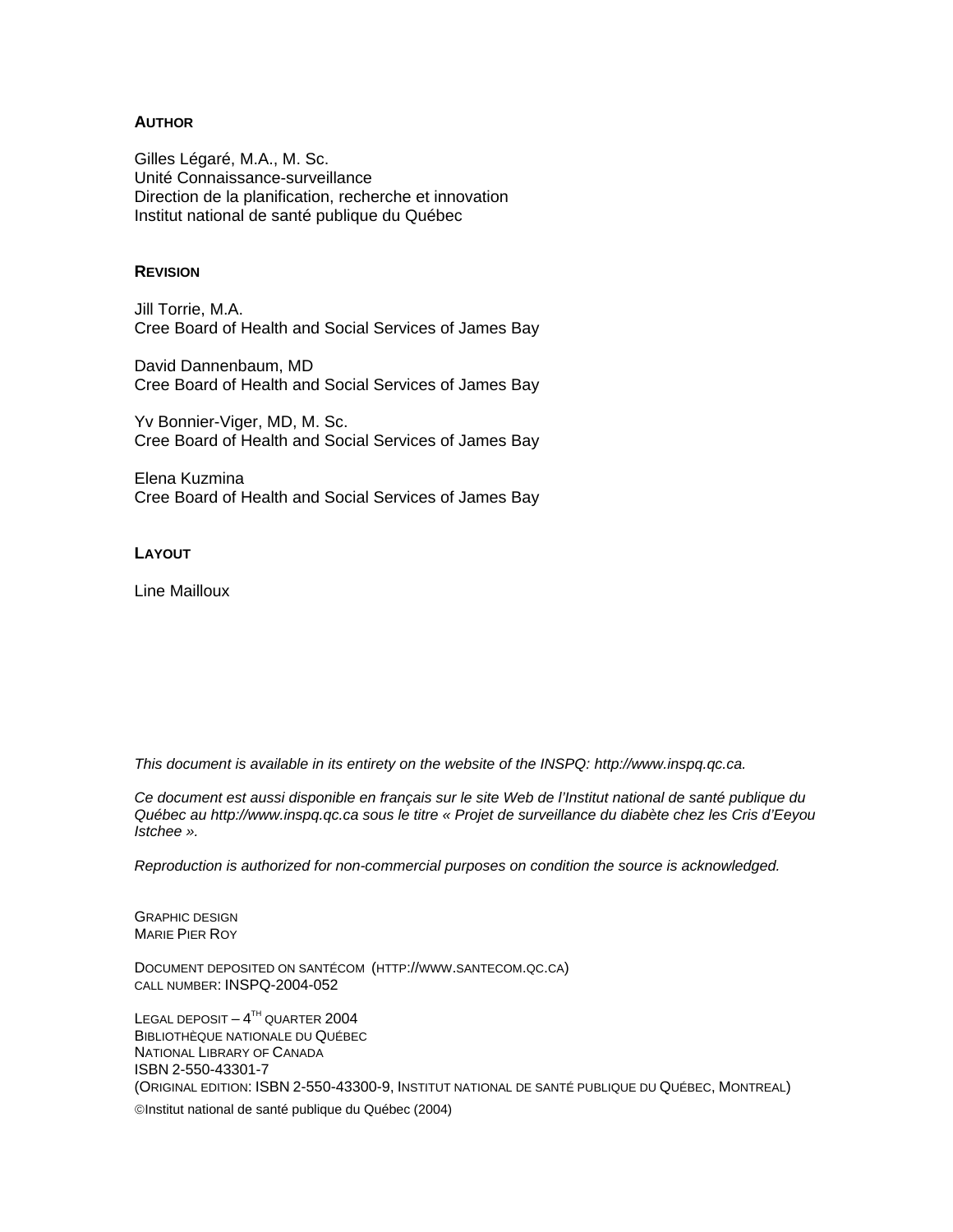**AUTHOR**

Gilles Légaré, M.A., M. Sc.
Unité Connaissance-surveillance
Direction de la planification, recherche et innovation
Institut national de santé publique du Québec

**REVISION**

Jill Torrie, M.A.
Cree Board of Health and Social Services of James Bay

David Dannenbaum, MD
Cree Board of Health and Social Services of James Bay

Yv Bonnier-Viger, MD, M. Sc.
Cree Board of Health and Social Services of James Bay

Elena Kuzmina
Cree Board of Health and Social Services of James Bay

**LAYOUT**

Line Mailloux

*This document is available in its entirety on the website of the INSPQ: http://www.inspq.qc.ca.*

*Ce document est aussi disponible en français sur le site Web de l'Institut national de santé publique du Québec au http://www.inspq.qc.ca sous le titre « Projet de surveillance du diabète chez les Cris d'Eeyou Istchee ».*

*Reproduction is authorized for non-commercial purposes on condition the source is acknowledged.*

GRAPHIC DESIGN
MARIE PIER ROY

DOCUMENT DEPOSITED ON SANTÉCOM (HTTP://WWW.SANTECOM.QC.CA)
CALL NUMBER: INSPQ-2004-052

LEGAL DEPOSIT – 4TH QUARTER 2004
BIBLIOTHÈQUE NATIONALE DU QUÉBEC
NATIONAL LIBRARY OF CANADA
ISBN 2-550-43301-7
(ORIGINAL EDITION: ISBN 2-550-43300-9, INSTITUT NATIONAL DE SANTÉ PUBLIQUE DU QUÉBEC, MONTREAL)
©Institut national de santé publique du Québec (2004)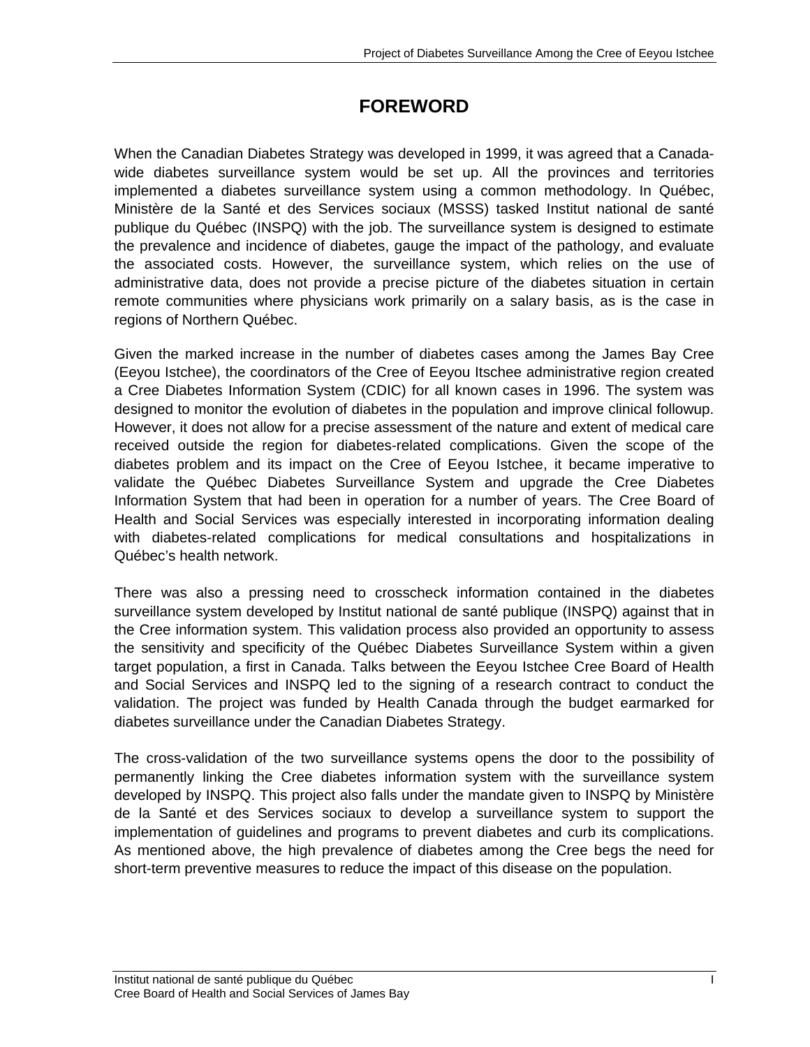# FOREWORD

When the Canadian Diabetes Strategy was developed in 1999, it was agreed that a Canada-wide diabetes surveillance system would be set up. All the provinces and territories implemented a diabetes surveillance system using a common methodology. In Québec, Ministère de la Santé et des Services sociaux (MSSS) tasked Institut national de santé publique du Québec (INSPQ) with the job. The surveillance system is designed to estimate the prevalence and incidence of diabetes, gauge the impact of the pathology, and evaluate the associated costs. However, the surveillance system, which relies on the use of administrative data, does not provide a precise picture of the diabetes situation in certain remote communities where physicians work primarily on a salary basis, as is the case in regions of Northern Québec.

Given the marked increase in the number of diabetes cases among the James Bay Cree (Eeyou Istchee), the coordinators of the Cree of Eeyou Itschee administrative region created a Cree Diabetes Information System (CDIC) for all known cases in 1996. The system was designed to monitor the evolution of diabetes in the population and improve clinical followup. However, it does not allow for a precise assessment of the nature and extent of medical care received outside the region for diabetes-related complications. Given the scope of the diabetes problem and its impact on the Cree of Eeyou Istchee, it became imperative to validate the Québec Diabetes Surveillance System and upgrade the Cree Diabetes Information System that had been in operation for a number of years. The Cree Board of Health and Social Services was especially interested in incorporating information dealing with diabetes-related complications for medical consultations and hospitalizations in Québec's health network.

There was also a pressing need to crosscheck information contained in the diabetes surveillance system developed by Institut national de santé publique (INSPQ) against that in the Cree information system. This validation process also provided an opportunity to assess the sensitivity and specificity of the Québec Diabetes Surveillance System within a given target population, a first in Canada. Talks between the Eeyou Istchee Cree Board of Health and Social Services and INSPQ led to the signing of a research contract to conduct the validation. The project was funded by Health Canada through the budget earmarked for diabetes surveillance under the Canadian Diabetes Strategy.

The cross-validation of the two surveillance systems opens the door to the possibility of permanently linking the Cree diabetes information system with the surveillance system developed by INSPQ. This project also falls under the mandate given to INSPQ by Ministère de la Santé et des Services sociaux to develop a surveillance system to support the implementation of guidelines and programs to prevent diabetes and curb its complications. As mentioned above, the high prevalence of diabetes among the Cree begs the need for short-term preventive measures to reduce the impact of this disease on the population.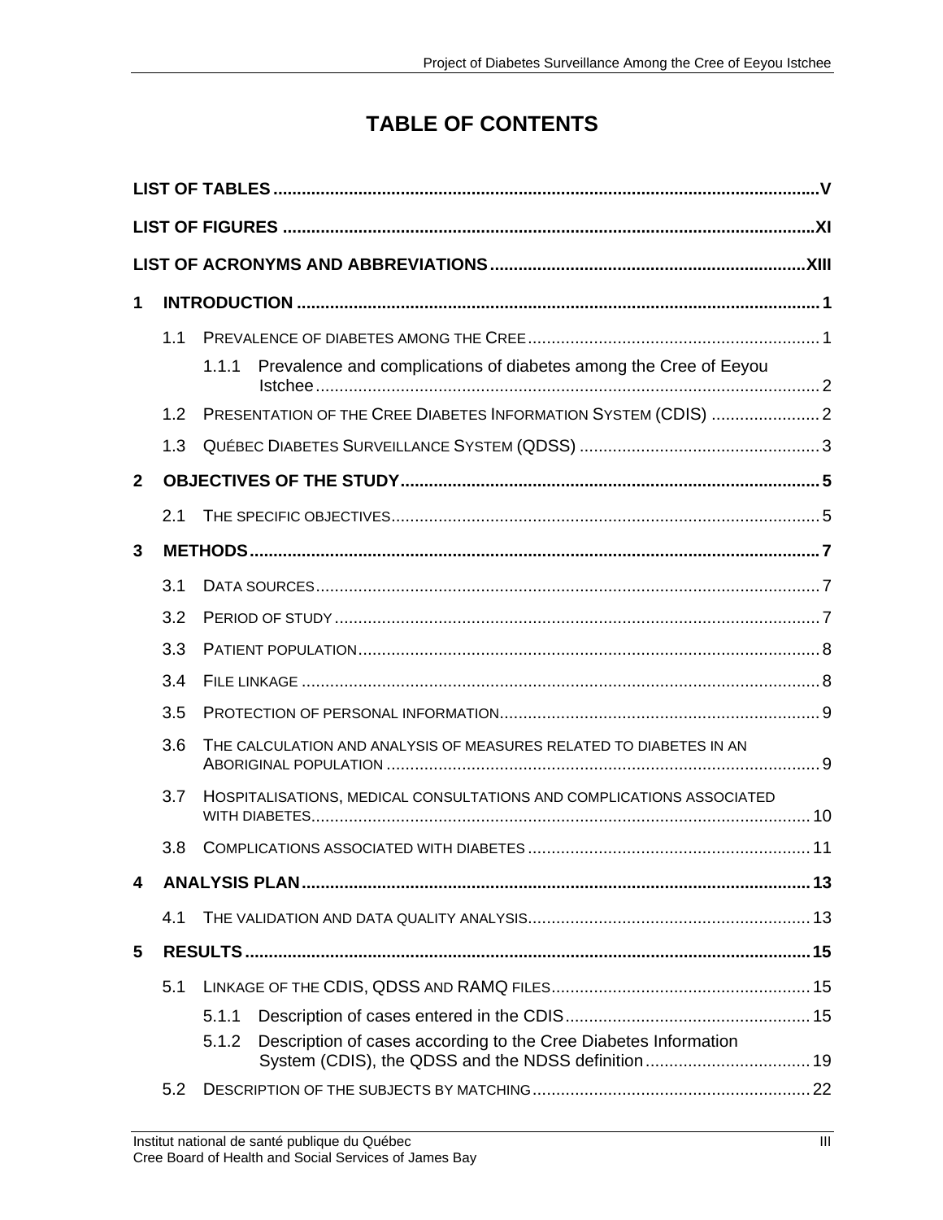# TABLE OF CONTENTS

**LIST OF TABLES** .......... V

**LIST OF FIGURES** .......... XI

**LIST OF ACRONYMS AND ABBREVIATIONS** .......... XIII

**1 INTRODUCTION** .......... 1

- 1.1 PREVALENCE OF DIABETES AMONG THE CREE .......... 1
  - 1.1.1 Prevalence and complications of diabetes among the Cree of Eeyou Istchee .......... 2
- 1.2 PRESENTATION OF THE CREE DIABETES INFORMATION SYSTEM (CDIS) .......... 2
- 1.3 QUÉBEC DIABETES SURVEILLANCE SYSTEM (QDSS) .......... 3

**2 OBJECTIVES OF THE STUDY** .......... 5

- 2.1 THE SPECIFIC OBJECTIVES .......... 5

**3 METHODS** .......... 7

- 3.1 DATA SOURCES .......... 7
- 3.2 PERIOD OF STUDY .......... 7
- 3.3 PATIENT POPULATION .......... 8
- 3.4 FILE LINKAGE .......... 8
- 3.5 PROTECTION OF PERSONAL INFORMATION .......... 9
- 3.6 THE CALCULATION AND ANALYSIS OF MEASURES RELATED TO DIABETES IN AN ABORIGINAL POPULATION .......... 9
- 3.7 HOSPITALISATIONS, MEDICAL CONSULTATIONS AND COMPLICATIONS ASSOCIATED WITH DIABETES .......... 10
- 3.8 COMPLICATIONS ASSOCIATED WITH DIABETES .......... 11

**4 ANALYSIS PLAN** .......... 13

- 4.1 THE VALIDATION AND DATA QUALITY ANALYSIS .......... 13

**5 RESULTS** .......... 15

- 5.1 LINKAGE OF THE CDIS, QDSS AND RAMQ FILES .......... 15
  - 5.1.1 Description of cases entered in the CDIS .......... 15
  - 5.1.2 Description of cases according to the Cree Diabetes Information System (CDIS), the QDSS and the NDSS definition .......... 19
- 5.2 DESCRIPTION OF THE SUBJECTS BY MATCHING .......... 22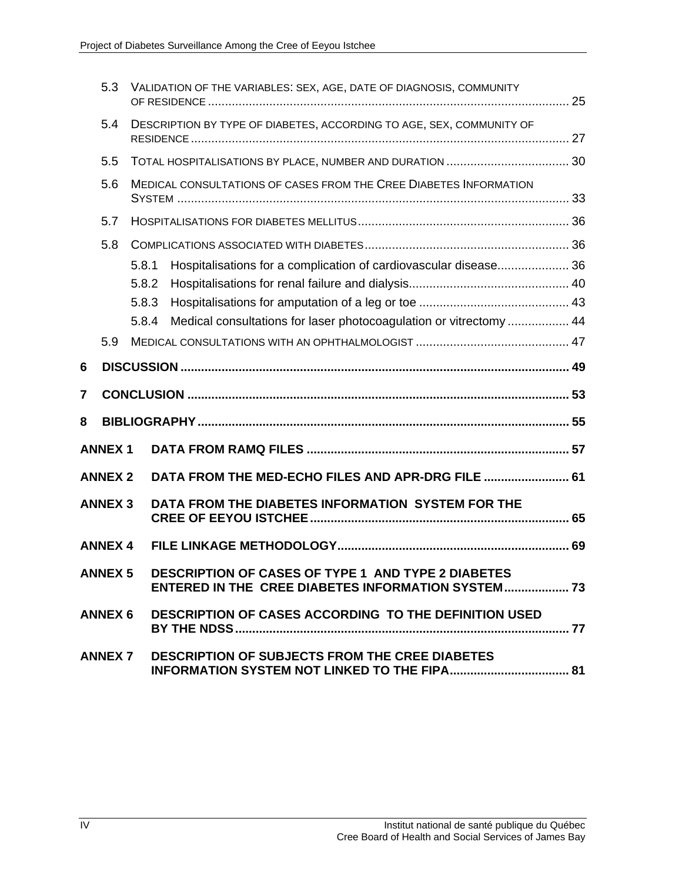5.3 VALIDATION OF THE VARIABLES: SEX, AGE, DATE OF DIAGNOSIS, COMMUNITY OF RESIDENCE ........ 25

5.4 DESCRIPTION BY TYPE OF DIABETES, ACCORDING TO AGE, SEX, COMMUNITY OF RESIDENCE ........ 27

5.5 TOTAL HOSPITALISATIONS BY PLACE, NUMBER AND DURATION ........ 30

5.6 MEDICAL CONSULTATIONS OF CASES FROM THE CREE DIABETES INFORMATION SYSTEM ........ 33

5.7 HOSPITALISATIONS FOR DIABETES MELLITUS ........ 36

5.8 COMPLICATIONS ASSOCIATED WITH DIABETES ........ 36

- 5.8.1 Hospitalisations for a complication of cardiovascular disease ........ 36
- 5.8.2 Hospitalisations for renal failure and dialysis ........ 40
- 5.8.3 Hospitalisations for amputation of a leg or toe ........ 43
- 5.8.4 Medical consultations for laser photocoagulation or vitrectomy ........ 44

5.9 MEDICAL CONSULTATIONS WITH AN OPHTHALMOLOGIST ........ 47

**6 DISCUSSION ........ 49**

**7 CONCLUSION ........ 53**

**8 BIBLIOGRAPHY ........ 55**

**ANNEX 1 DATA FROM RAMQ FILES ........ 57**

**ANNEX 2 DATA FROM THE MED-ECHO FILES AND APR-DRG FILE ........ 61**

**ANNEX 3 DATA FROM THE DIABETES INFORMATION SYSTEM FOR THE CREE OF EEYOU ISTCHEE ........ 65**

**ANNEX 4 FILE LINKAGE METHODOLOGY ........ 69**

**ANNEX 5 DESCRIPTION OF CASES OF TYPE 1 AND TYPE 2 DIABETES ENTERED IN THE CREE DIABETES INFORMATION SYSTEM ........ 73**

**ANNEX 6 DESCRIPTION OF CASES ACCORDING TO THE DEFINITION USED BY THE NDSS ........ 77**

**ANNEX 7 DESCRIPTION OF SUBJECTS FROM THE CREE DIABETES INFORMATION SYSTEM NOT LINKED TO THE FIPA ........ 81**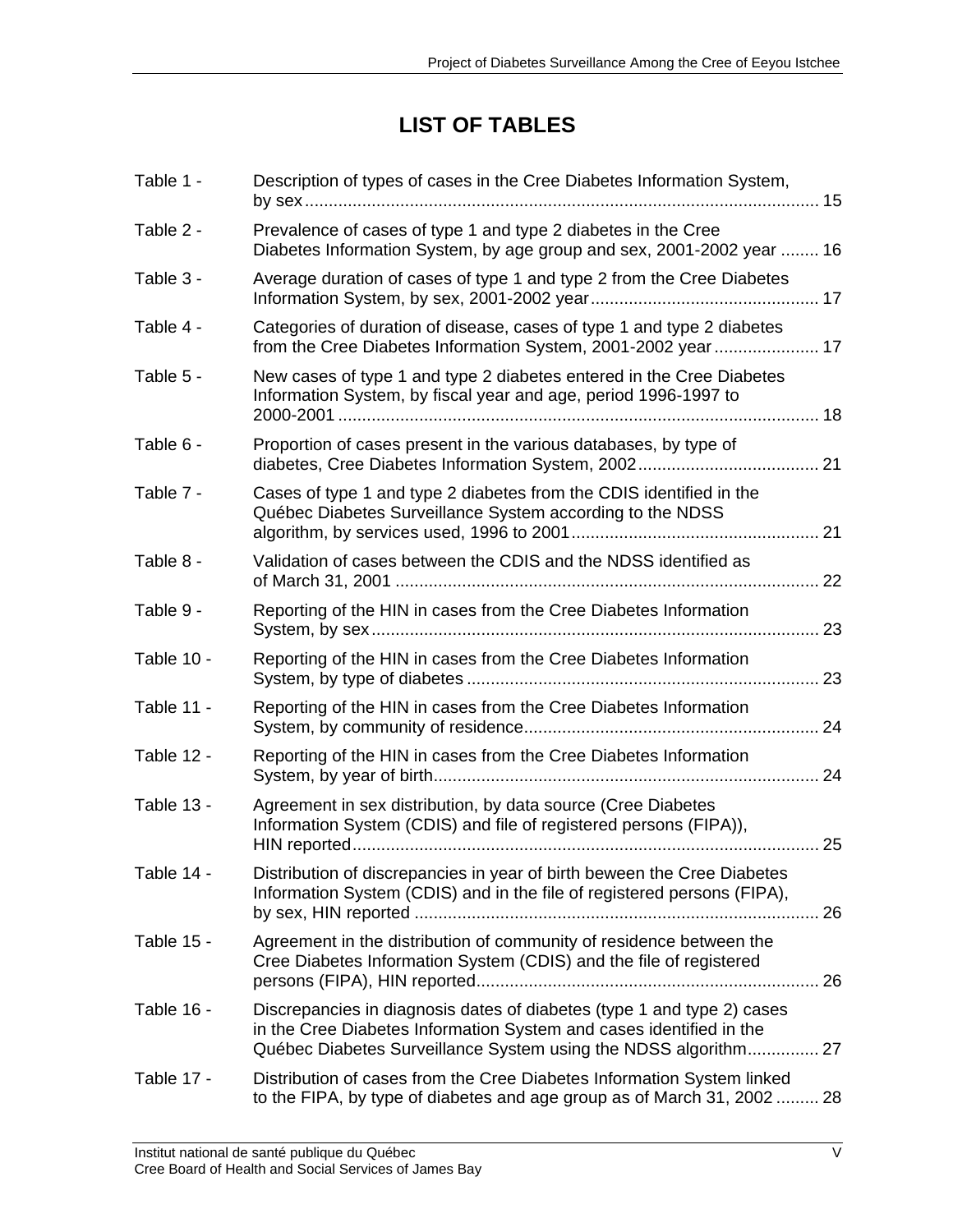# LIST OF TABLES

| | | |
|---|---|---|
| Table 1 - | Description of types of cases in the Cree Diabetes Information System, by sex | 15 |
| Table 2 - | Prevalence of cases of type 1 and type 2 diabetes in the Cree Diabetes Information System, by age group and sex, 2001-2002 year | 16 |
| Table 3 - | Average duration of cases of type 1 and type 2 from the Cree Diabetes Information System, by sex, 2001-2002 year | 17 |
| Table 4 - | Categories of duration of disease, cases of type 1 and type 2 diabetes from the Cree Diabetes Information System, 2001-2002 year | 17 |
| Table 5 - | New cases of type 1 and type 2 diabetes entered in the Cree Diabetes Information System, by fiscal year and age, period 1996-1997 to 2000-2001 | 18 |
| Table 6 - | Proportion of cases present in the various databases, by type of diabetes, Cree Diabetes Information System, 2002 | 21 |
| Table 7 - | Cases of type 1 and type 2 diabetes from the CDIS identified in the Québec Diabetes Surveillance System according to the NDSS algorithm, by services used, 1996 to 2001 | 21 |
| Table 8 - | Validation of cases between the CDIS and the NDSS identified as of March 31, 2001 | 22 |
| Table 9 - | Reporting of the HIN in cases from the Cree Diabetes Information System, by sex | 23 |
| Table 10 - | Reporting of the HIN in cases from the Cree Diabetes Information System, by type of diabetes | 23 |
| Table 11 - | Reporting of the HIN in cases from the Cree Diabetes Information System, by community of residence | 24 |
| Table 12 - | Reporting of the HIN in cases from the Cree Diabetes Information System, by year of birth | 24 |
| Table 13 - | Agreement in sex distribution, by data source (Cree Diabetes Information System (CDIS) and file of registered persons (FIPA)), HIN reported | 25 |
| Table 14 - | Distribution of discrepancies in year of birth beween the Cree Diabetes Information System (CDIS) and in the file of registered persons (FIPA), by sex, HIN reported | 26 |
| Table 15 - | Agreement in the distribution of community of residence between the Cree Diabetes Information System (CDIS) and the file of registered persons (FIPA), HIN reported | 26 |
| Table 16 - | Discrepancies in diagnosis dates of diabetes (type 1 and type 2) cases in the Cree Diabetes Information System and cases identified in the Québec Diabetes Surveillance System using the NDSS algorithm | 27 |
| Table 17 - | Distribution of cases from the Cree Diabetes Information System linked to the FIPA, by type of diabetes and age group as of March 31, 2002 | 28 |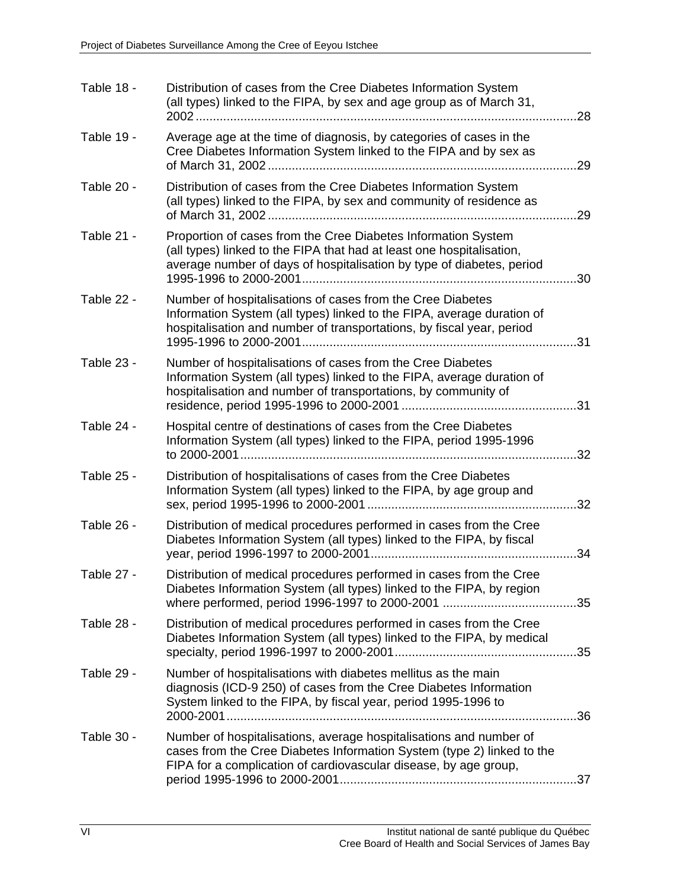| | | |
|---|---|---|
| Table 18 - | Distribution of cases from the Cree Diabetes Information System (all types) linked to the FIPA, by sex and age group as of March 31, 2002 | 28 |
| Table 19 - | Average age at the time of diagnosis, by categories of cases in the Cree Diabetes Information System linked to the FIPA and by sex as of March 31, 2002 | 29 |
| Table 20 - | Distribution of cases from the Cree Diabetes Information System (all types) linked to the FIPA, by sex and community of residence as of March 31, 2002 | 29 |
| Table 21 - | Proportion of cases from the Cree Diabetes Information System (all types) linked to the FIPA that had at least one hospitalisation, average number of days of hospitalisation by type of diabetes, period 1995-1996 to 2000-2001 | 30 |
| Table 22 - | Number of hospitalisations of cases from the Cree Diabetes Information System (all types) linked to the FIPA, average duration of hospitalisation and number of transportations, by fiscal year, period 1995-1996 to 2000-2001 | 31 |
| Table 23 - | Number of hospitalisations of cases from the Cree Diabetes Information System (all types) linked to the FIPA, average duration of hospitalisation and number of transportations, by community of residence, period 1995-1996 to 2000-2001 | 31 |
| Table 24 - | Hospital centre of destinations of cases from the Cree Diabetes Information System (all types) linked to the FIPA, period 1995-1996 to 2000-2001 | 32 |
| Table 25 - | Distribution of hospitalisations of cases from the Cree Diabetes Information System (all types) linked to the FIPA, by age group and sex, period 1995-1996 to 2000-2001 | 32 |
| Table 26 - | Distribution of medical procedures performed in cases from the Cree Diabetes Information System (all types) linked to the FIPA, by fiscal year, period 1996-1997 to 2000-2001 | 34 |
| Table 27 - | Distribution of medical procedures performed in cases from the Cree Diabetes Information System (all types) linked to the FIPA, by region where performed, period 1996-1997 to 2000-2001 | 35 |
| Table 28 - | Distribution of medical procedures performed in cases from the Cree Diabetes Information System (all types) linked to the FIPA, by medical specialty, period 1996-1997 to 2000-2001 | 35 |
| Table 29 - | Number of hospitalisations with diabetes mellitus as the main diagnosis (ICD-9 250) of cases from the Cree Diabetes Information System linked to the FIPA, by fiscal year, period 1995-1996 to 2000-2001 | 36 |
| Table 30 - | Number of hospitalisations, average hospitalisations and number of cases from the Cree Diabetes Information System (type 2) linked to the FIPA for a complication of cardiovascular disease, by age group, period 1995-1996 to 2000-2001 | 37 |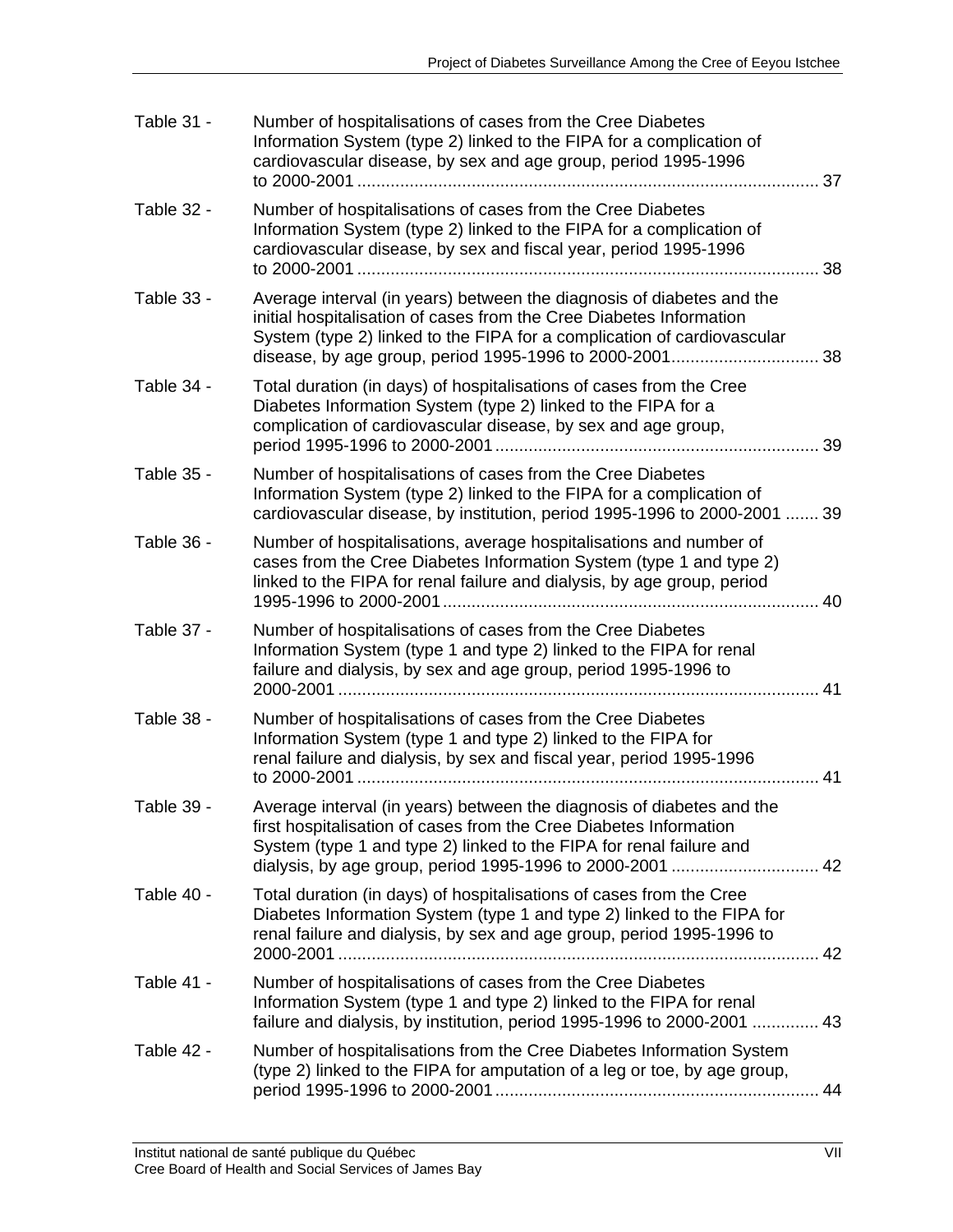| | | |
|---|---|---|
| Table 31 - | Number of hospitalisations of cases from the Cree Diabetes Information System (type 2) linked to the FIPA for a complication of cardiovascular disease, by sex and age group, period 1995-1996 to 2000-2001 | 37 |
| Table 32 - | Number of hospitalisations of cases from the Cree Diabetes Information System (type 2) linked to the FIPA for a complication of cardiovascular disease, by sex and fiscal year, period 1995-1996 to 2000-2001 | 38 |
| Table 33 - | Average interval (in years) between the diagnosis of diabetes and the initial hospitalisation of cases from the Cree Diabetes Information System (type 2) linked to the FIPA for a complication of cardiovascular disease, by age group, period 1995-1996 to 2000-2001 | 38 |
| Table 34 - | Total duration (in days) of hospitalisations of cases from the Cree Diabetes Information System (type 2) linked to the FIPA for a complication of cardiovascular disease, by sex and age group, period 1995-1996 to 2000-2001 | 39 |
| Table 35 - | Number of hospitalisations of cases from the Cree Diabetes Information System (type 2) linked to the FIPA for a complication of cardiovascular disease, by institution, period 1995-1996 to 2000-2001 | 39 |
| Table 36 - | Number of hospitalisations, average hospitalisations and number of cases from the Cree Diabetes Information System (type 1 and type 2) linked to the FIPA for renal failure and dialysis, by age group, period 1995-1996 to 2000-2001 | 40 |
| Table 37 - | Number of hospitalisations of cases from the Cree Diabetes Information System (type 1 and type 2) linked to the FIPA for renal failure and dialysis, by sex and age group, period 1995-1996 to 2000-2001 | 41 |
| Table 38 - | Number of hospitalisations of cases from the Cree Diabetes Information System (type 1 and type 2) linked to the FIPA for renal failure and dialysis, by sex and fiscal year, period 1995-1996 to 2000-2001 | 41 |
| Table 39 - | Average interval (in years) between the diagnosis of diabetes and the first hospitalisation of cases from the Cree Diabetes Information System (type 1 and type 2) linked to the FIPA for renal failure and dialysis, by age group, period 1995-1996 to 2000-2001 | 42 |
| Table 40 - | Total duration (in days) of hospitalisations of cases from the Cree Diabetes Information System (type 1 and type 2) linked to the FIPA for renal failure and dialysis, by sex and age group, period 1995-1996 to 2000-2001 | 42 |
| Table 41 - | Number of hospitalisations of cases from the Cree Diabetes Information System (type 1 and type 2) linked to the FIPA for renal failure and dialysis, by institution, period 1995-1996 to 2000-2001 | 43 |
| Table 42 - | Number of hospitalisations from the Cree Diabetes Information System (type 2) linked to the FIPA for amputation of a leg or toe, by age group, period 1995-1996 to 2000-2001 | 44 |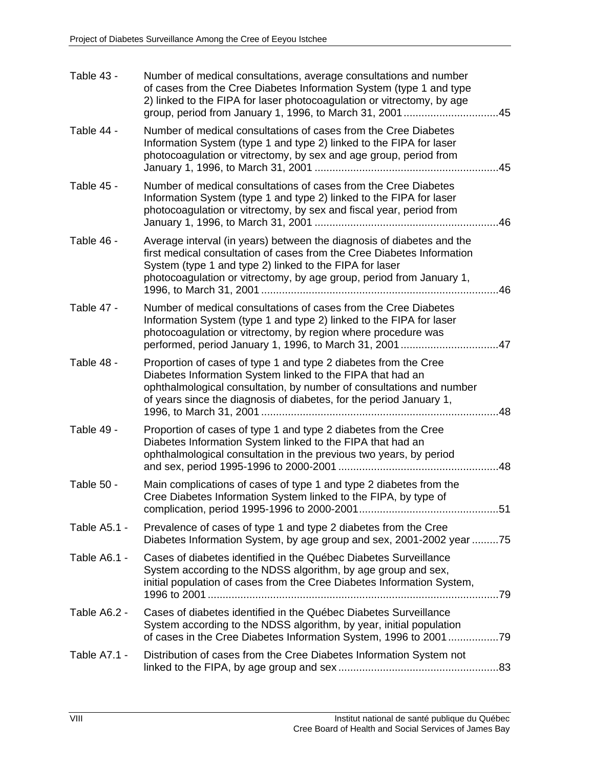| | | |
|---|---|---|
| Table 43 - | Number of medical consultations, average consultations and number of cases from the Cree Diabetes Information System (type 1 and type 2) linked to the FIPA for laser photocoagulation or vitrectomy, by age group, period from January 1, 1996, to March 31, 2001 | 45 |
| Table 44 - | Number of medical consultations of cases from the Cree Diabetes Information System (type 1 and type 2) linked to the FIPA for laser photocoagulation or vitrectomy, by sex and age group, period from January 1, 1996, to March 31, 2001 | 45 |
| Table 45 - | Number of medical consultations of cases from the Cree Diabetes Information System (type 1 and type 2) linked to the FIPA for laser photocoagulation or vitrectomy, by sex and fiscal year, period from January 1, 1996, to March 31, 2001 | 46 |
| Table 46 - | Average interval (in years) between the diagnosis of diabetes and the first medical consultation of cases from the Cree Diabetes Information System (type 1 and type 2) linked to the FIPA for laser photocoagulation or vitrectomy, by age group, period from January 1, 1996, to March 31, 2001 | 46 |
| Table 47 - | Number of medical consultations of cases from the Cree Diabetes Information System (type 1 and type 2) linked to the FIPA for laser photocoagulation or vitrectomy, by region where procedure was performed, period January 1, 1996, to March 31, 2001 | 47 |
| Table 48 - | Proportion of cases of type 1 and type 2 diabetes from the Cree Diabetes Information System linked to the FIPA that had an ophthalmological consultation, by number of consultations and number of years since the diagnosis of diabetes, for the period January 1, 1996, to March 31, 2001 | 48 |
| Table 49 - | Proportion of cases of type 1 and type 2 diabetes from the Cree Diabetes Information System linked to the FIPA that had an ophthalmological consultation in the previous two years, by period and sex, period 1995-1996 to 2000-2001 | 48 |
| Table 50 - | Main complications of cases of type 1 and type 2 diabetes from the Cree Diabetes Information System linked to the FIPA, by type of complication, period 1995-1996 to 2000-2001 | 51 |
| Table A5.1 - | Prevalence of cases of type 1 and type 2 diabetes from the Cree Diabetes Information System, by age group and sex, 2001-2002 year | 75 |
| Table A6.1 - | Cases of diabetes identified in the Québec Diabetes Surveillance System according to the NDSS algorithm, by age group and sex, initial population of cases from the Cree Diabetes Information System, 1996 to 2001 | 79 |
| Table A6.2 - | Cases of diabetes identified in the Québec Diabetes Surveillance System according to the NDSS algorithm, by year, initial population of cases in the Cree Diabetes Information System, 1996 to 2001 | 79 |
| Table A7.1 - | Distribution of cases from the Cree Diabetes Information System not linked to the FIPA, by age group and sex | 83 |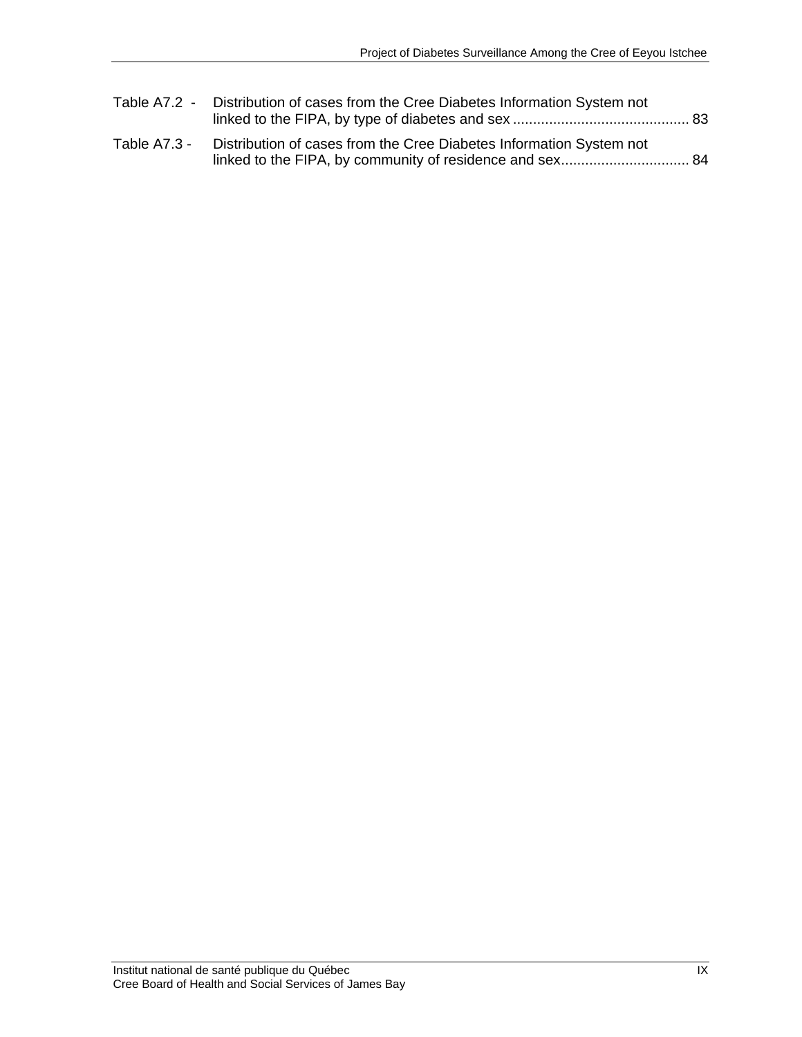Table A7.2 - Distribution of cases from the Cree Diabetes Information System not linked to the FIPA, by type of diabetes and sex ........................................... 83

Table A7.3 - Distribution of cases from the Cree Diabetes Information System not linked to the FIPA, by community of residence and sex................................ 84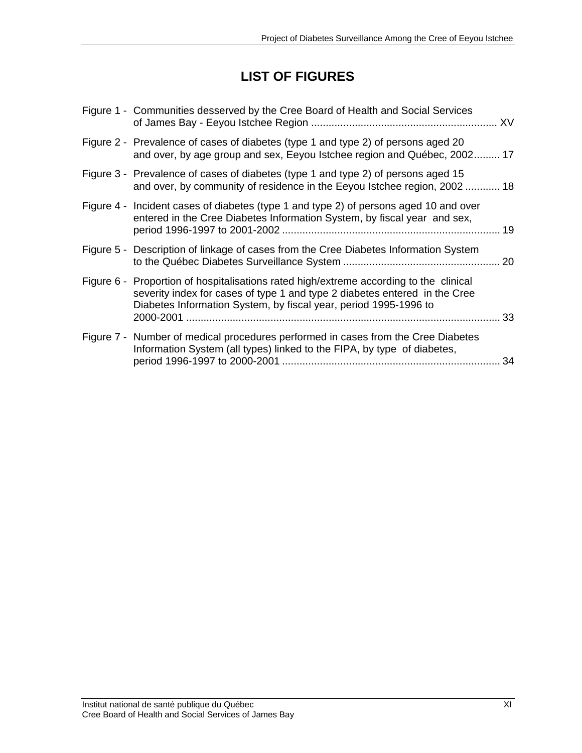# LIST OF FIGURES

Figure 1 - Communities desserved by the Cree Board of Health and Social Services of James Bay - Eeyou Istchee Region ................................................................ XV

Figure 2 - Prevalence of cases of diabetes (type 1 and type 2) of persons aged 20 and over, by age group and sex, Eeyou Istchee region and Québec, 2002......... 17

Figure 3 - Prevalence of cases of diabetes (type 1 and type 2) of persons aged 15 and over, by community of residence in the Eeyou Istchee region, 2002 ............ 18

Figure 4 - Incident cases of diabetes (type 1 and type 2) of persons aged 10 and over entered in the Cree Diabetes Information System, by fiscal year and sex, period 1996-1997 to 2001-2002 ........................................................................... 19

Figure 5 - Description of linkage of cases from the Cree Diabetes Information System to the Québec Diabetes Surveillance System ...................................................... 20

Figure 6 - Proportion of hospitalisations rated high/extreme according to the clinical severity index for cases of type 1 and type 2 diabetes entered in the Cree Diabetes Information System, by fiscal year, period 1995-1996 to 2000-2001 ............................................................................................................ 33

Figure 7 - Number of medical procedures performed in cases from the Cree Diabetes Information System (all types) linked to the FIPA, by type of diabetes, period 1996-1997 to 2000-2001 ........................................................................... 34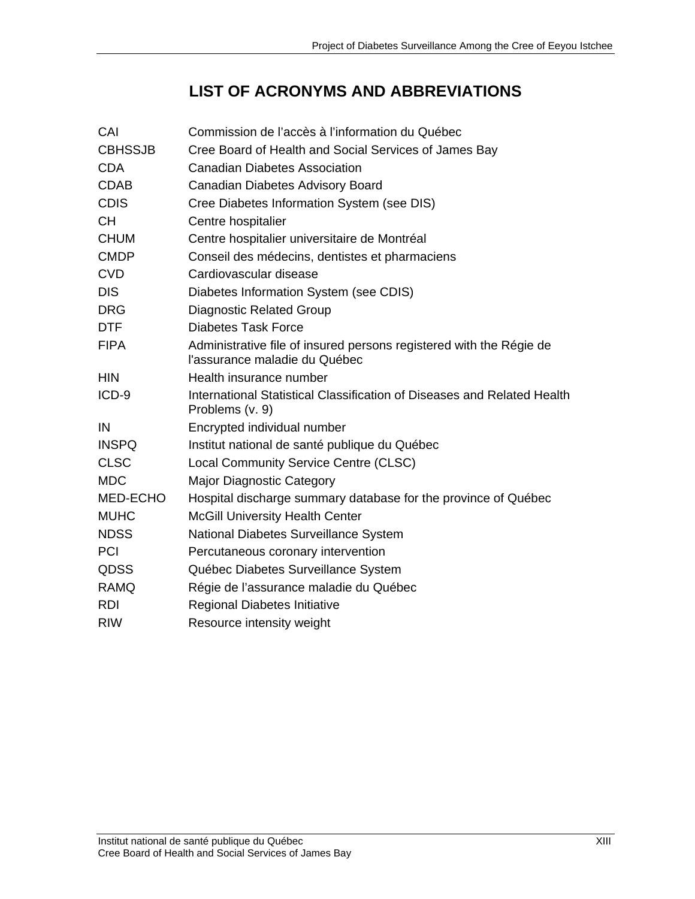# LIST OF ACRONYMS AND ABBREVIATIONS

| | |
|---|---|
| CAI | Commission de l'accès à l'information du Québec |
| CBHSSJB | Cree Board of Health and Social Services of James Bay |
| CDA | Canadian Diabetes Association |
| CDAB | Canadian Diabetes Advisory Board |
| CDIS | Cree Diabetes Information System (see DIS) |
| CH | Centre hospitalier |
| CHUM | Centre hospitalier universitaire de Montréal |
| CMDP | Conseil des médecins, dentistes et pharmaciens |
| CVD | Cardiovascular disease |
| DIS | Diabetes Information System (see CDIS) |
| DRG | Diagnostic Related Group |
| DTF | Diabetes Task Force |
| FIPA | Administrative file of insured persons registered with the Régie de l'assurance maladie du Québec |
| HIN | Health insurance number |
| ICD-9 | International Statistical Classification of Diseases and Related Health Problems (v. 9) |
| IN | Encrypted individual number |
| INSPQ | Institut national de santé publique du Québec |
| CLSC | Local Community Service Centre (CLSC) |
| MDC | Major Diagnostic Category |
| MED-ECHO | Hospital discharge summary database for the province of Québec |
| MUHC | McGill University Health Center |
| NDSS | National Diabetes Surveillance System |
| PCI | Percutaneous coronary intervention |
| QDSS | Québec Diabetes Surveillance System |
| RAMQ | Régie de l'assurance maladie du Québec |
| RDI | Regional Diabetes Initiative |
| RIW | Resource intensity weight |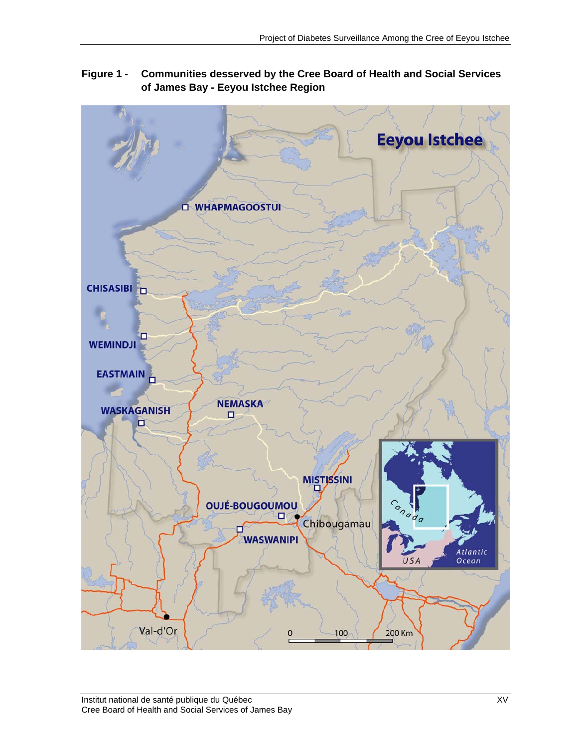**Figure 1 - Communities desserved by the Cree Board of Health and Social Services of James Bay - Eeyou Istchee Region**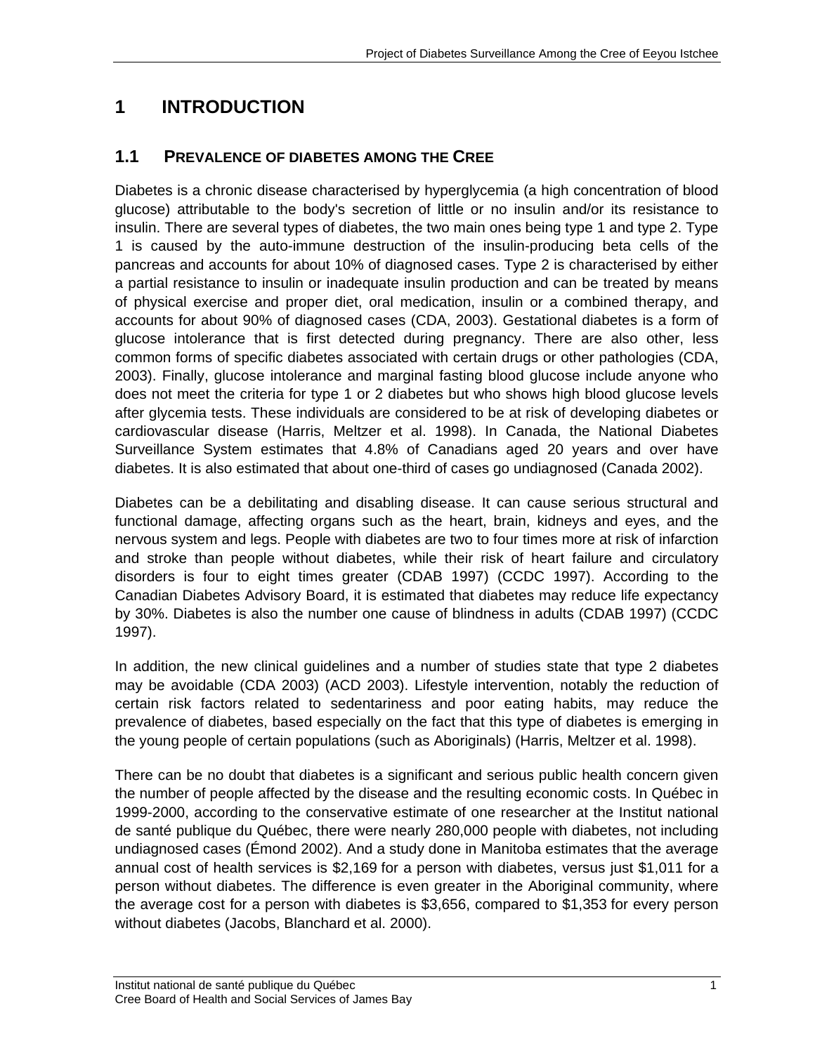# 1 INTRODUCTION

## 1.1 PREVALENCE OF DIABETES AMONG THE CREE

Diabetes is a chronic disease characterised by hyperglycemia (a high concentration of blood glucose) attributable to the body's secretion of little or no insulin and/or its resistance to insulin. There are several types of diabetes, the two main ones being type 1 and type 2. Type 1 is caused by the auto-immune destruction of the insulin-producing beta cells of the pancreas and accounts for about 10% of diagnosed cases. Type 2 is characterised by either a partial resistance to insulin or inadequate insulin production and can be treated by means of physical exercise and proper diet, oral medication, insulin or a combined therapy, and accounts for about 90% of diagnosed cases (CDA, 2003). Gestational diabetes is a form of glucose intolerance that is first detected during pregnancy. There are also other, less common forms of specific diabetes associated with certain drugs or other pathologies (CDA, 2003). Finally, glucose intolerance and marginal fasting blood glucose include anyone who does not meet the criteria for type 1 or 2 diabetes but who shows high blood glucose levels after glycemia tests. These individuals are considered to be at risk of developing diabetes or cardiovascular disease (Harris, Meltzer et al. 1998). In Canada, the National Diabetes Surveillance System estimates that 4.8% of Canadians aged 20 years and over have diabetes. It is also estimated that about one-third of cases go undiagnosed (Canada 2002).

Diabetes can be a debilitating and disabling disease. It can cause serious structural and functional damage, affecting organs such as the heart, brain, kidneys and eyes, and the nervous system and legs. People with diabetes are two to four times more at risk of infarction and stroke than people without diabetes, while their risk of heart failure and circulatory disorders is four to eight times greater (CDAB 1997) (CCDC 1997). According to the Canadian Diabetes Advisory Board, it is estimated that diabetes may reduce life expectancy by 30%. Diabetes is also the number one cause of blindness in adults (CDAB 1997) (CCDC 1997).

In addition, the new clinical guidelines and a number of studies state that type 2 diabetes may be avoidable (CDA 2003) (ACD 2003). Lifestyle intervention, notably the reduction of certain risk factors related to sedentariness and poor eating habits, may reduce the prevalence of diabetes, based especially on the fact that this type of diabetes is emerging in the young people of certain populations (such as Aboriginals) (Harris, Meltzer et al. 1998).

There can be no doubt that diabetes is a significant and serious public health concern given the number of people affected by the disease and the resulting economic costs. In Québec in 1999-2000, according to the conservative estimate of one researcher at the Institut national de santé publique du Québec, there were nearly 280,000 people with diabetes, not including undiagnosed cases (Émond 2002). And a study done in Manitoba estimates that the average annual cost of health services is $2,169 for a person with diabetes, versus just $1,011 for a person without diabetes. The difference is even greater in the Aboriginal community, where the average cost for a person with diabetes is $3,656, compared to $1,353 for every person without diabetes (Jacobs, Blanchard et al. 2000).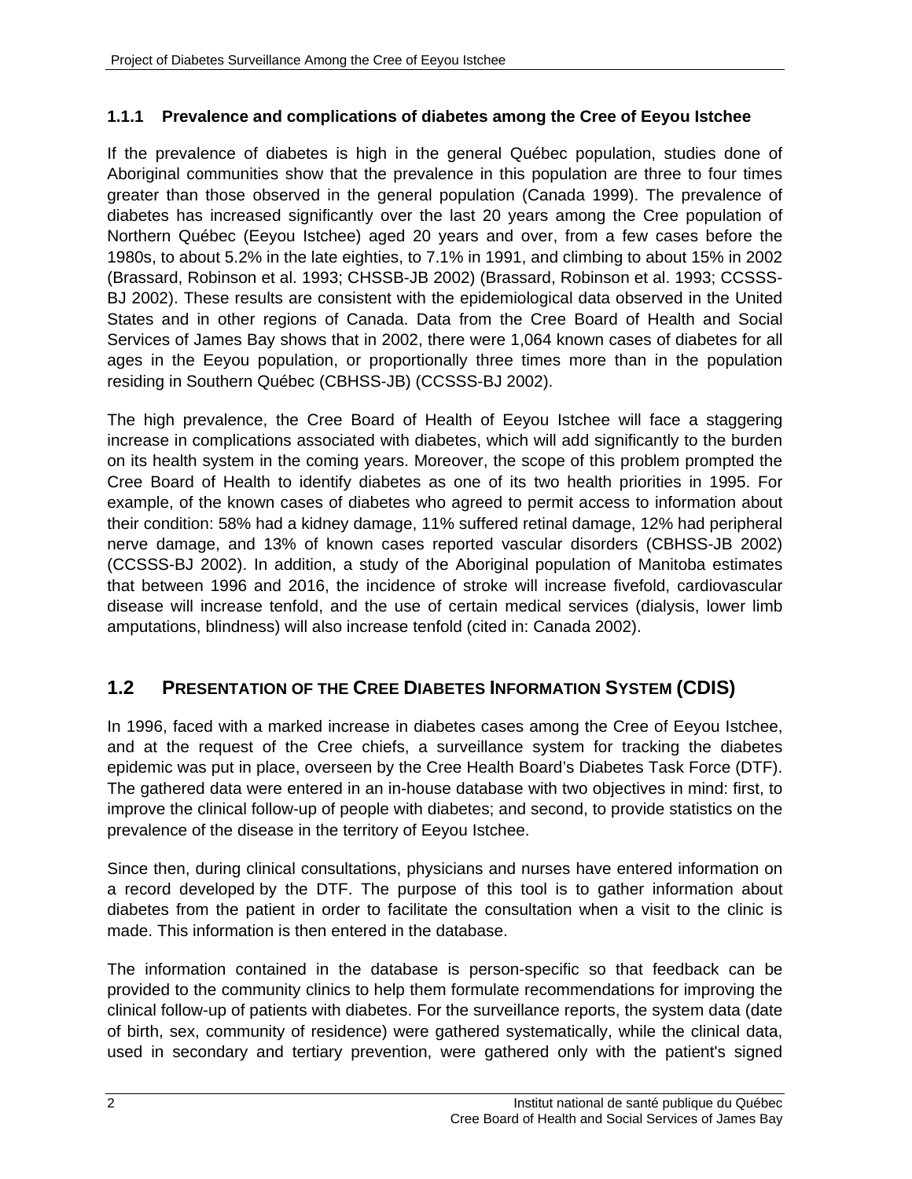### 1.1.1 Prevalence and complications of diabetes among the Cree of Eeyou Istchee

If the prevalence of diabetes is high in the general Québec population, studies done of Aboriginal communities show that the prevalence in this population are three to four times greater than those observed in the general population (Canada 1999). The prevalence of diabetes has increased significantly over the last 20 years among the Cree population of Northern Québec (Eeyou Istchee) aged 20 years and over, from a few cases before the 1980s, to about 5.2% in the late eighties, to 7.1% in 1991, and climbing to about 15% in 2002 (Brassard, Robinson et al. 1993; CHSSB-JB 2002) (Brassard, Robinson et al. 1993; CCSSS-BJ 2002). These results are consistent with the epidemiological data observed in the United States and in other regions of Canada. Data from the Cree Board of Health and Social Services of James Bay shows that in 2002, there were 1,064 known cases of diabetes for all ages in the Eeyou population, or proportionally three times more than in the population residing in Southern Québec (CBHSS-JB) (CCSSS-BJ 2002).

The high prevalence, the Cree Board of Health of Eeyou Istchee will face a staggering increase in complications associated with diabetes, which will add significantly to the burden on its health system in the coming years. Moreover, the scope of this problem prompted the Cree Board of Health to identify diabetes as one of its two health priorities in 1995. For example, of the known cases of diabetes who agreed to permit access to information about their condition: 58% had a kidney damage, 11% suffered retinal damage, 12% had peripheral nerve damage, and 13% of known cases reported vascular disorders (CBHSS-JB 2002) (CCSSS-BJ 2002). In addition, a study of the Aboriginal population of Manitoba estimates that between 1996 and 2016, the incidence of stroke will increase fivefold, cardiovascular disease will increase tenfold, and the use of certain medical services (dialysis, lower limb amputations, blindness) will also increase tenfold (cited in: Canada 2002).

## 1.2 PRESENTATION OF THE CREE DIABETES INFORMATION SYSTEM (CDIS)

In 1996, faced with a marked increase in diabetes cases among the Cree of Eeyou Istchee, and at the request of the Cree chiefs, a surveillance system for tracking the diabetes epidemic was put in place, overseen by the Cree Health Board's Diabetes Task Force (DTF). The gathered data were entered in an in-house database with two objectives in mind: first, to improve the clinical follow-up of people with diabetes; and second, to provide statistics on the prevalence of the disease in the territory of Eeyou Istchee.

Since then, during clinical consultations, physicians and nurses have entered information on a record developed by the DTF. The purpose of this tool is to gather information about diabetes from the patient in order to facilitate the consultation when a visit to the clinic is made. This information is then entered in the database.

The information contained in the database is person-specific so that feedback can be provided to the community clinics to help them formulate recommendations for improving the clinical follow-up of patients with diabetes. For the surveillance reports, the system data (date of birth, sex, community of residence) were gathered systematically, while the clinical data, used in secondary and tertiary prevention, were gathered only with the patient's signed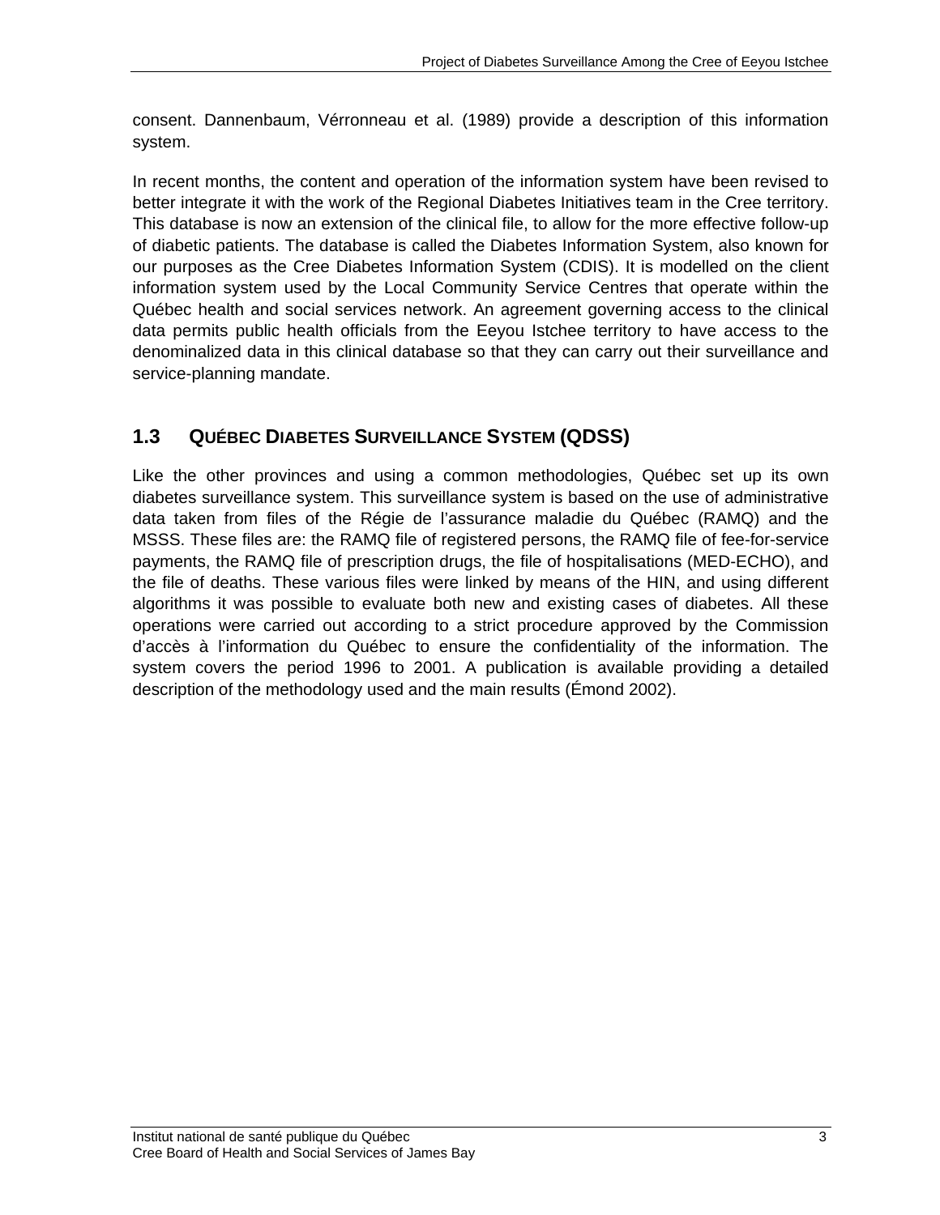consent. Dannenbaum, Vérronneau et al. (1989) provide a description of this information system.

In recent months, the content and operation of the information system have been revised to better integrate it with the work of the Regional Diabetes Initiatives team in the Cree territory. This database is now an extension of the clinical file, to allow for the more effective follow-up of diabetic patients. The database is called the Diabetes Information System, also known for our purposes as the Cree Diabetes Information System (CDIS). It is modelled on the client information system used by the Local Community Service Centres that operate within the Québec health and social services network. An agreement governing access to the clinical data permits public health officials from the Eeyou Istchee territory to have access to the denominalized data in this clinical database so that they can carry out their surveillance and service-planning mandate.

## 1.3 QUÉBEC DIABETES SURVEILLANCE SYSTEM (QDSS)

Like the other provinces and using a common methodologies, Québec set up its own diabetes surveillance system. This surveillance system is based on the use of administrative data taken from files of the Régie de l'assurance maladie du Québec (RAMQ) and the MSSS. These files are: the RAMQ file of registered persons, the RAMQ file of fee-for-service payments, the RAMQ file of prescription drugs, the file of hospitalisations (MED-ECHO), and the file of deaths. These various files were linked by means of the HIN, and using different algorithms it was possible to evaluate both new and existing cases of diabetes. All these operations were carried out according to a strict procedure approved by the Commission d'accès à l'information du Québec to ensure the confidentiality of the information. The system covers the period 1996 to 2001. A publication is available providing a detailed description of the methodology used and the main results (Émond 2002).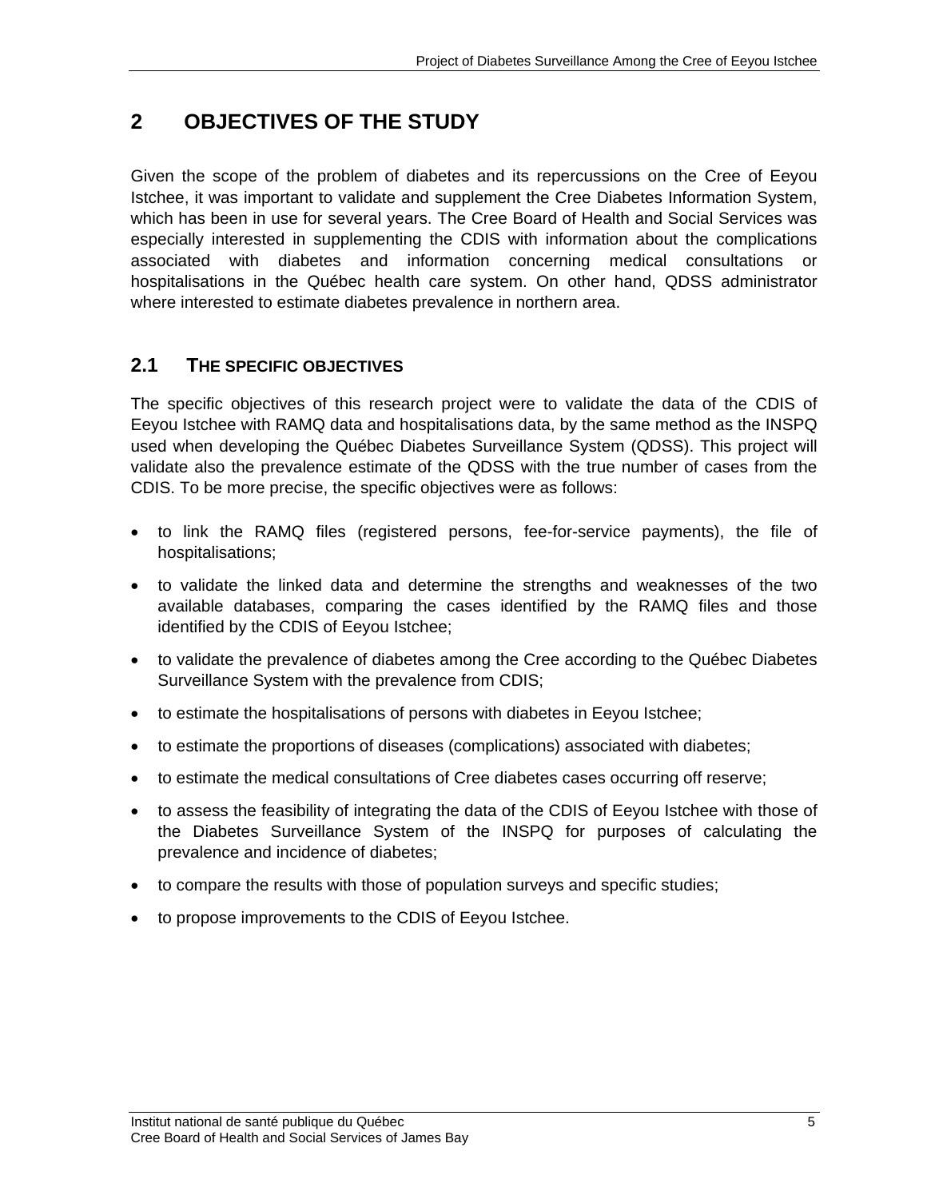# 2 OBJECTIVES OF THE STUDY

Given the scope of the problem of diabetes and its repercussions on the Cree of Eeyou Istchee, it was important to validate and supplement the Cree Diabetes Information System, which has been in use for several years. The Cree Board of Health and Social Services was especially interested in supplementing the CDIS with information about the complications associated with diabetes and information concerning medical consultations or hospitalisations in the Québec health care system. On other hand, QDSS administrator where interested to estimate diabetes prevalence in northern area.

## 2.1 THE SPECIFIC OBJECTIVES

The specific objectives of this research project were to validate the data of the CDIS of Eeyou Istchee with RAMQ data and hospitalisations data, by the same method as the INSPQ used when developing the Québec Diabetes Surveillance System (QDSS). This project will validate also the prevalence estimate of the QDSS with the true number of cases from the CDIS. To be more precise, the specific objectives were as follows:

- to link the RAMQ files (registered persons, fee-for-service payments), the file of hospitalisations;
- to validate the linked data and determine the strengths and weaknesses of the two available databases, comparing the cases identified by the RAMQ files and those identified by the CDIS of Eeyou Istchee;
- to validate the prevalence of diabetes among the Cree according to the Québec Diabetes Surveillance System with the prevalence from CDIS;
- to estimate the hospitalisations of persons with diabetes in Eeyou Istchee;
- to estimate the proportions of diseases (complications) associated with diabetes;
- to estimate the medical consultations of Cree diabetes cases occurring off reserve;
- to assess the feasibility of integrating the data of the CDIS of Eeyou Istchee with those of the Diabetes Surveillance System of the INSPQ for purposes of calculating the prevalence and incidence of diabetes;
- to compare the results with those of population surveys and specific studies;
- to propose improvements to the CDIS of Eeyou Istchee.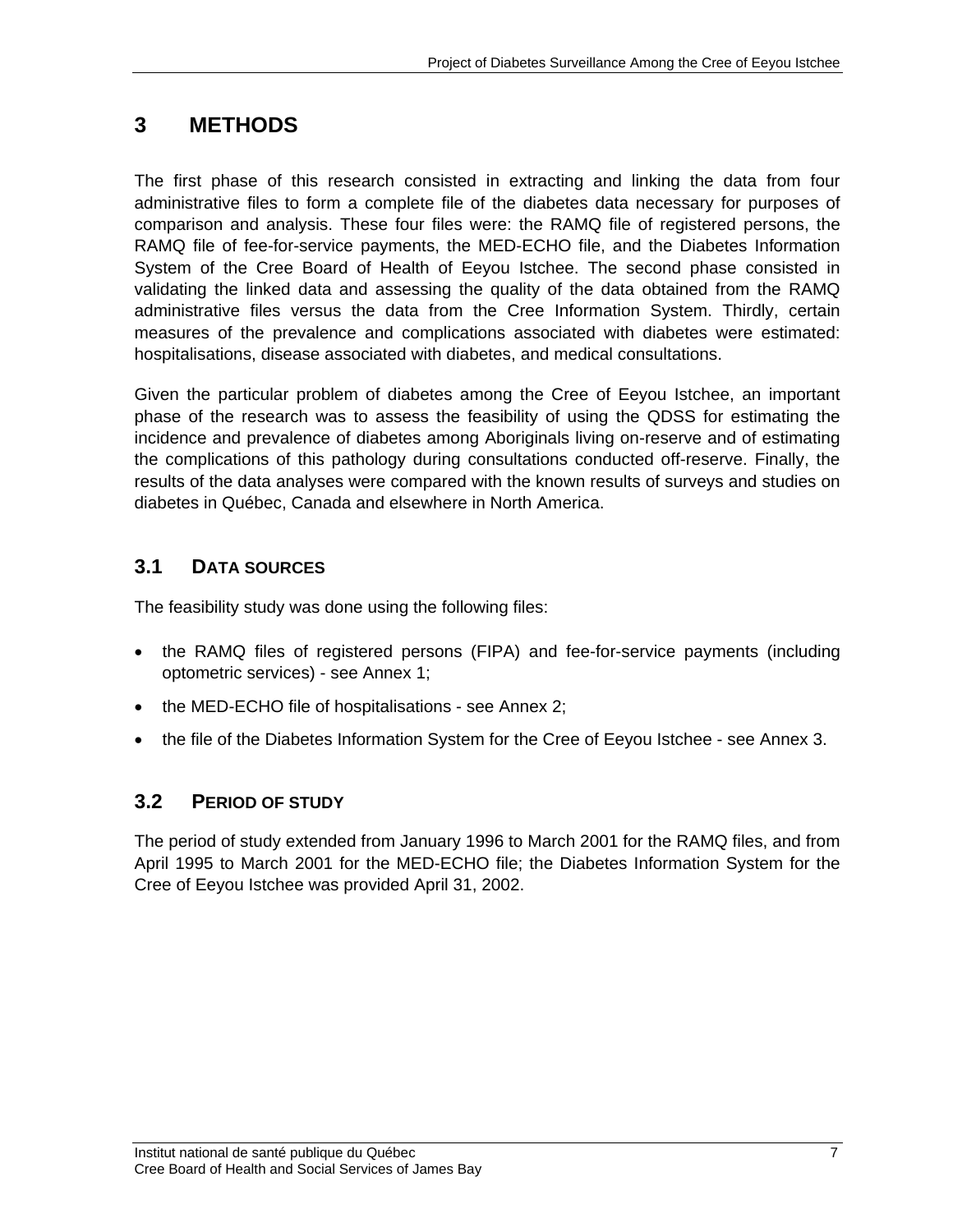# 3 METHODS

The first phase of this research consisted in extracting and linking the data from four administrative files to form a complete file of the diabetes data necessary for purposes of comparison and analysis. These four files were: the RAMQ file of registered persons, the RAMQ file of fee-for-service payments, the MED-ECHO file, and the Diabetes Information System of the Cree Board of Health of Eeyou Istchee. The second phase consisted in validating the linked data and assessing the quality of the data obtained from the RAMQ administrative files versus the data from the Cree Information System. Thirdly, certain measures of the prevalence and complications associated with diabetes were estimated: hospitalisations, disease associated with diabetes, and medical consultations.

Given the particular problem of diabetes among the Cree of Eeyou Istchee, an important phase of the research was to assess the feasibility of using the QDSS for estimating the incidence and prevalence of diabetes among Aboriginals living on-reserve and of estimating the complications of this pathology during consultations conducted off-reserve. Finally, the results of the data analyses were compared with the known results of surveys and studies on diabetes in Québec, Canada and elsewhere in North America.

## 3.1 DATA SOURCES

The feasibility study was done using the following files:

- the RAMQ files of registered persons (FIPA) and fee-for-service payments (including optometric services) - see Annex 1;
- the MED-ECHO file of hospitalisations - see Annex 2;
- the file of the Diabetes Information System for the Cree of Eeyou Istchee - see Annex 3.

## 3.2 PERIOD OF STUDY

The period of study extended from January 1996 to March 2001 for the RAMQ files, and from April 1995 to March 2001 for the MED-ECHO file; the Diabetes Information System for the Cree of Eeyou Istchee was provided April 31, 2002.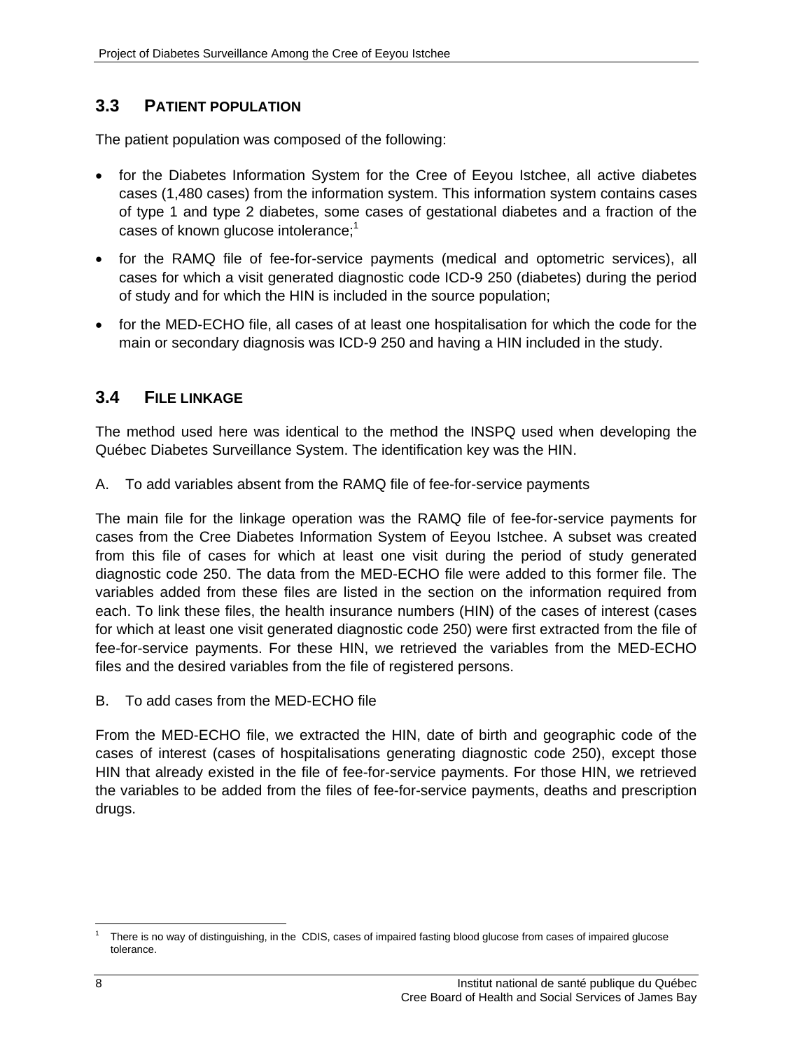## 3.3 Patient Population

The patient population was composed of the following:

- for the Diabetes Information System for the Cree of Eeyou Istchee, all active diabetes cases (1,480 cases) from the information system. This information system contains cases of type 1 and type 2 diabetes, some cases of gestational diabetes and a fraction of the cases of known glucose intolerance;[1]
- for the RAMQ file of fee-for-service payments (medical and optometric services), all cases for which a visit generated diagnostic code ICD-9 250 (diabetes) during the period of study and for which the HIN is included in the source population;
- for the MED-ECHO file, all cases of at least one hospitalisation for which the code for the main or secondary diagnosis was ICD-9 250 and having a HIN included in the study.

## 3.4 File Linkage

The method used here was identical to the method the INSPQ used when developing the Québec Diabetes Surveillance System. The identification key was the HIN.

A. To add variables absent from the RAMQ file of fee-for-service payments

The main file for the linkage operation was the RAMQ file of fee-for-service payments for cases from the Cree Diabetes Information System of Eeyou Istchee. A subset was created from this file of cases for which at least one visit during the period of study generated diagnostic code 250. The data from the MED-ECHO file were added to this former file. The variables added from these files are listed in the section on the information required from each. To link these files, the health insurance numbers (HIN) of the cases of interest (cases for which at least one visit generated diagnostic code 250) were first extracted from the file of fee-for-service payments. For these HIN, we retrieved the variables from the MED-ECHO files and the desired variables from the file of registered persons.

B. To add cases from the MED-ECHO file

From the MED-ECHO file, we extracted the HIN, date of birth and geographic code of the cases of interest (cases of hospitalisations generating diagnostic code 250), except those HIN that already existed in the file of fee-for-service payments. For those HIN, we retrieved the variables to be added from the files of fee-for-service payments, deaths and prescription drugs.

[1] There is no way of distinguishing, in the CDIS, cases of impaired fasting blood glucose from cases of impaired glucose tolerance.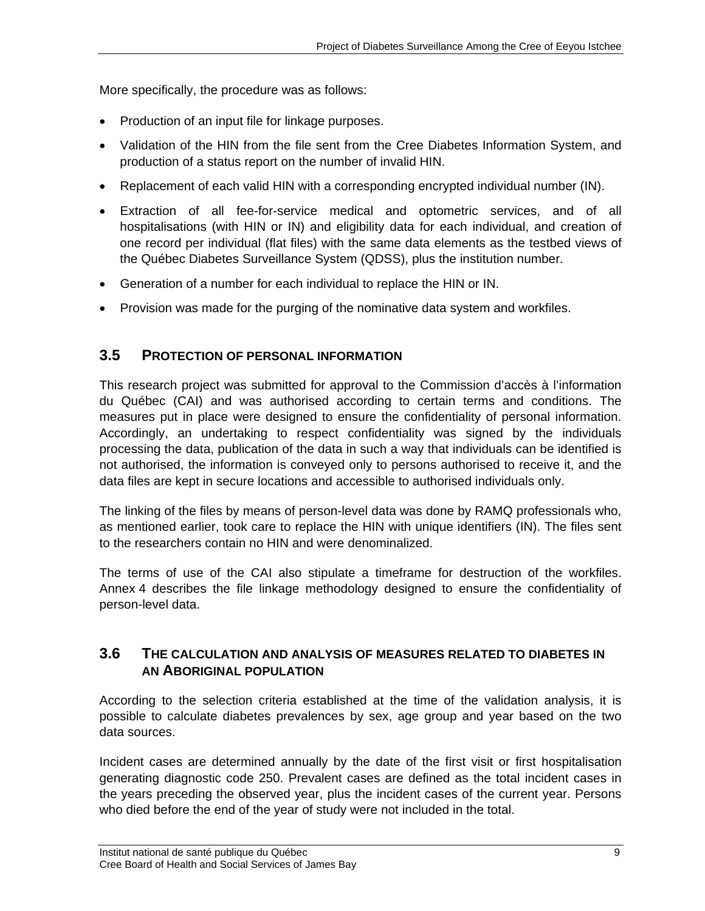More specifically, the procedure was as follows:

- Production of an input file for linkage purposes.
- Validation of the HIN from the file sent from the Cree Diabetes Information System, and production of a status report on the number of invalid HIN.
- Replacement of each valid HIN with a corresponding encrypted individual number (IN).
- Extraction of all fee-for-service medical and optometric services, and of all hospitalisations (with HIN or IN) and eligibility data for each individual, and creation of one record per individual (flat files) with the same data elements as the testbed views of the Québec Diabetes Surveillance System (QDSS), plus the institution number.
- Generation of a number for each individual to replace the HIN or IN.
- Provision was made for the purging of the nominative data system and workfiles.

## 3.5 PROTECTION OF PERSONAL INFORMATION

This research project was submitted for approval to the Commission d'accès à l'information du Québec (CAI) and was authorised according to certain terms and conditions. The measures put in place were designed to ensure the confidentiality of personal information. Accordingly, an undertaking to respect confidentiality was signed by the individuals processing the data, publication of the data in such a way that individuals can be identified is not authorised, the information is conveyed only to persons authorised to receive it, and the data files are kept in secure locations and accessible to authorised individuals only.

The linking of the files by means of person-level data was done by RAMQ professionals who, as mentioned earlier, took care to replace the HIN with unique identifiers (IN). The files sent to the researchers contain no HIN and were denominalized.

The terms of use of the CAI also stipulate a timeframe for destruction of the workfiles. Annex 4 describes the file linkage methodology designed to ensure the confidentiality of person-level data.

## 3.6 THE CALCULATION AND ANALYSIS OF MEASURES RELATED TO DIABETES IN AN ABORIGINAL POPULATION

According to the selection criteria established at the time of the validation analysis, it is possible to calculate diabetes prevalences by sex, age group and year based on the two data sources.

Incident cases are determined annually by the date of the first visit or first hospitalisation generating diagnostic code 250. Prevalent cases are defined as the total incident cases in the years preceding the observed year, plus the incident cases of the current year. Persons who died before the end of the year of study were not included in the total.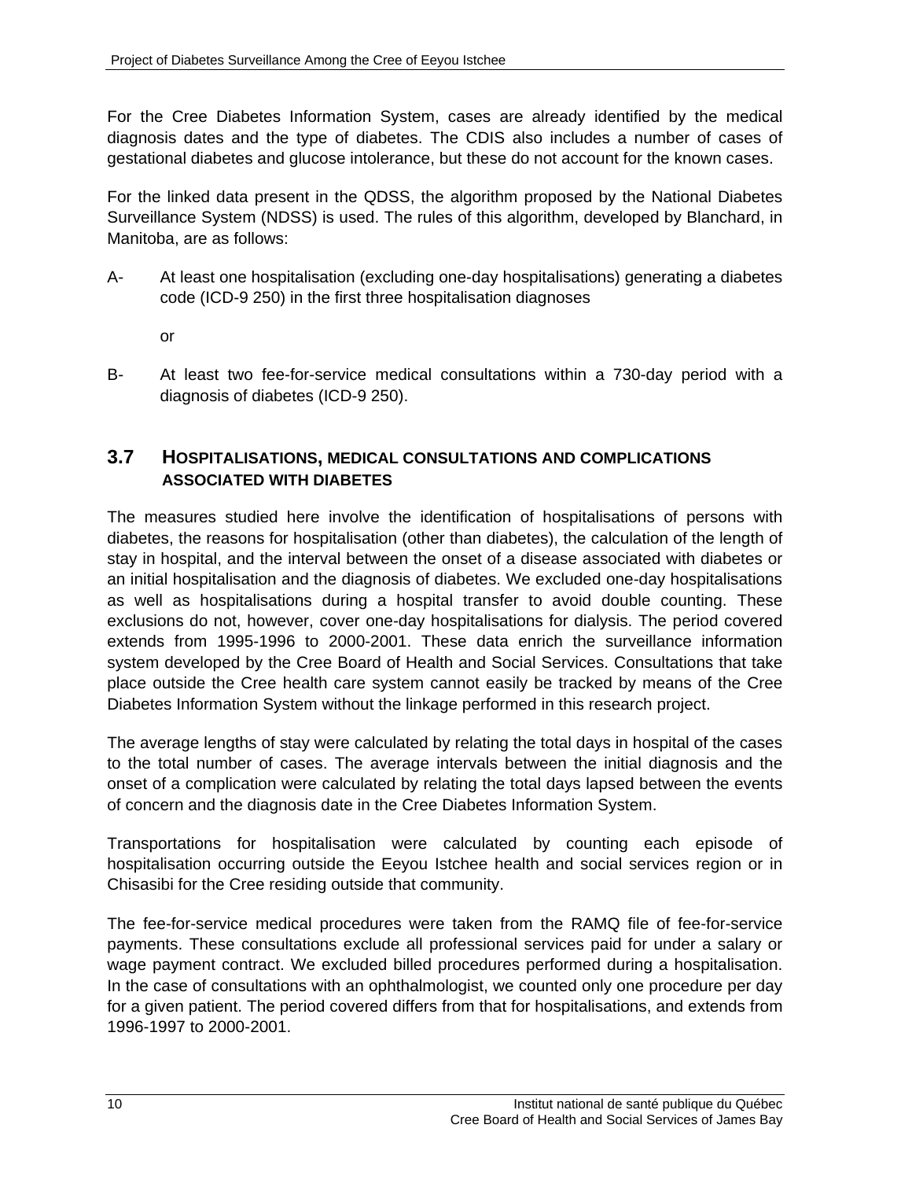For the Cree Diabetes Information System, cases are already identified by the medical diagnosis dates and the type of diabetes. The CDIS also includes a number of cases of gestational diabetes and glucose intolerance, but these do not account for the known cases.

For the linked data present in the QDSS, the algorithm proposed by the National Diabetes Surveillance System (NDSS) is used. The rules of this algorithm, developed by Blanchard, in Manitoba, are as follows:

A- At least one hospitalisation (excluding one-day hospitalisations) generating a diabetes code (ICD-9 250) in the first three hospitalisation diagnoses

or

B- At least two fee-for-service medical consultations within a 730-day period with a diagnosis of diabetes (ICD-9 250).

## 3.7 HOSPITALISATIONS, MEDICAL CONSULTATIONS AND COMPLICATIONS ASSOCIATED WITH DIABETES

The measures studied here involve the identification of hospitalisations of persons with diabetes, the reasons for hospitalisation (other than diabetes), the calculation of the length of stay in hospital, and the interval between the onset of a disease associated with diabetes or an initial hospitalisation and the diagnosis of diabetes. We excluded one-day hospitalisations as well as hospitalisations during a hospital transfer to avoid double counting. These exclusions do not, however, cover one-day hospitalisations for dialysis. The period covered extends from 1995-1996 to 2000-2001. These data enrich the surveillance information system developed by the Cree Board of Health and Social Services. Consultations that take place outside the Cree health care system cannot easily be tracked by means of the Cree Diabetes Information System without the linkage performed in this research project.

The average lengths of stay were calculated by relating the total days in hospital of the cases to the total number of cases. The average intervals between the initial diagnosis and the onset of a complication were calculated by relating the total days lapsed between the events of concern and the diagnosis date in the Cree Diabetes Information System.

Transportations for hospitalisation were calculated by counting each episode of hospitalisation occurring outside the Eeyou Istchee health and social services region or in Chisasibi for the Cree residing outside that community.

The fee-for-service medical procedures were taken from the RAMQ file of fee-for-service payments. These consultations exclude all professional services paid for under a salary or wage payment contract. We excluded billed procedures performed during a hospitalisation. In the case of consultations with an ophthalmologist, we counted only one procedure per day for a given patient. The period covered differs from that for hospitalisations, and extends from 1996-1997 to 2000-2001.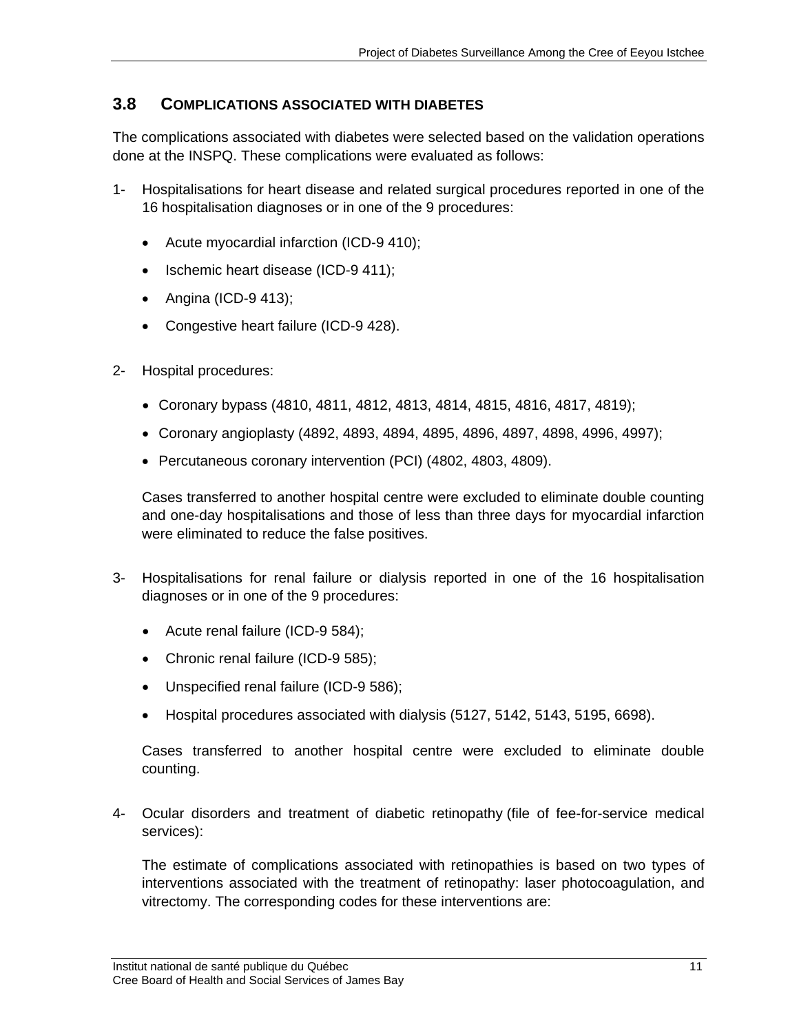## 3.8 COMPLICATIONS ASSOCIATED WITH DIABETES

The complications associated with diabetes were selected based on the validation operations done at the INSPQ. These complications were evaluated as follows:

1- Hospitalisations for heart disease and related surgical procedures reported in one of the 16 hospitalisation diagnoses or in one of the 9 procedures:

   - Acute myocardial infarction (ICD-9 410);
   - Ischemic heart disease (ICD-9 411);
   - Angina (ICD-9 413);
   - Congestive heart failure (ICD-9 428).

2- Hospital procedures:

   - Coronary bypass (4810, 4811, 4812, 4813, 4814, 4815, 4816, 4817, 4819);
   - Coronary angioplasty (4892, 4893, 4894, 4895, 4896, 4897, 4898, 4996, 4997);
   - Percutaneous coronary intervention (PCI) (4802, 4803, 4809).

   Cases transferred to another hospital centre were excluded to eliminate double counting and one-day hospitalisations and those of less than three days for myocardial infarction were eliminated to reduce the false positives.

3- Hospitalisations for renal failure or dialysis reported in one of the 16 hospitalisation diagnoses or in one of the 9 procedures:

   - Acute renal failure (ICD-9 584);
   - Chronic renal failure (ICD-9 585);
   - Unspecified renal failure (ICD-9 586);
   - Hospital procedures associated with dialysis (5127, 5142, 5143, 5195, 6698).

   Cases transferred to another hospital centre were excluded to eliminate double counting.

4- Ocular disorders and treatment of diabetic retinopathy (file of fee-for-service medical services):

   The estimate of complications associated with retinopathies is based on two types of interventions associated with the treatment of retinopathy: laser photocoagulation, and vitrectomy. The corresponding codes for these interventions are: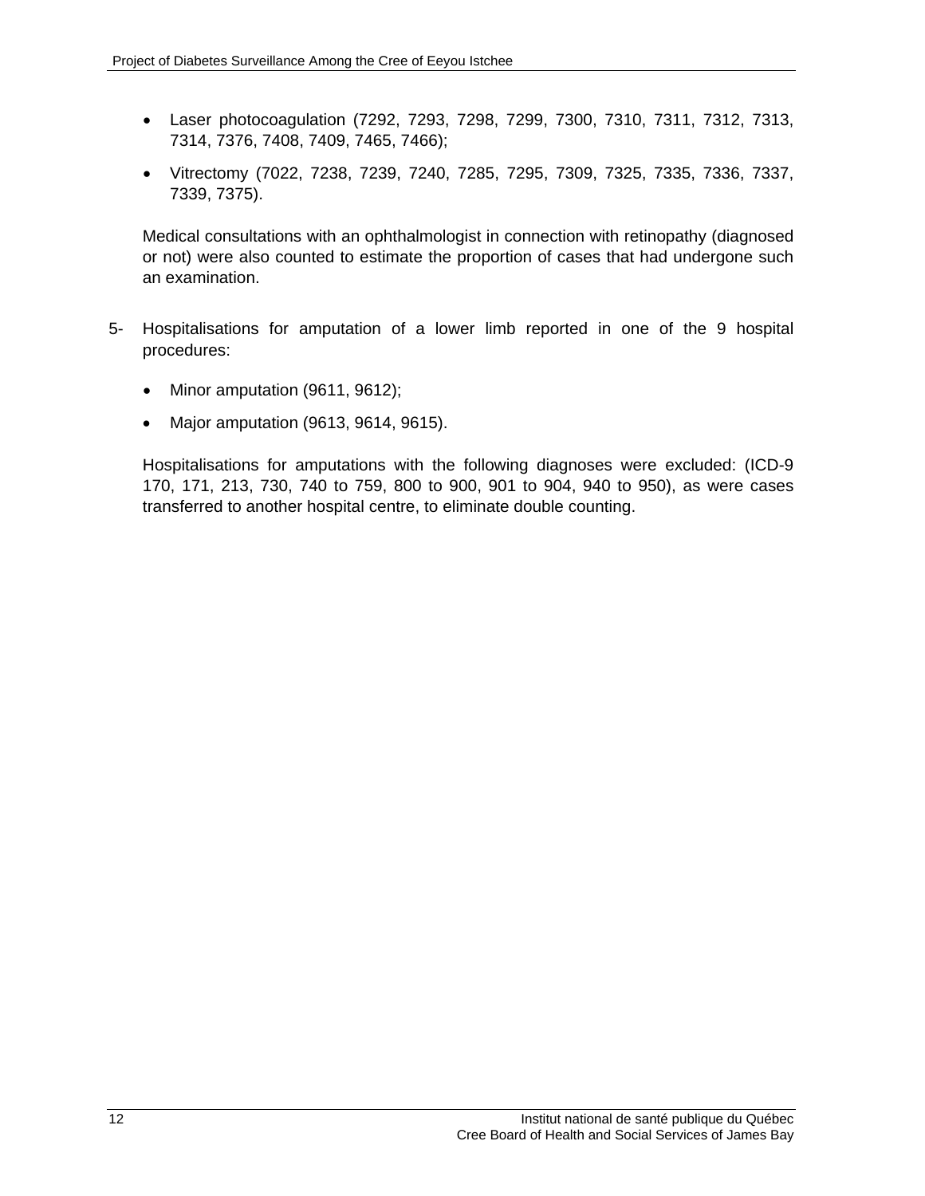- Laser photocoagulation (7292, 7293, 7298, 7299, 7300, 7310, 7311, 7312, 7313, 7314, 7376, 7408, 7409, 7465, 7466);
- Vitrectomy (7022, 7238, 7239, 7240, 7285, 7295, 7309, 7325, 7335, 7336, 7337, 7339, 7375).

Medical consultations with an ophthalmologist in connection with retinopathy (diagnosed or not) were also counted to estimate the proportion of cases that had undergone such an examination.

5- Hospitalisations for amputation of a lower limb reported in one of the 9 hospital procedures:

- Minor amputation (9611, 9612);
- Major amputation (9613, 9614, 9615).

Hospitalisations for amputations with the following diagnoses were excluded: (ICD-9 170, 171, 213, 730, 740 to 759, 800 to 900, 901 to 904, 940 to 950), as were cases transferred to another hospital centre, to eliminate double counting.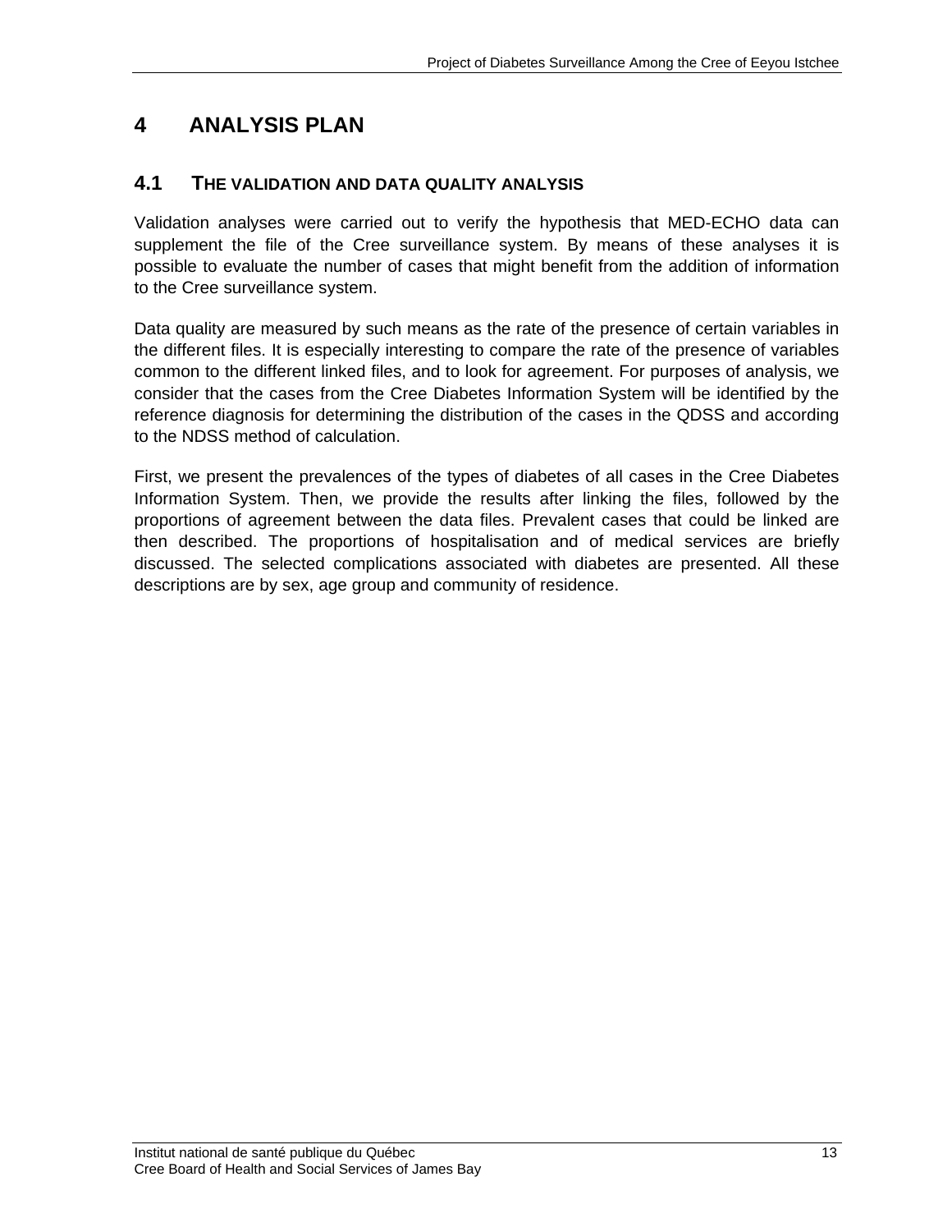# 4 ANALYSIS PLAN

## 4.1 THE VALIDATION AND DATA QUALITY ANALYSIS

Validation analyses were carried out to verify the hypothesis that MED-ECHO data can supplement the file of the Cree surveillance system. By means of these analyses it is possible to evaluate the number of cases that might benefit from the addition of information to the Cree surveillance system.

Data quality are measured by such means as the rate of the presence of certain variables in the different files. It is especially interesting to compare the rate of the presence of variables common to the different linked files, and to look for agreement. For purposes of analysis, we consider that the cases from the Cree Diabetes Information System will be identified by the reference diagnosis for determining the distribution of the cases in the QDSS and according to the NDSS method of calculation.

First, we present the prevalences of the types of diabetes of all cases in the Cree Diabetes Information System. Then, we provide the results after linking the files, followed by the proportions of agreement between the data files. Prevalent cases that could be linked are then described. The proportions of hospitalisation and of medical services are briefly discussed. The selected complications associated with diabetes are presented. All these descriptions are by sex, age group and community of residence.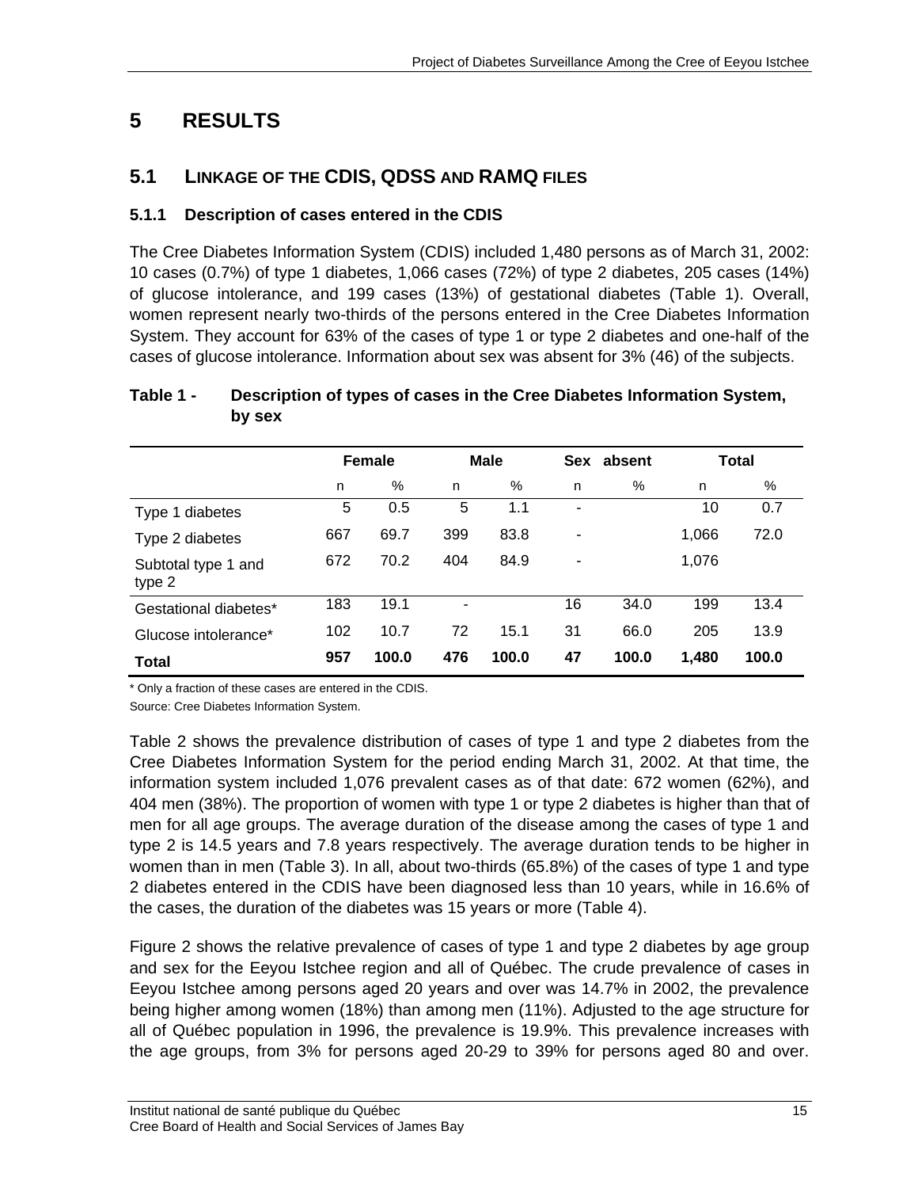# 5 RESULTS

## 5.1 LINKAGE OF THE CDIS, QDSS AND RAMQ FILES

### 5.1.1 Description of cases entered in the CDIS

The Cree Diabetes Information System (CDIS) included 1,480 persons as of March 31, 2002: 10 cases (0.7%) of type 1 diabetes, 1,066 cases (72%) of type 2 diabetes, 205 cases (14%) of glucose intolerance, and 199 cases (13%) of gestational diabetes (Table 1). Overall, women represent nearly two-thirds of the persons entered in the Cree Diabetes Information System. They account for 63% of the cases of type 1 or type 2 diabetes and one-half of the cases of glucose intolerance. Information about sex was absent for 3% (46) of the subjects.

**Table 1 - Description of types of cases in the Cree Diabetes Information System, by sex**

| | Female | | Male | | Sex absent | | Total | |
|---|---|---|---|---|---|---|---|---|
| | n | % | n | % | n | % | n | % |
| Type 1 diabetes | 5 | 0.5 | 5 | 1.1 | - | | 10 | 0.7 |
| Type 2 diabetes | 667 | 69.7 | 399 | 83.8 | - | | 1,066 | 72.0 |
| Subtotal type 1 and type 2 | 672 | 70.2 | 404 | 84.9 | - | | 1,076 | |
| Gestational diabetes* | 183 | 19.1 | - | | 16 | 34.0 | 199 | 13.4 |
| Glucose intolerance* | 102 | 10.7 | 72 | 15.1 | 31 | 66.0 | 205 | 13.9 |
| **Total** | **957** | **100.0** | **476** | **100.0** | **47** | **100.0** | **1,480** | **100.0** |

\* Only a fraction of these cases are entered in the CDIS.

Source: Cree Diabetes Information System.

Table 2 shows the prevalence distribution of cases of type 1 and type 2 diabetes from the Cree Diabetes Information System for the period ending March 31, 2002. At that time, the information system included 1,076 prevalent cases as of that date: 672 women (62%), and 404 men (38%). The proportion of women with type 1 or type 2 diabetes is higher than that of men for all age groups. The average duration of the disease among the cases of type 1 and type 2 is 14.5 years and 7.8 years respectively. The average duration tends to be higher in women than in men (Table 3). In all, about two-thirds (65.8%) of the cases of type 1 and type 2 diabetes entered in the CDIS have been diagnosed less than 10 years, while in 16.6% of the cases, the duration of the diabetes was 15 years or more (Table 4).

Figure 2 shows the relative prevalence of cases of type 1 and type 2 diabetes by age group and sex for the Eeyou Istchee region and all of Québec. The crude prevalence of cases in Eeyou Istchee among persons aged 20 years and over was 14.7% in 2002, the prevalence being higher among women (18%) than among men (11%). Adjusted to the age structure for all of Québec population in 1996, the prevalence is 19.9%. This prevalence increases with the age groups, from 3% for persons aged 20-29 to 39% for persons aged 80 and over.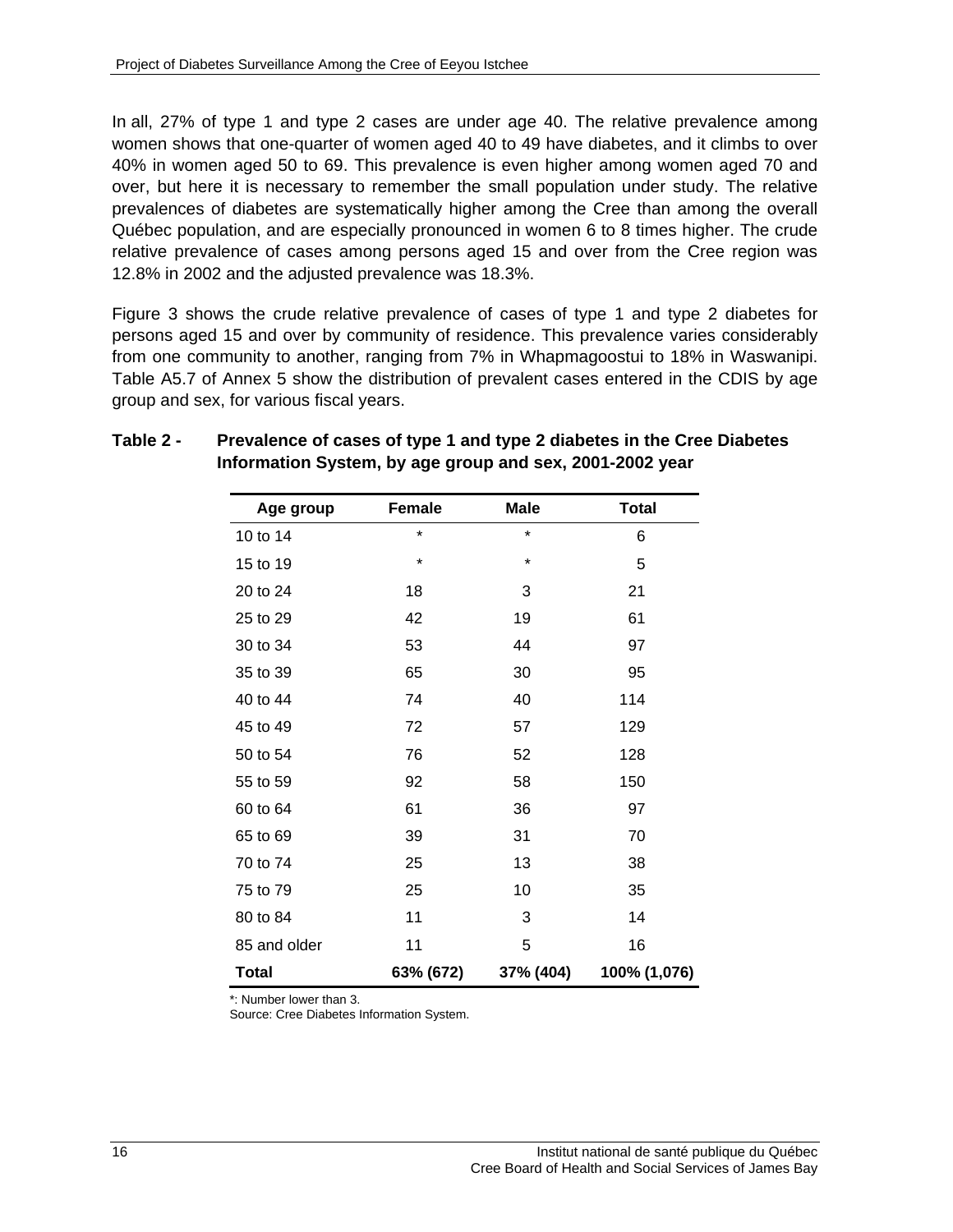In all, 27% of type 1 and type 2 cases are under age 40. The relative prevalence among women shows that one-quarter of women aged 40 to 49 have diabetes, and it climbs to over 40% in women aged 50 to 69. This prevalence is even higher among women aged 70 and over, but here it is necessary to remember the small population under study. The relative prevalences of diabetes are systematically higher among the Cree than among the overall Québec population, and are especially pronounced in women 6 to 8 times higher. The crude relative prevalence of cases among persons aged 15 and over from the Cree region was 12.8% in 2002 and the adjusted prevalence was 18.3%.

Figure 3 shows the crude relative prevalence of cases of type 1 and type 2 diabetes for persons aged 15 and over by community of residence. This prevalence varies considerably from one community to another, ranging from 7% in Whapmagoostui to 18% in Waswanipi. Table A5.7 of Annex 5 show the distribution of prevalent cases entered in the CDIS by age group and sex, for various fiscal years.

**Table 2 - Prevalence of cases of type 1 and type 2 diabetes in the Cree Diabetes Information System, by age group and sex, 2001-2002 year**

| Age group | Female | Male | Total |
|---|---|---|---|
| 10 to 14 | * | * | 6 |
| 15 to 19 | * | * | 5 |
| 20 to 24 | 18 | 3 | 21 |
| 25 to 29 | 42 | 19 | 61 |
| 30 to 34 | 53 | 44 | 97 |
| 35 to 39 | 65 | 30 | 95 |
| 40 to 44 | 74 | 40 | 114 |
| 45 to 49 | 72 | 57 | 129 |
| 50 to 54 | 76 | 52 | 128 |
| 55 to 59 | 92 | 58 | 150 |
| 60 to 64 | 61 | 36 | 97 |
| 65 to 69 | 39 | 31 | 70 |
| 70 to 74 | 25 | 13 | 38 |
| 75 to 79 | 25 | 10 | 35 |
| 80 to 84 | 11 | 3 | 14 |
| 85 and older | 11 | 5 | 16 |
| **Total** | **63% (672)** | **37% (404)** | **100% (1,076)** |

*: Number lower than 3.
Source: Cree Diabetes Information System.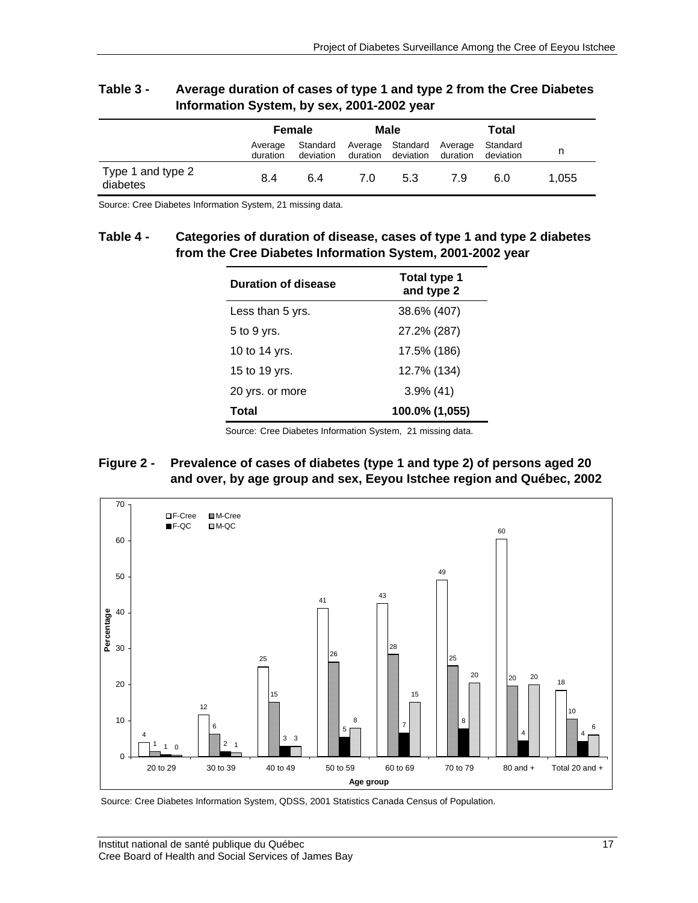**Table 3 - Average duration of cases of type 1 and type 2 from the Cree Diabetes Information System, by sex, 2001-2002 year**

| | Female | | Male | | Total | | |
|---|---|---|---|---|---|---|---|
| | Average duration | Standard deviation | Average duration | Standard deviation | Average duration | Standard deviation | n |
| Type 1 and type 2 diabetes | 8.4 | 6.4 | 7.0 | 5.3 | 7.9 | 6.0 | 1,055 |

Source: Cree Diabetes Information System, 21 missing data.

**Table 4 - Categories of duration of disease, cases of type 1 and type 2 diabetes from the Cree Diabetes Information System, 2001-2002 year**

| Duration of disease | Total type 1 and type 2 |
|---|---|
| Less than 5 yrs. | 38.6% (407) |
| 5 to 9 yrs. | 27.2% (287) |
| 10 to 14 yrs. | 17.5% (186) |
| 15 to 19 yrs. | 12.7% (134) |
| 20 yrs. or more | 3.9% (41) |
| **Total** | **100.0% (1,055)** |

Source: Cree Diabetes Information System, 21 missing data.

**Figure 2 - Prevalence of cases of diabetes (type 1 and type 2) of persons aged 20 and over, by age group and sex, Eeyou Istchee region and Québec, 2002**

| Age group | F-Cree | M-Cree | F-QC | M-QC |
|---|---|---|---|---|
| 20 to 29 | 4 | 1 | 1 | 0 |
| 30 to 39 | 12 | 6 | 2 | 1 |
| 40 to 49 | 25 | 15 | 3 | 3 |
| 50 to 59 | 41 | 26 | 5 | 8 |
| 60 to 69 | 43 | 28 | 7 | 15 |
| 70 to 79 | 49 | 25 | 8 | 20 |
| 80 and + | 60 | 20 | 4 | 20 |
| Total 20 and + | 18 | 10 | 4 | 6 |

Source: Cree Diabetes Information System, QDSS, 2001 Statistics Canada Census of Population.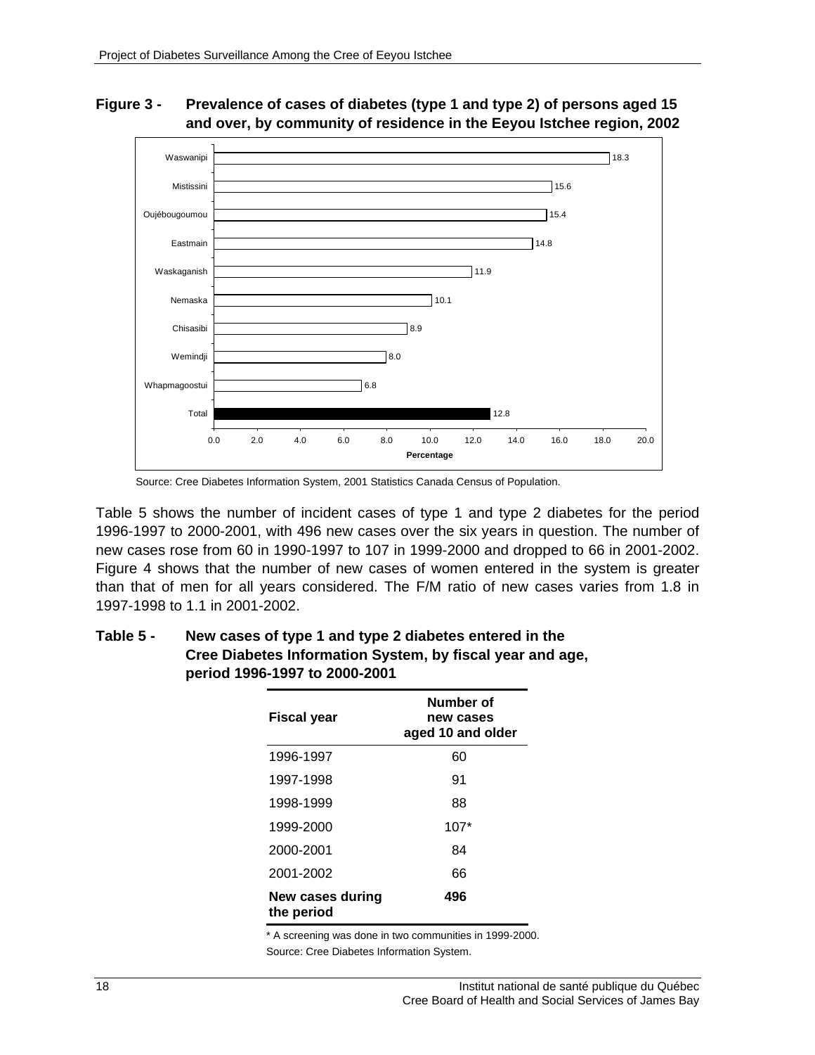**Figure 3 - Prevalence of cases of diabetes (type 1 and type 2) of persons aged 15 and over, by community of residence in the Eeyou Istchee region, 2002**

| Community | Percentage |
|---|---|
| Waswanipi | 18.3 |
| Mistissini | 15.6 |
| Oujébougoumou | 15.4 |
| Eastmain | 14.8 |
| Waskaganish | 11.9 |
| Nemaska | 10.1 |
| Chisasibi | 8.9 |
| Wemindji | 8.0 |
| Whapmagoostui | 6.8 |
| Total | 12.8 |

Source: Cree Diabetes Information System, 2001 Statistics Canada Census of Population.

Table 5 shows the number of incident cases of type 1 and type 2 diabetes for the period 1996-1997 to 2000-2001, with 496 new cases over the six years in question. The number of new cases rose from 60 in 1990-1997 to 107 in 1999-2000 and dropped to 66 in 2001-2002. Figure 4 shows that the number of new cases of women entered in the system is greater than that of men for all years considered. The F/M ratio of new cases varies from 1.8 in 1997-1998 to 1.1 in 2001-2002.

**Table 5 - New cases of type 1 and type 2 diabetes entered in the Cree Diabetes Information System, by fiscal year and age, period 1996-1997 to 2000-2001**

| Fiscal year | Number of new cases aged 10 and older |
|---|---|
| 1996-1997 | 60 |
| 1997-1998 | 91 |
| 1998-1999 | 88 |
| 1999-2000 | 107* |
| 2000-2001 | 84 |
| 2001-2002 | 66 |
| **New cases during the period** | **496** |

\* A screening was done in two communities in 1999-2000.

Source: Cree Diabetes Information System.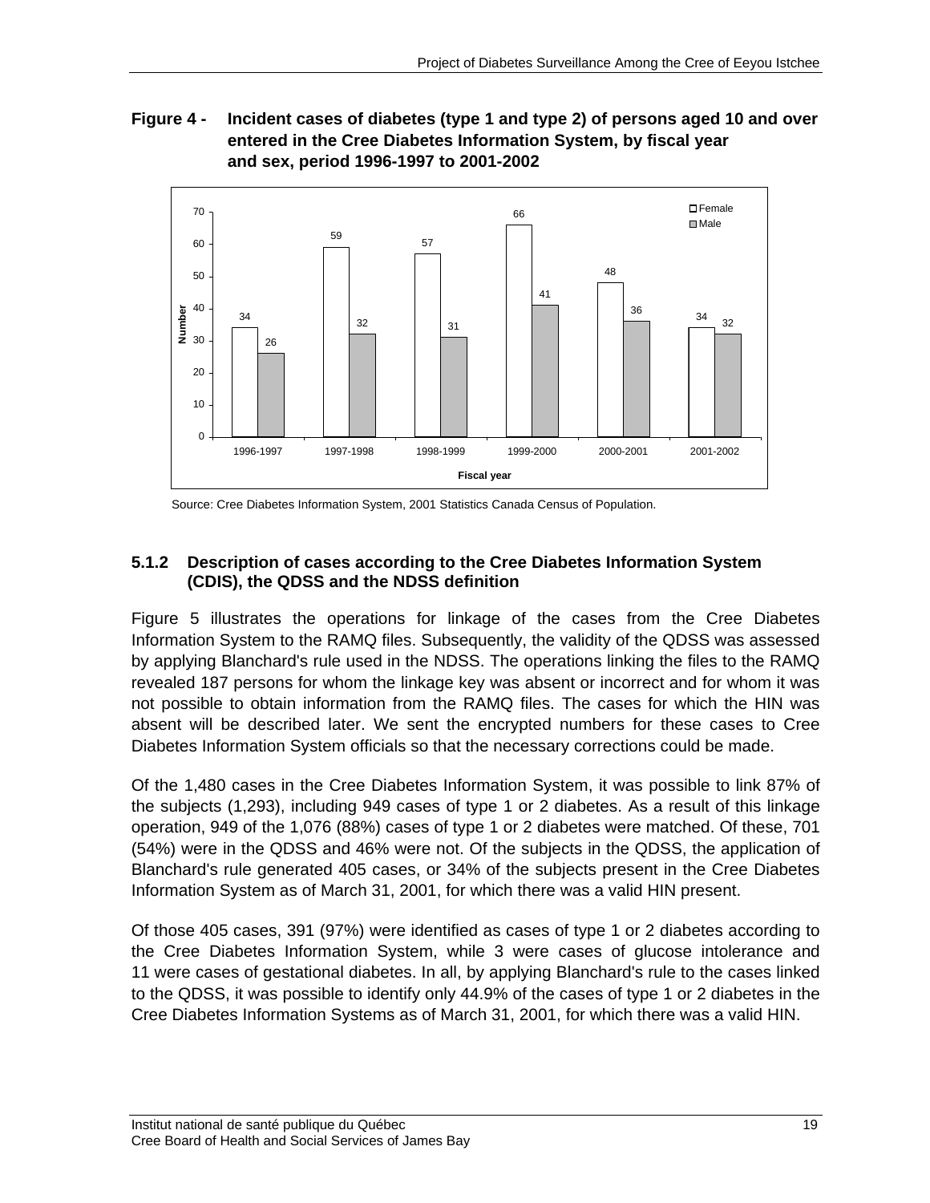**Figure 4 - Incident cases of diabetes (type 1 and type 2) of persons aged 10 and over entered in the Cree Diabetes Information System, by fiscal year and sex, period 1996-1997 to 2001-2002**

| Fiscal year | Female | Male |
|---|---|---|
| 1996-1997 | 34 | 26 |
| 1997-1998 | 59 | 32 |
| 1998-1999 | 57 | 31 |
| 1999-2000 | 66 | 41 |
| 2000-2001 | 48 | 36 |
| 2001-2002 | 34 | 32 |

Source: Cree Diabetes Information System, 2001 Statistics Canada Census of Population.

### 5.1.2 Description of cases according to the Cree Diabetes Information System (CDIS), the QDSS and the NDSS definition

Figure 5 illustrates the operations for linkage of the cases from the Cree Diabetes Information System to the RAMQ files. Subsequently, the validity of the QDSS was assessed by applying Blanchard's rule used in the NDSS. The operations linking the files to the RAMQ revealed 187 persons for whom the linkage key was absent or incorrect and for whom it was not possible to obtain information from the RAMQ files. The cases for which the HIN was absent will be described later. We sent the encrypted numbers for these cases to Cree Diabetes Information System officials so that the necessary corrections could be made.

Of the 1,480 cases in the Cree Diabetes Information System, it was possible to link 87% of the subjects (1,293), including 949 cases of type 1 or 2 diabetes. As a result of this linkage operation, 949 of the 1,076 (88%) cases of type 1 or 2 diabetes were matched. Of these, 701 (54%) were in the QDSS and 46% were not. Of the subjects in the QDSS, the application of Blanchard's rule generated 405 cases, or 34% of the subjects present in the Cree Diabetes Information System as of March 31, 2001, for which there was a valid HIN present.

Of those 405 cases, 391 (97%) were identified as cases of type 1 or 2 diabetes according to the Cree Diabetes Information System, while 3 were cases of glucose intolerance and 11 were cases of gestational diabetes. In all, by applying Blanchard's rule to the cases linked to the QDSS, it was possible to identify only 44.9% of the cases of type 1 or 2 diabetes in the Cree Diabetes Information Systems as of March 31, 2001, for which there was a valid HIN.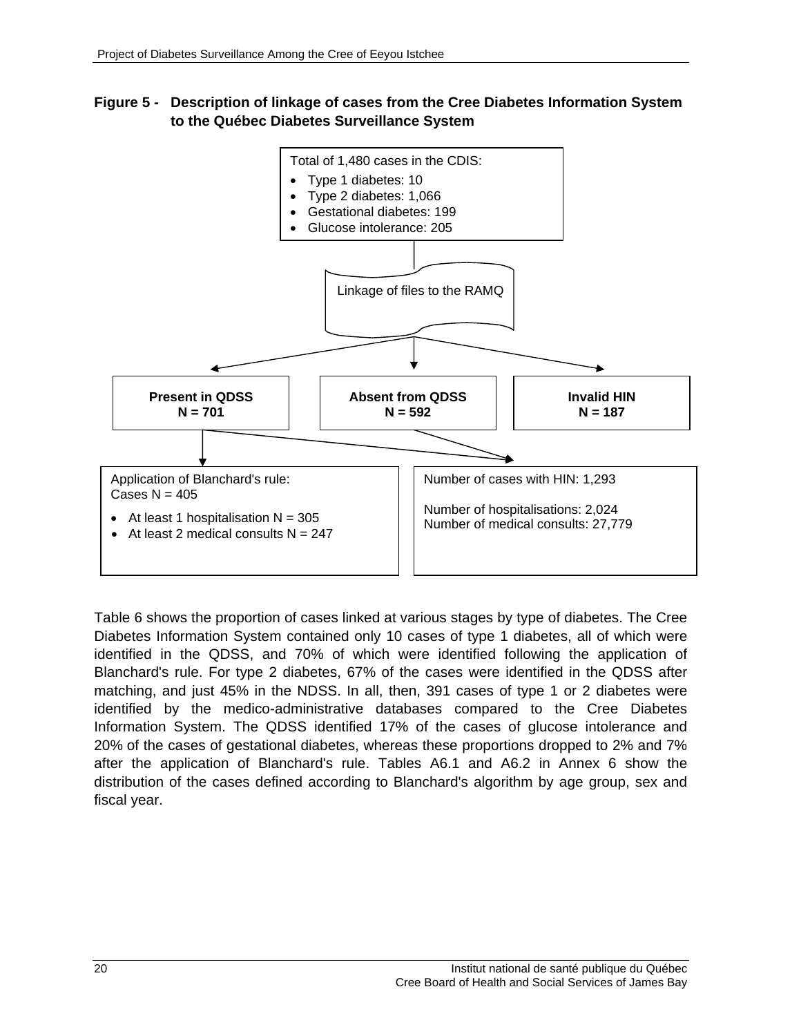**Figure 5 - Description of linkage of cases from the Cree Diabetes Information System to the Québec Diabetes Surveillance System**

Total of 1,480 cases in the CDIS:

- Type 1 diabetes: 10
- Type 2 diabetes: 1,066
- Gestational diabetes: 199
- Glucose intolerance: 205

Linkage of files to the RAMQ

**Present in QDSS**
**N = 701**

**Absent from QDSS**
**N = 592**

**Invalid HIN**
**N = 187**

Application of Blanchard's rule:
Cases N = 405

- At least 1 hospitalisation N = 305
- At least 2 medical consults N = 247

Number of cases with HIN: 1,293

Number of hospitalisations: 2,024
Number of medical consults: 27,779

Table 6 shows the proportion of cases linked at various stages by type of diabetes. The Cree Diabetes Information System contained only 10 cases of type 1 diabetes, all of which were identified in the QDSS, and 70% of which were identified following the application of Blanchard's rule. For type 2 diabetes, 67% of the cases were identified in the QDSS after matching, and just 45% in the NDSS. In all, then, 391 cases of type 1 or 2 diabetes were identified by the medico-administrative databases compared to the Cree Diabetes Information System. The QDSS identified 17% of the cases of glucose intolerance and 20% of the cases of gestational diabetes, whereas these proportions dropped to 2% and 7% after the application of Blanchard's rule. Tables A6.1 and A6.2 in Annex 6 show the distribution of the cases defined according to Blanchard's algorithm by age group, sex and fiscal year.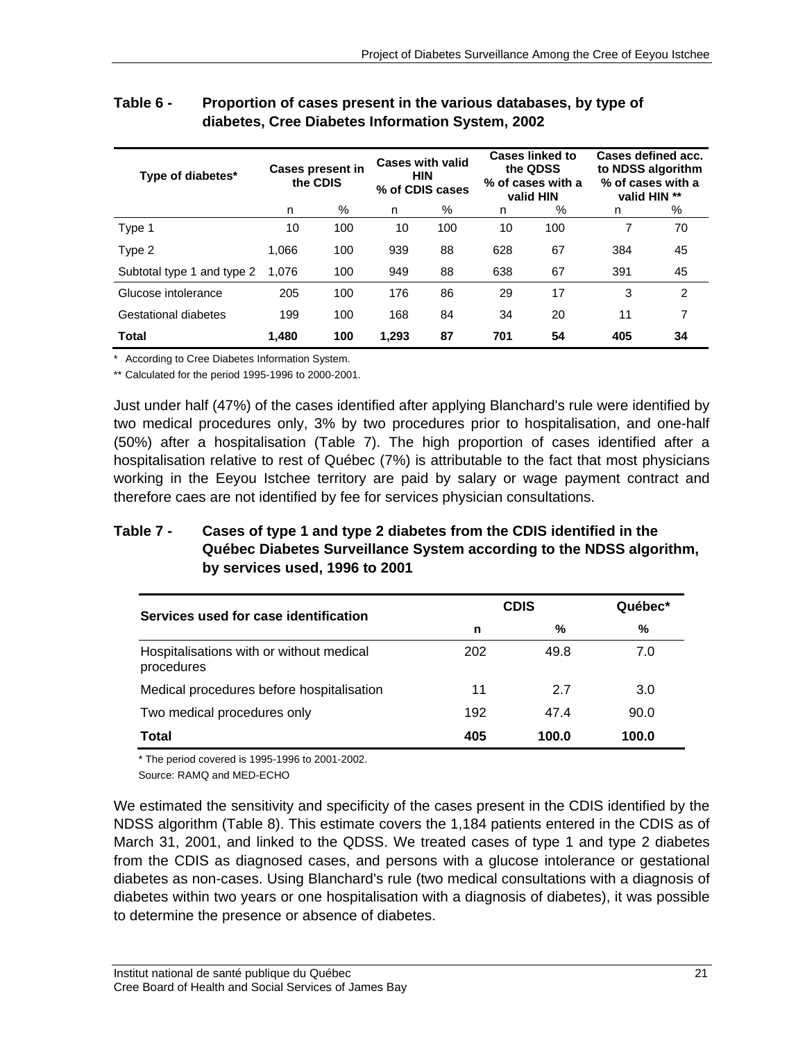**Table 6 - Proportion of cases present in the various databases, by type of diabetes, Cree Diabetes Information System, 2002**

| Type of diabetes* | Cases present in the CDIS | | Cases with valid HIN % of CDIS cases | | Cases linked to the QDSS % of cases with a valid HIN | | Cases defined acc. to NDSS algorithm % of cases with a valid HIN ** | |
|---|---|---|---|---|---|---|---|---|
| | n | % | n | % | n | % | n | % |
| Type 1 | 10 | 100 | 10 | 100 | 10 | 100 | 7 | 70 |
| Type 2 | 1,066 | 100 | 939 | 88 | 628 | 67 | 384 | 45 |
| Subtotal type 1 and type 2 | 1,076 | 100 | 949 | 88 | 638 | 67 | 391 | 45 |
| Glucose intolerance | 205 | 100 | 176 | 86 | 29 | 17 | 3 | 2 |
| Gestational diabetes | 199 | 100 | 168 | 84 | 34 | 20 | 11 | 7 |
| **Total** | **1,480** | **100** | **1,293** | **87** | **701** | **54** | **405** | **34** |

\* According to Cree Diabetes Information System.

** Calculated for the period 1995-1996 to 2000-2001.

Just under half (47%) of the cases identified after applying Blanchard's rule were identified by two medical procedures only, 3% by two procedures prior to hospitalisation, and one-half (50%) after a hospitalisation (Table 7). The high proportion of cases identified after a hospitalisation relative to rest of Québec (7%) is attributable to the fact that most physicians working in the Eeyou Istchee territory are paid by salary or wage payment contract and therefore caes are not identified by fee for services physician consultations.

**Table 7 - Cases of type 1 and type 2 diabetes from the CDIS identified in the Québec Diabetes Surveillance System according to the NDSS algorithm, by services used, 1996 to 2001**

| Services used for case identification | CDIS | | Québec* |
|---|---|---|---|
| | **n** | **%** | **%** |
| Hospitalisations with or without medical procedures | 202 | 49.8 | 7.0 |
| Medical procedures before hospitalisation | 11 | 2.7 | 3.0 |
| Two medical procedures only | 192 | 47.4 | 90.0 |
| **Total** | **405** | **100.0** | **100.0** |

\* The period covered is 1995-1996 to 2001-2002.

Source: RAMQ and MED-ECHO

We estimated the sensitivity and specificity of the cases present in the CDIS identified by the NDSS algorithm (Table 8). This estimate covers the 1,184 patients entered in the CDIS as of March 31, 2001, and linked to the QDSS. We treated cases of type 1 and type 2 diabetes from the CDIS as diagnosed cases, and persons with a glucose intolerance or gestational diabetes as non-cases. Using Blanchard's rule (two medical consultations with a diagnosis of diabetes within two years or one hospitalisation with a diagnosis of diabetes), it was possible to determine the presence or absence of diabetes.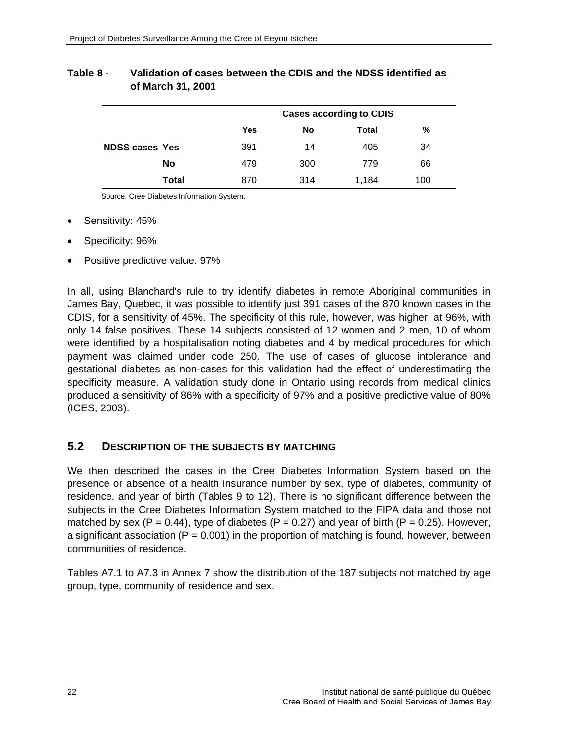**Table 8 - Validation of cases between the CDIS and the NDSS identified as of March 31, 2001**

| | | Cases according to CDIS | | | |
|---|---|---|---|---|---|
| | | Yes | No | Total | % |
| NDSS cases | Yes | 391 | 14 | 405 | 34 |
| | No | 479 | 300 | 779 | 66 |
| | Total | 870 | 314 | 1,184 | 100 |

Source: Cree Diabetes Information System.

- Sensitivity: 45%
- Specificity: 96%
- Positive predictive value: 97%

In all, using Blanchard's rule to try identify diabetes in remote Aboriginal communities in James Bay, Quebec, it was possible to identify just 391 cases of the 870 known cases in the CDIS, for a sensitivity of 45%. The specificity of this rule, however, was higher, at 96%, with only 14 false positives. These 14 subjects consisted of 12 women and 2 men, 10 of whom were identified by a hospitalisation noting diabetes and 4 by medical procedures for which payment was claimed under code 250. The use of cases of glucose intolerance and gestational diabetes as non-cases for this validation had the effect of underestimating the specificity measure. A validation study done in Ontario using records from medical clinics produced a sensitivity of 86% with a specificity of 97% and a positive predictive value of 80% (ICES, 2003).

## 5.2 Description of the Subjects by Matching

We then described the cases in the Cree Diabetes Information System based on the presence or absence of a health insurance number by sex, type of diabetes, community of residence, and year of birth (Tables 9 to 12). There is no significant difference between the subjects in the Cree Diabetes Information System matched to the FIPA data and those not matched by sex (P = 0.44), type of diabetes (P = 0.27) and year of birth (P = 0.25). However, a significant association (P = 0.001) in the proportion of matching is found, however, between communities of residence.

Tables A7.1 to A7.3 in Annex 7 show the distribution of the 187 subjects not matched by age group, type, community of residence and sex.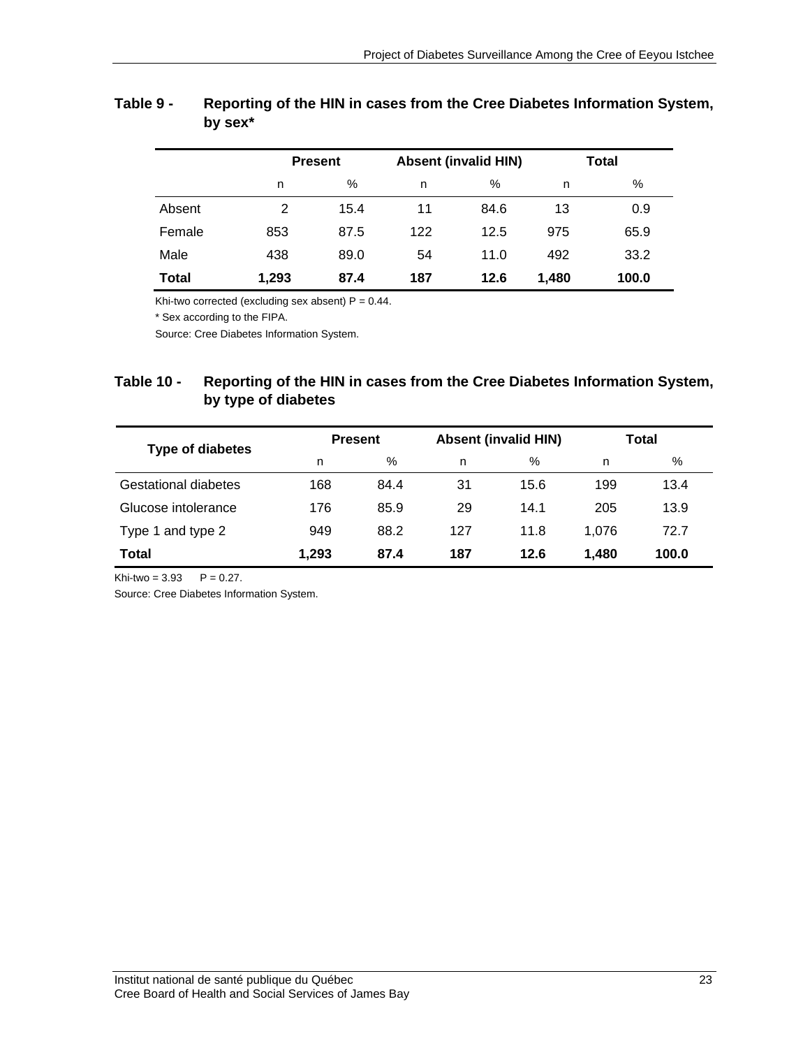**Table 9 - Reporting of the HIN in cases from the Cree Diabetes Information System, by sex***

| | Present | | Absent (invalid HIN) | | Total | |
|---|---|---|---|---|---|---|
| | n | % | n | % | n | % |
| Absent | 2 | 15.4 | 11 | 84.6 | 13 | 0.9 |
| Female | 853 | 87.5 | 122 | 12.5 | 975 | 65.9 |
| Male | 438 | 89.0 | 54 | 11.0 | 492 | 33.2 |
| **Total** | **1,293** | **87.4** | **187** | **12.6** | **1,480** | **100.0** |

Khi-two corrected (excluding sex absent) P = 0.44.

* Sex according to the FIPA.

Source: Cree Diabetes Information System.

**Table 10 - Reporting of the HIN in cases from the Cree Diabetes Information System, by type of diabetes**

| Type of diabetes | Present | | Absent (invalid HIN) | | Total | |
|---|---|---|---|---|---|---|
| | n | % | n | % | n | % |
| Gestational diabetes | 168 | 84.4 | 31 | 15.6 | 199 | 13.4 |
| Glucose intolerance | 176 | 85.9 | 29 | 14.1 | 205 | 13.9 |
| Type 1 and type 2 | 949 | 88.2 | 127 | 11.8 | 1,076 | 72.7 |
| **Total** | **1,293** | **87.4** | **187** | **12.6** | **1,480** | **100.0** |

Khi-two = 3.93 P = 0.27.

Source: Cree Diabetes Information System.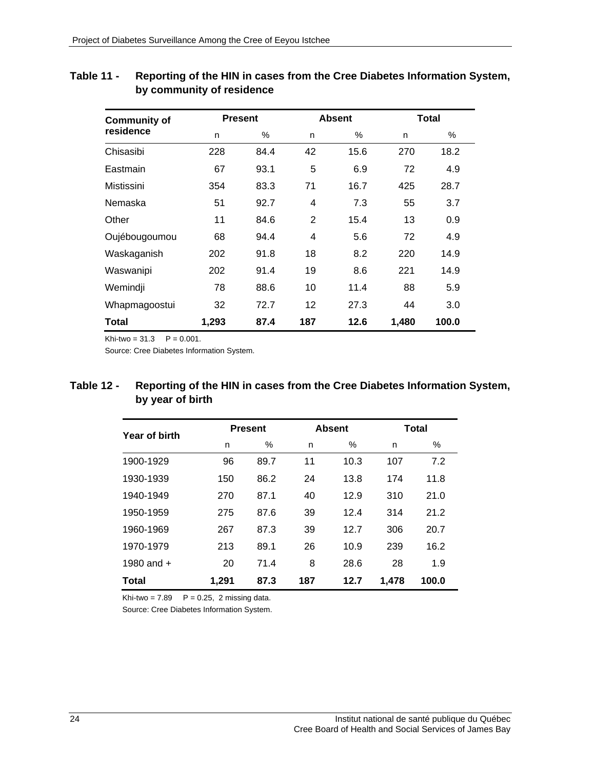**Table 11 - Reporting of the HIN in cases from the Cree Diabetes Information System, by community of residence**

| Community of residence | Present | | Absent | | Total | |
|---|---|---|---|---|---|---|
| | n | % | n | % | n | % |
| Chisasibi | 228 | 84.4 | 42 | 15.6 | 270 | 18.2 |
| Eastmain | 67 | 93.1 | 5 | 6.9 | 72 | 4.9 |
| Mistissini | 354 | 83.3 | 71 | 16.7 | 425 | 28.7 |
| Nemaska | 51 | 92.7 | 4 | 7.3 | 55 | 3.7 |
| Other | 11 | 84.6 | 2 | 15.4 | 13 | 0.9 |
| Oujébougoumou | 68 | 94.4 | 4 | 5.6 | 72 | 4.9 |
| Waskaganish | 202 | 91.8 | 18 | 8.2 | 220 | 14.9 |
| Waswanipi | 202 | 91.4 | 19 | 8.6 | 221 | 14.9 |
| Wemindji | 78 | 88.6 | 10 | 11.4 | 88 | 5.9 |
| Whapmagoostui | 32 | 72.7 | 12 | 27.3 | 44 | 3.0 |
| **Total** | **1,293** | **87.4** | **187** | **12.6** | **1,480** | **100.0** |

Khi-two = 31.3 P = 0.001.

Source: Cree Diabetes Information System.

**Table 12 - Reporting of the HIN in cases from the Cree Diabetes Information System, by year of birth**

| Year of birth | Present | | Absent | | Total | |
|---|---|---|---|---|---|---|
| | n | % | n | % | n | % |
| 1900-1929 | 96 | 89.7 | 11 | 10.3 | 107 | 7.2 |
| 1930-1939 | 150 | 86.2 | 24 | 13.8 | 174 | 11.8 |
| 1940-1949 | 270 | 87.1 | 40 | 12.9 | 310 | 21.0 |
| 1950-1959 | 275 | 87.6 | 39 | 12.4 | 314 | 21.2 |
| 1960-1969 | 267 | 87.3 | 39 | 12.7 | 306 | 20.7 |
| 1970-1979 | 213 | 89.1 | 26 | 10.9 | 239 | 16.2 |
| 1980 and + | 20 | 71.4 | 8 | 28.6 | 28 | 1.9 |
| **Total** | **1,291** | **87.3** | **187** | **12.7** | **1,478** | **100.0** |

Khi-two = 7.89 P = 0.25, 2 missing data.

Source: Cree Diabetes Information System.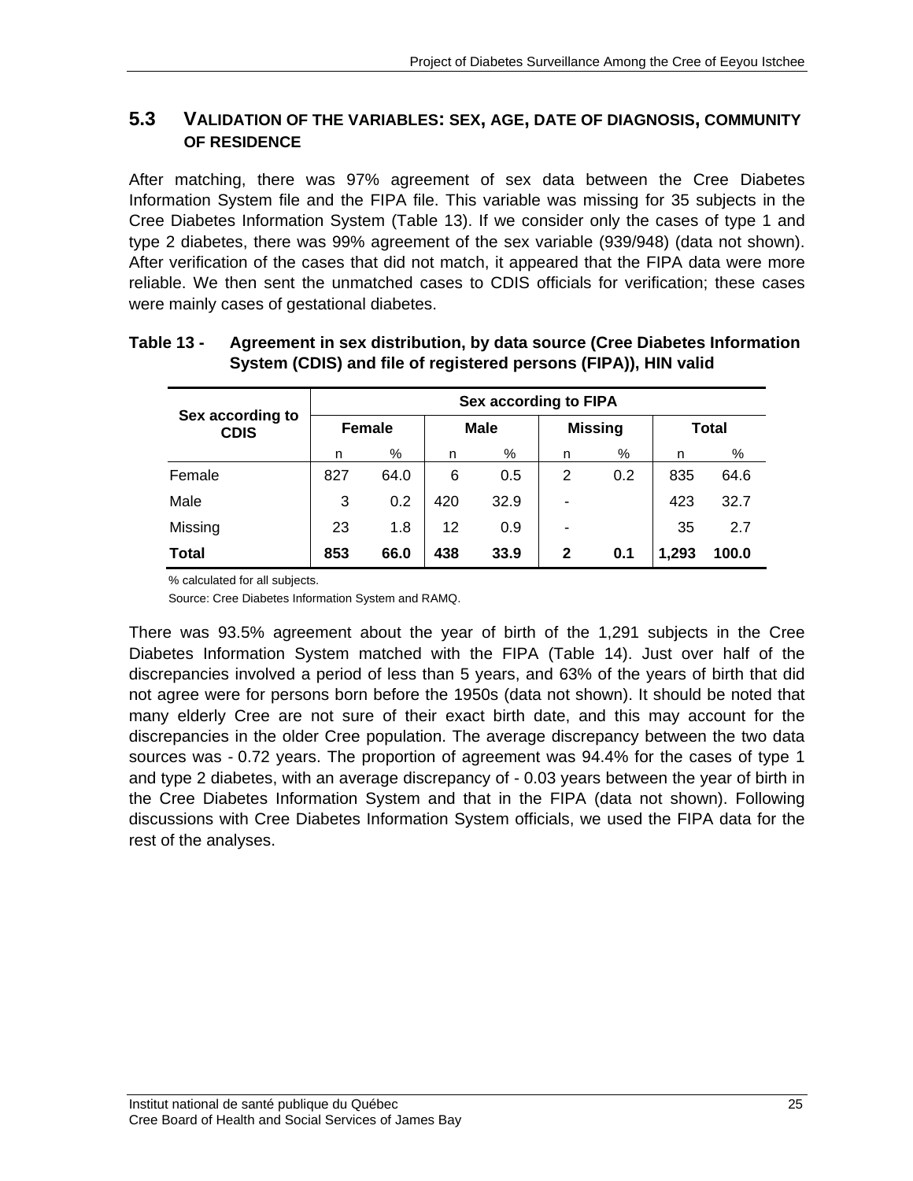## 5.3 VALIDATION OF THE VARIABLES: SEX, AGE, DATE OF DIAGNOSIS, COMMUNITY OF RESIDENCE

After matching, there was 97% agreement of sex data between the Cree Diabetes Information System file and the FIPA file. This variable was missing for 35 subjects in the Cree Diabetes Information System (Table 13). If we consider only the cases of type 1 and type 2 diabetes, there was 99% agreement of the sex variable (939/948) (data not shown). After verification of the cases that did not match, it appeared that the FIPA data were more reliable. We then sent the unmatched cases to CDIS officials for verification; these cases were mainly cases of gestational diabetes.

**Table 13 - Agreement in sex distribution, by data source (Cree Diabetes Information System (CDIS) and file of registered persons (FIPA)), HIN valid**

| Sex according to CDIS | Sex according to FIPA | | | | | | | |
|---|---|---|---|---|---|---|---|---|
| | Female | | Male | | Missing | | Total | |
| | n | % | n | % | n | % | n | % |
| Female | 827 | 64.0 | 6 | 0.5 | 2 | 0.2 | 835 | 64.6 |
| Male | 3 | 0.2 | 420 | 32.9 | - | | 423 | 32.7 |
| Missing | 23 | 1.8 | 12 | 0.9 | - | | 35 | 2.7 |
| **Total** | **853** | **66.0** | **438** | **33.9** | **2** | **0.1** | **1,293** | **100.0** |

% calculated for all subjects.

Source: Cree Diabetes Information System and RAMQ.

There was 93.5% agreement about the year of birth of the 1,291 subjects in the Cree Diabetes Information System matched with the FIPA (Table 14). Just over half of the discrepancies involved a period of less than 5 years, and 63% of the years of birth that did not agree were for persons born before the 1950s (data not shown). It should be noted that many elderly Cree are not sure of their exact birth date, and this may account for the discrepancies in the older Cree population. The average discrepancy between the two data sources was - 0.72 years. The proportion of agreement was 94.4% for the cases of type 1 and type 2 diabetes, with an average discrepancy of - 0.03 years between the year of birth in the Cree Diabetes Information System and that in the FIPA (data not shown). Following discussions with Cree Diabetes Information System officials, we used the FIPA data for the rest of the analyses.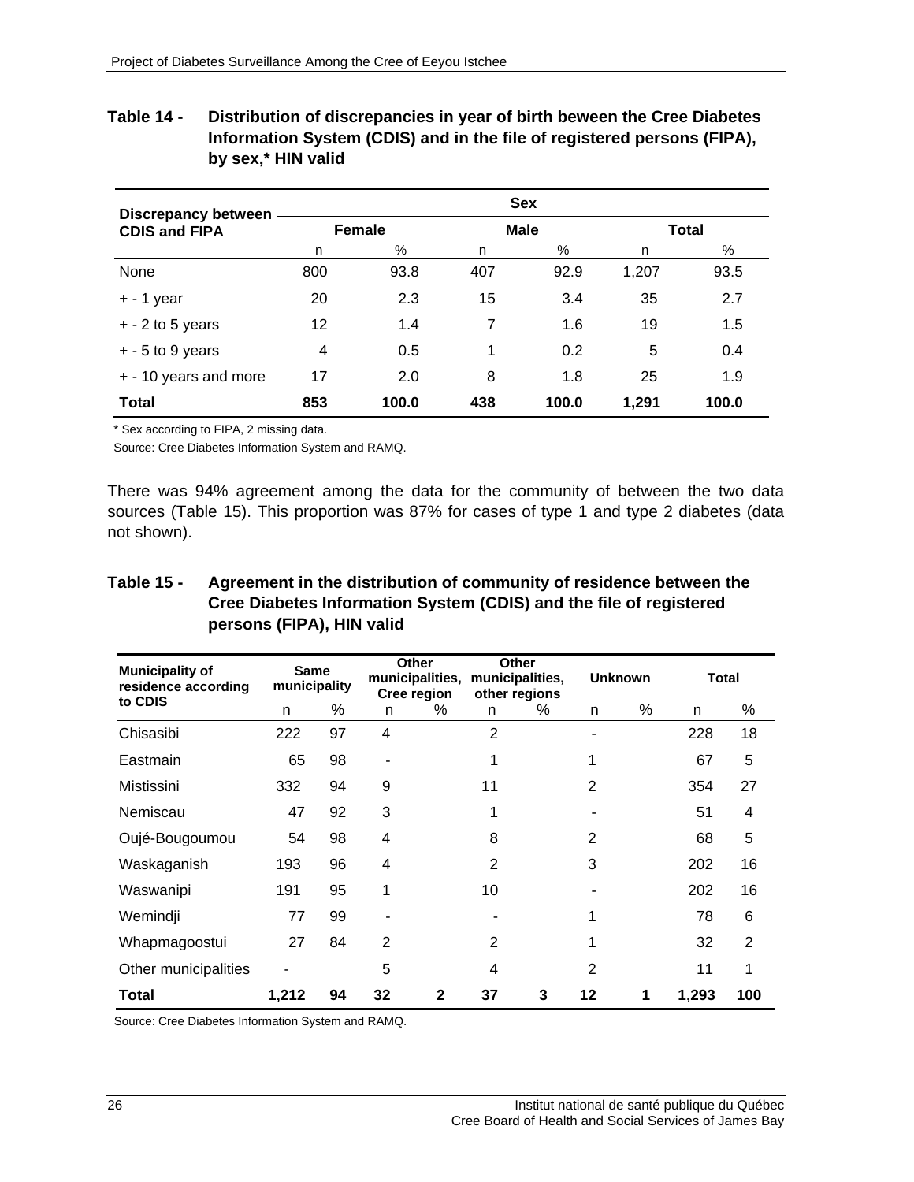**Table 14 - Distribution of discrepancies in year of birth beween the Cree Diabetes Information System (CDIS) and in the file of registered persons (FIPA), by sex,* HIN valid**

| Discrepancy between CDIS and FIPA | Sex | | | | | |
|---|---|---|---|---|---|---|
| | Female | | Male | | Total | |
| | n | % | n | % | n | % |
| None | 800 | 93.8 | 407 | 92.9 | 1,207 | 93.5 |
| + - 1 year | 20 | 2.3 | 15 | 3.4 | 35 | 2.7 |
| + - 2 to 5 years | 12 | 1.4 | 7 | 1.6 | 19 | 1.5 |
| + - 5 to 9 years | 4 | 0.5 | 1 | 0.2 | 5 | 0.4 |
| + - 10 years and more | 17 | 2.0 | 8 | 1.8 | 25 | 1.9 |
| **Total** | **853** | **100.0** | **438** | **100.0** | **1,291** | **100.0** |

\* Sex according to FIPA, 2 missing data.

Source: Cree Diabetes Information System and RAMQ.

There was 94% agreement among the data for the community of between the two data sources (Table 15). This proportion was 87% for cases of type 1 and type 2 diabetes (data not shown).

**Table 15 - Agreement in the distribution of community of residence between the Cree Diabetes Information System (CDIS) and the file of registered persons (FIPA), HIN valid**

| Municipality of residence according to CDIS | Same municipality | | Other municipalities, Cree region | | Other municipalities, other regions | | Unknown | | Total | |
|---|---|---|---|---|---|---|---|---|---|---|
| | n | % | n | % | n | % | n | % | n | % |
| Chisasibi | 222 | 97 | 4 | | 2 | | - | | 228 | 18 |
| Eastmain | 65 | 98 | - | | 1 | | 1 | | 67 | 5 |
| Mistissini | 332 | 94 | 9 | | 11 | | 2 | | 354 | 27 |
| Nemiscau | 47 | 92 | 3 | | 1 | | - | | 51 | 4 |
| Oujé-Bougoumou | 54 | 98 | 4 | | 8 | | 2 | | 68 | 5 |
| Waskaganish | 193 | 96 | 4 | | 2 | | 3 | | 202 | 16 |
| Waswanipi | 191 | 95 | 1 | | 10 | | - | | 202 | 16 |
| Wemindji | 77 | 99 | - | | - | | 1 | | 78 | 6 |
| Whapmagoostui | 27 | 84 | 2 | | 2 | | 1 | | 32 | 2 |
| Other municipalities | - | | 5 | | 4 | | 2 | | 11 | 1 |
| **Total** | **1,212** | **94** | **32** | **2** | **37** | **3** | **12** | **1** | **1,293** | **100** |

Source: Cree Diabetes Information System and RAMQ.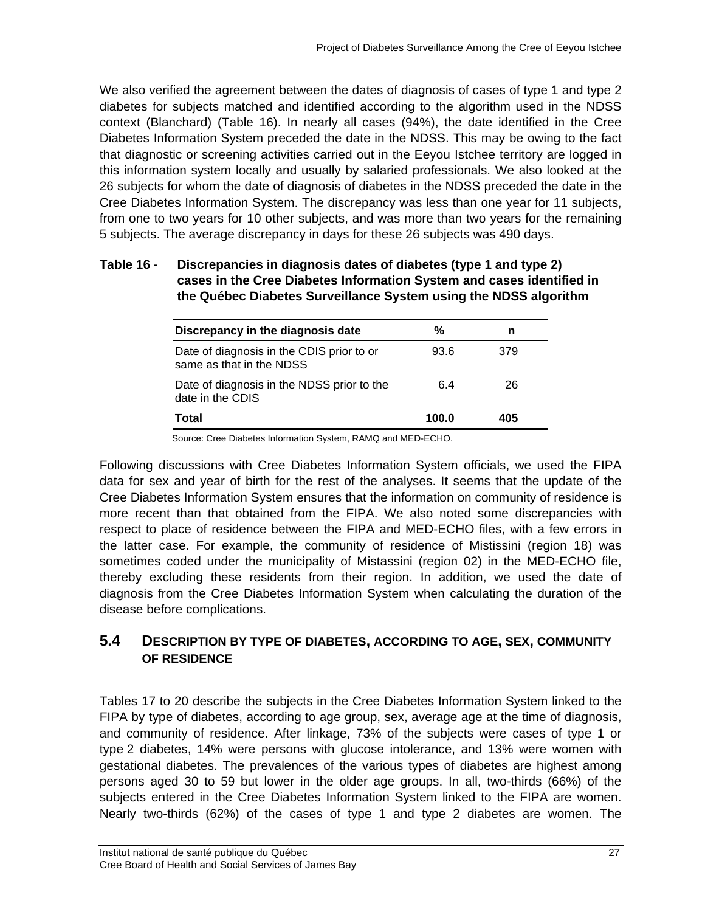We also verified the agreement between the dates of diagnosis of cases of type 1 and type 2 diabetes for subjects matched and identified according to the algorithm used in the NDSS context (Blanchard) (Table 16). In nearly all cases (94%), the date identified in the Cree Diabetes Information System preceded the date in the NDSS. This may be owing to the fact that diagnostic or screening activities carried out in the Eeyou Istchee territory are logged in this information system locally and usually by salaried professionals. We also looked at the 26 subjects for whom the date of diagnosis of diabetes in the NDSS preceded the date in the Cree Diabetes Information System. The discrepancy was less than one year for 11 subjects, from one to two years for 10 other subjects, and was more than two years for the remaining 5 subjects. The average discrepancy in days for these 26 subjects was 490 days.

**Table 16 - Discrepancies in diagnosis dates of diabetes (type 1 and type 2) cases in the Cree Diabetes Information System and cases identified in the Québec Diabetes Surveillance System using the NDSS algorithm**

| Discrepancy in the diagnosis date | % | n |
|---|---|---|
| Date of diagnosis in the CDIS prior to or same as that in the NDSS | 93.6 | 379 |
| Date of diagnosis in the NDSS prior to the date in the CDIS | 6.4 | 26 |
| **Total** | **100.0** | **405** |

Source: Cree Diabetes Information System, RAMQ and MED-ECHO.

Following discussions with Cree Diabetes Information System officials, we used the FIPA data for sex and year of birth for the rest of the analyses. It seems that the update of the Cree Diabetes Information System ensures that the information on community of residence is more recent than that obtained from the FIPA. We also noted some discrepancies with respect to place of residence between the FIPA and MED-ECHO files, with a few errors in the latter case. For example, the community of residence of Mistissini (region 18) was sometimes coded under the municipality of Mistassini (region 02) in the MED-ECHO file, thereby excluding these residents from their region. In addition, we used the date of diagnosis from the Cree Diabetes Information System when calculating the duration of the disease before complications.

## 5.4 DESCRIPTION BY TYPE OF DIABETES, ACCORDING TO AGE, SEX, COMMUNITY OF RESIDENCE

Tables 17 to 20 describe the subjects in the Cree Diabetes Information System linked to the FIPA by type of diabetes, according to age group, sex, average age at the time of diagnosis, and community of residence. After linkage, 73% of the subjects were cases of type 1 or type 2 diabetes, 14% were persons with glucose intolerance, and 13% were women with gestational diabetes. The prevalences of the various types of diabetes are highest among persons aged 30 to 59 but lower in the older age groups. In all, two-thirds (66%) of the subjects entered in the Cree Diabetes Information System linked to the FIPA are women. Nearly two-thirds (62%) of the cases of type 1 and type 2 diabetes are women. The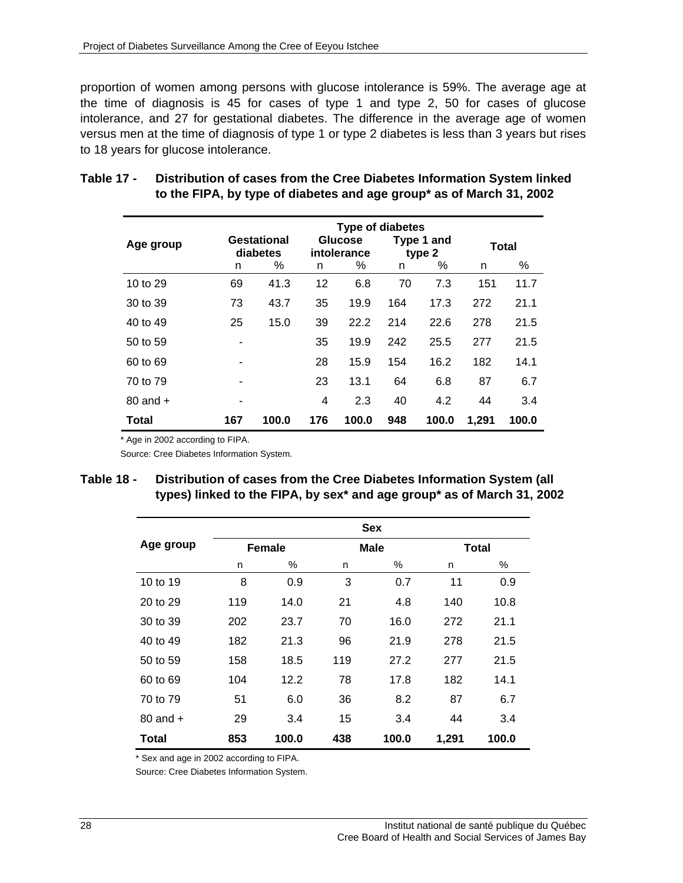proportion of women among persons with glucose intolerance is 59%. The average age at the time of diagnosis is 45 for cases of type 1 and type 2, 50 for cases of glucose intolerance, and 27 for gestational diabetes. The difference in the average age of women versus men at the time of diagnosis of type 1 or type 2 diabetes is less than 3 years but rises to 18 years for glucose intolerance.

**Table 17 - Distribution of cases from the Cree Diabetes Information System linked to the FIPA, by type of diabetes and age group* as of March 31, 2002**

| Age group | Type of diabetes | | | | | | | |
|---|---|---|---|---|---|---|---|---|
| | Gestational diabetes | | Glucose intolerance | | Type 1 and type 2 | | Total | |
| | n | % | n | % | n | % | n | % |
| 10 to 29 | 69 | 41.3 | 12 | 6.8 | 70 | 7.3 | 151 | 11.7 |
| 30 to 39 | 73 | 43.7 | 35 | 19.9 | 164 | 17.3 | 272 | 21.1 |
| 40 to 49 | 25 | 15.0 | 39 | 22.2 | 214 | 22.6 | 278 | 21.5 |
| 50 to 59 | - | | 35 | 19.9 | 242 | 25.5 | 277 | 21.5 |
| 60 to 69 | - | | 28 | 15.9 | 154 | 16.2 | 182 | 14.1 |
| 70 to 79 | - | | 23 | 13.1 | 64 | 6.8 | 87 | 6.7 |
| 80 and + | - | | 4 | 2.3 | 40 | 4.2 | 44 | 3.4 |
| **Total** | **167** | **100.0** | **176** | **100.0** | **948** | **100.0** | **1,291** | **100.0** |

\* Age in 2002 according to FIPA.

Source: Cree Diabetes Information System.

**Table 18 - Distribution of cases from the Cree Diabetes Information System (all types) linked to the FIPA, by sex* and age group* as of March 31, 2002**

| Age group | Sex | | | | | |
|---|---|---|---|---|---|---|
| | Female | | Male | | Total | |
| | n | % | n | % | n | % |
| 10 to 19 | 8 | 0.9 | 3 | 0.7 | 11 | 0.9 |
| 20 to 29 | 119 | 14.0 | 21 | 4.8 | 140 | 10.8 |
| 30 to 39 | 202 | 23.7 | 70 | 16.0 | 272 | 21.1 |
| 40 to 49 | 182 | 21.3 | 96 | 21.9 | 278 | 21.5 |
| 50 to 59 | 158 | 18.5 | 119 | 27.2 | 277 | 21.5 |
| 60 to 69 | 104 | 12.2 | 78 | 17.8 | 182 | 14.1 |
| 70 to 79 | 51 | 6.0 | 36 | 8.2 | 87 | 6.7 |
| 80 and + | 29 | 3.4 | 15 | 3.4 | 44 | 3.4 |
| **Total** | **853** | **100.0** | **438** | **100.0** | **1,291** | **100.0** |

\* Sex and age in 2002 according to FIPA.

Source: Cree Diabetes Information System.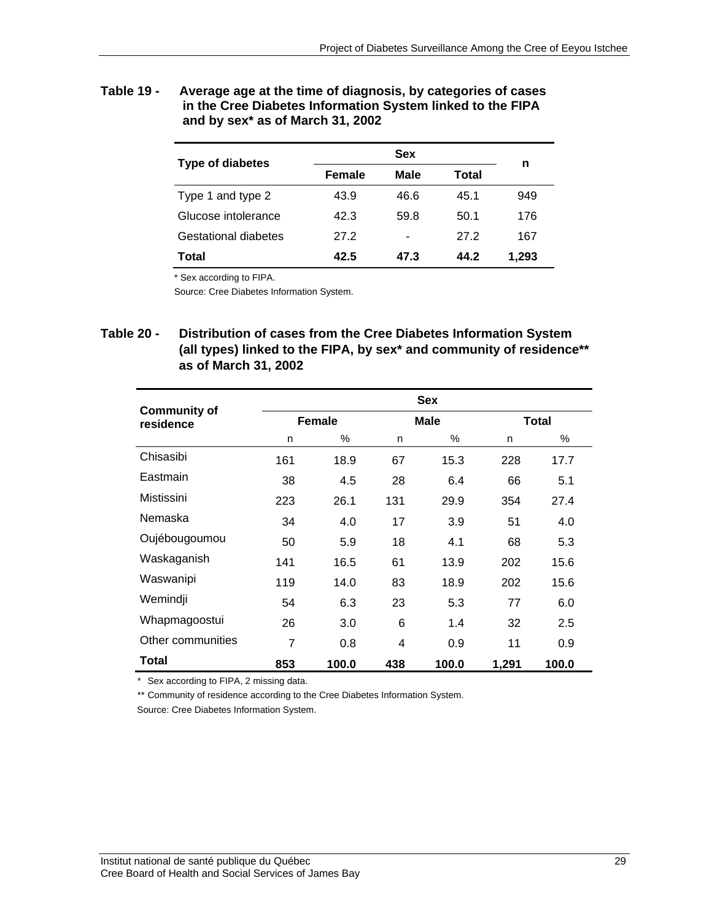**Table 19 - Average age at the time of diagnosis, by categories of cases in the Cree Diabetes Information System linked to the FIPA and by sex* as of March 31, 2002**

| Type of diabetes | Sex | | | n |
|---|---|---|---|---|
| | Female | Male | Total | |
| Type 1 and type 2 | 43.9 | 46.6 | 45.1 | 949 |
| Glucose intolerance | 42.3 | 59.8 | 50.1 | 176 |
| Gestational diabetes | 27.2 | - | 27.2 | 167 |
| **Total** | **42.5** | **47.3** | **44.2** | **1,293** |

\* Sex according to FIPA.

Source: Cree Diabetes Information System.

**Table 20 - Distribution of cases from the Cree Diabetes Information System (all types) linked to the FIPA, by sex* and community of residence** as of March 31, 2002**

| Community of residence | Sex | | | | | |
|---|---|---|---|---|---|---|
| | Female | | Male | | Total | |
| | n | % | n | % | n | % |
| Chisasibi | 161 | 18.9 | 67 | 15.3 | 228 | 17.7 |
| Eastmain | 38 | 4.5 | 28 | 6.4 | 66 | 5.1 |
| Mistissini | 223 | 26.1 | 131 | 29.9 | 354 | 27.4 |
| Nemaska | 34 | 4.0 | 17 | 3.9 | 51 | 4.0 |
| Oujébougoumou | 50 | 5.9 | 18 | 4.1 | 68 | 5.3 |
| Waskaganish | 141 | 16.5 | 61 | 13.9 | 202 | 15.6 |
| Waswanipi | 119 | 14.0 | 83 | 18.9 | 202 | 15.6 |
| Wemindji | 54 | 6.3 | 23 | 5.3 | 77 | 6.0 |
| Whapmagoostui | 26 | 3.0 | 6 | 1.4 | 32 | 2.5 |
| Other communities | 7 | 0.8 | 4 | 0.9 | 11 | 0.9 |
| **Total** | **853** | **100.0** | **438** | **100.0** | **1,291** | **100.0** |

\* Sex according to FIPA, 2 missing data.

** Community of residence according to the Cree Diabetes Information System.

Source: Cree Diabetes Information System.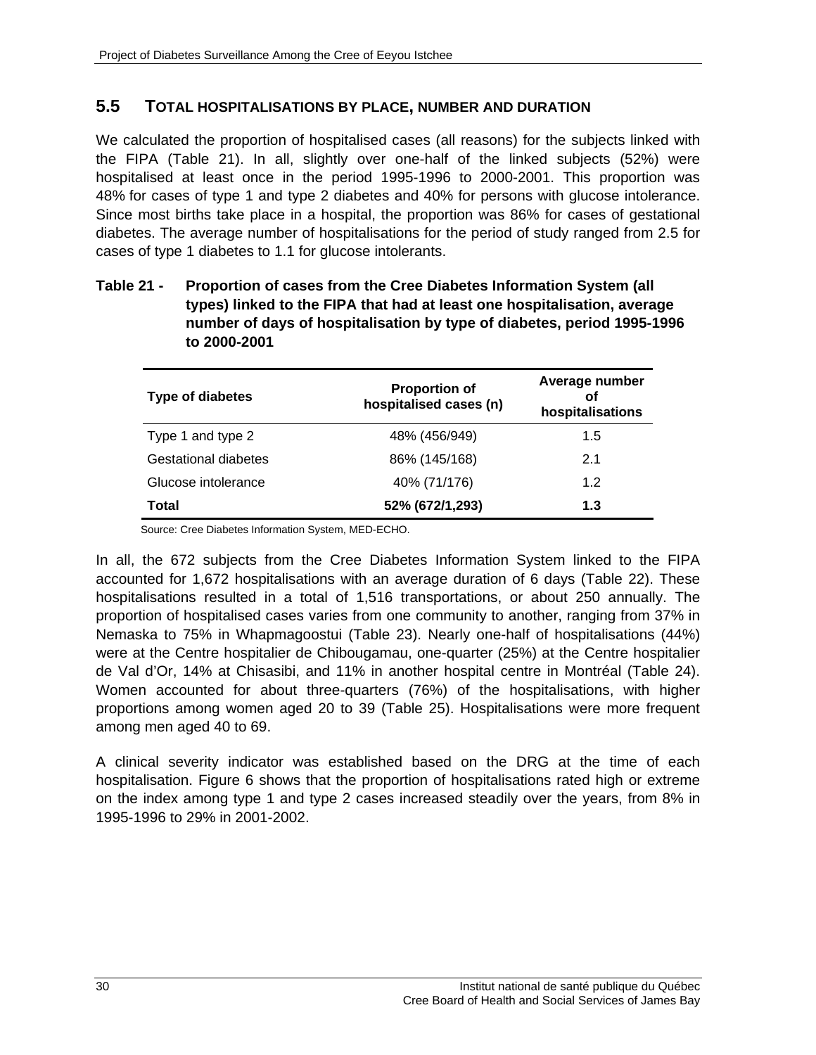## 5.5 TOTAL HOSPITALISATIONS BY PLACE, NUMBER AND DURATION

We calculated the proportion of hospitalised cases (all reasons) for the subjects linked with the FIPA (Table 21). In all, slightly over one-half of the linked subjects (52%) were hospitalised at least once in the period 1995-1996 to 2000-2001. This proportion was 48% for cases of type 1 and type 2 diabetes and 40% for persons with glucose intolerance. Since most births take place in a hospital, the proportion was 86% for cases of gestational diabetes. The average number of hospitalisations for the period of study ranged from 2.5 for cases of type 1 diabetes to 1.1 for glucose intolerants.

**Table 21 - Proportion of cases from the Cree Diabetes Information System (all types) linked to the FIPA that had at least one hospitalisation, average number of days of hospitalisation by type of diabetes, period 1995-1996 to 2000-2001**

| Type of diabetes | Proportion of hospitalised cases (n) | Average number of hospitalisations |
|---|---|---|
| Type 1 and type 2 | 48% (456/949) | 1.5 |
| Gestational diabetes | 86% (145/168) | 2.1 |
| Glucose intolerance | 40% (71/176) | 1.2 |
| **Total** | **52% (672/1,293)** | **1.3** |

Source: Cree Diabetes Information System, MED-ECHO.

In all, the 672 subjects from the Cree Diabetes Information System linked to the FIPA accounted for 1,672 hospitalisations with an average duration of 6 days (Table 22). These hospitalisations resulted in a total of 1,516 transportations, or about 250 annually. The proportion of hospitalised cases varies from one community to another, ranging from 37% in Nemaska to 75% in Whapmagoostui (Table 23). Nearly one-half of hospitalisations (44%) were at the Centre hospitalier de Chibougamau, one-quarter (25%) at the Centre hospitalier de Val d'Or, 14% at Chisasibi, and 11% in another hospital centre in Montréal (Table 24). Women accounted for about three-quarters (76%) of the hospitalisations, with higher proportions among women aged 20 to 39 (Table 25). Hospitalisations were more frequent among men aged 40 to 69.

A clinical severity indicator was established based on the DRG at the time of each hospitalisation. Figure 6 shows that the proportion of hospitalisations rated high or extreme on the index among type 1 and type 2 cases increased steadily over the years, from 8% in 1995-1996 to 29% in 2001-2002.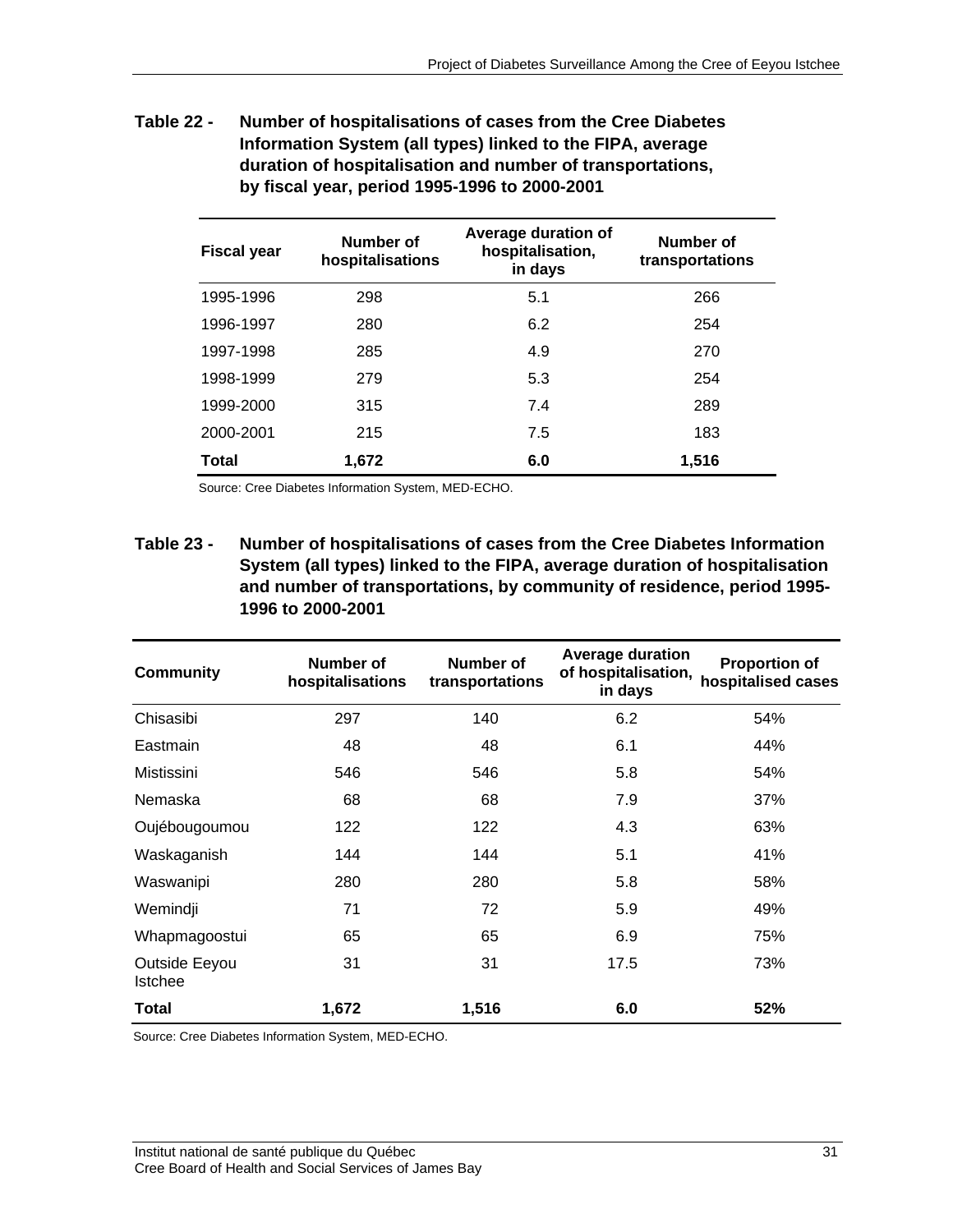**Table 22 - Number of hospitalisations of cases from the Cree Diabetes Information System (all types) linked to the FIPA, average duration of hospitalisation and number of transportations, by fiscal year, period 1995-1996 to 2000-2001**

| Fiscal year | Number of hospitalisations | Average duration of hospitalisation, in days | Number of transportations |
|---|---|---|---|
| 1995-1996 | 298 | 5.1 | 266 |
| 1996-1997 | 280 | 6.2 | 254 |
| 1997-1998 | 285 | 4.9 | 270 |
| 1998-1999 | 279 | 5.3 | 254 |
| 1999-2000 | 315 | 7.4 | 289 |
| 2000-2001 | 215 | 7.5 | 183 |
| **Total** | **1,672** | **6.0** | **1,516** |

Source: Cree Diabetes Information System, MED-ECHO.

**Table 23 - Number of hospitalisations of cases from the Cree Diabetes Information System (all types) linked to the FIPA, average duration of hospitalisation and number of transportations, by community of residence, period 1995-1996 to 2000-2001**

| Community | Number of hospitalisations | Number of transportations | Average duration of hospitalisation, in days | Proportion of hospitalised cases |
|---|---|---|---|---|
| Chisasibi | 297 | 140 | 6.2 | 54% |
| Eastmain | 48 | 48 | 6.1 | 44% |
| Mistissini | 546 | 546 | 5.8 | 54% |
| Nemaska | 68 | 68 | 7.9 | 37% |
| Oujébougoumou | 122 | 122 | 4.3 | 63% |
| Waskaganish | 144 | 144 | 5.1 | 41% |
| Waswanipi | 280 | 280 | 5.8 | 58% |
| Wemindji | 71 | 72 | 5.9 | 49% |
| Whapmagoostui | 65 | 65 | 6.9 | 75% |
| Outside Eeyou Istchee | 31 | 31 | 17.5 | 73% |
| **Total** | **1,672** | **1,516** | **6.0** | **52%** |

Source: Cree Diabetes Information System, MED-ECHO.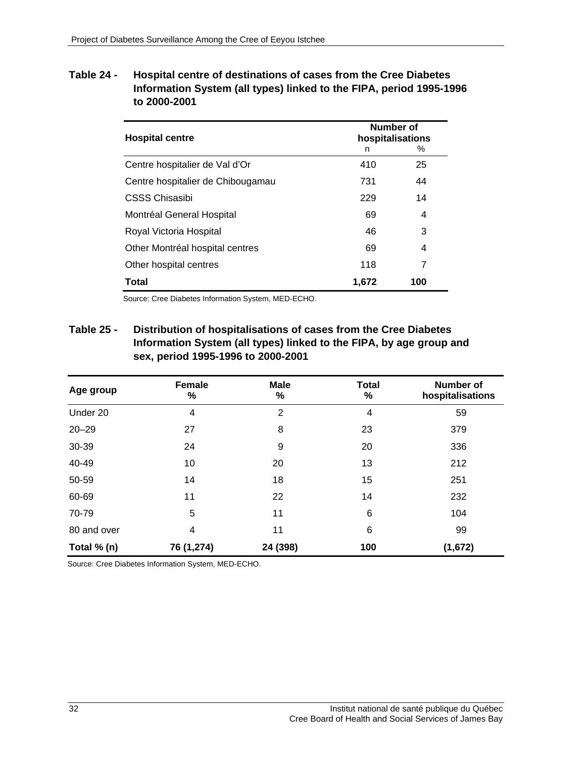**Table 24 - Hospital centre of destinations of cases from the Cree Diabetes Information System (all types) linked to the FIPA, period 1995-1996 to 2000-2001**

| Hospital centre | Number of hospitalisations | |
|---|---|---|
| | n | % |
| Centre hospitalier de Val d'Or | 410 | 25 |
| Centre hospitalier de Chibougamau | 731 | 44 |
| CSSS Chisasibi | 229 | 14 |
| Montréal General Hospital | 69 | 4 |
| Royal Victoria Hospital | 46 | 3 |
| Other Montréal hospital centres | 69 | 4 |
| Other hospital centres | 118 | 7 |
| **Total** | **1,672** | **100** |

Source: Cree Diabetes Information System, MED-ECHO.

**Table 25 - Distribution of hospitalisations of cases from the Cree Diabetes Information System (all types) linked to the FIPA, by age group and sex, period 1995-1996 to 2000-2001**

| Age group | Female % | Male % | Total % | Number of hospitalisations |
|---|---|---|---|---|
| Under 20 | 4 | 2 | 4 | 59 |
| 20–29 | 27 | 8 | 23 | 379 |
| 30-39 | 24 | 9 | 20 | 336 |
| 40-49 | 10 | 20 | 13 | 212 |
| 50-59 | 14 | 18 | 15 | 251 |
| 60-69 | 11 | 22 | 14 | 232 |
| 70-79 | 5 | 11 | 6 | 104 |
| 80 and over | 4 | 11 | 6 | 99 |
| **Total % (n)** | **76 (1,274)** | **24 (398)** | **100** | **(1,672)** |

Source: Cree Diabetes Information System, MED-ECHO.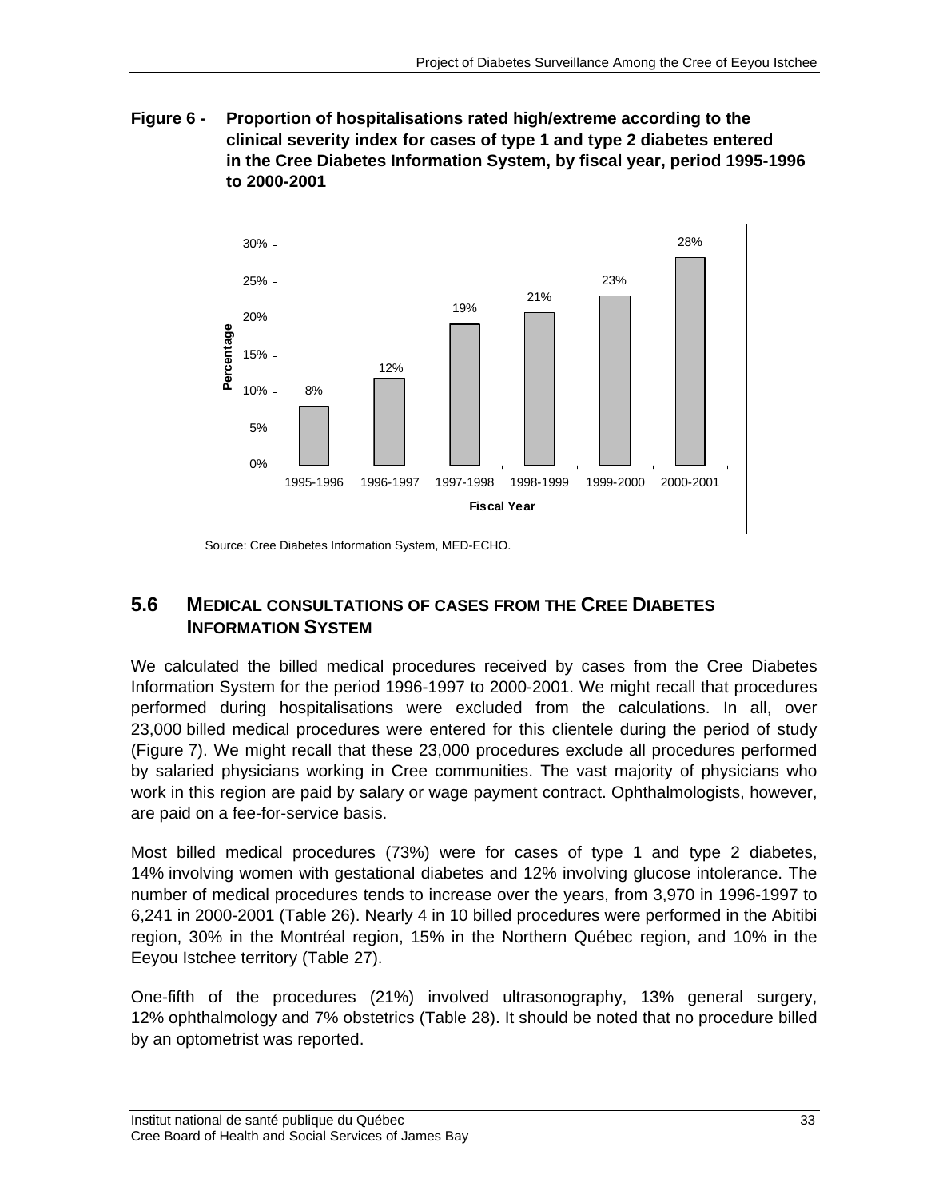**Figure 6 - Proportion of hospitalisations rated high/extreme according to the clinical severity index for cases of type 1 and type 2 diabetes entered in the Cree Diabetes Information System, by fiscal year, period 1995-1996 to 2000-2001**

| Fiscal Year | Percentage |
|---|---|
| 1995-1996 | 8% |
| 1996-1997 | 12% |
| 1997-1998 | 19% |
| 1998-1999 | 21% |
| 1999-2000 | 23% |
| 2000-2001 | 28% |

Source: Cree Diabetes Information System, MED-ECHO.

## 5.6 MEDICAL CONSULTATIONS OF CASES FROM THE CREE DIABETES INFORMATION SYSTEM

We calculated the billed medical procedures received by cases from the Cree Diabetes Information System for the period 1996-1997 to 2000-2001. We might recall that procedures performed during hospitalisations were excluded from the calculations. In all, over 23,000 billed medical procedures were entered for this clientele during the period of study (Figure 7). We might recall that these 23,000 procedures exclude all procedures performed by salaried physicians working in Cree communities. The vast majority of physicians who work in this region are paid by salary or wage payment contract. Ophthalmologists, however, are paid on a fee-for-service basis.

Most billed medical procedures (73%) were for cases of type 1 and type 2 diabetes, 14% involving women with gestational diabetes and 12% involving glucose intolerance. The number of medical procedures tends to increase over the years, from 3,970 in 1996-1997 to 6,241 in 2000-2001 (Table 26). Nearly 4 in 10 billed procedures were performed in the Abitibi region, 30% in the Montréal region, 15% in the Northern Québec region, and 10% in the Eeyou Istchee territory (Table 27).

One-fifth of the procedures (21%) involved ultrasonography, 13% general surgery, 12% ophthalmology and 7% obstetrics (Table 28). It should be noted that no procedure billed by an optometrist was reported.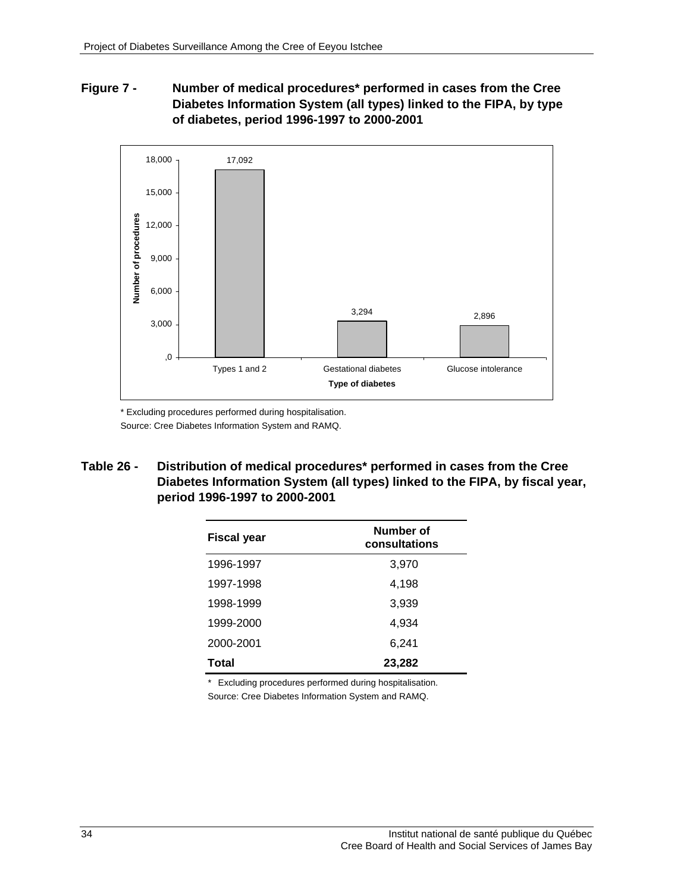**Figure 7 - Number of medical procedures* performed in cases from the Cree Diabetes Information System (all types) linked to the FIPA, by type of diabetes, period 1996-1997 to 2000-2001**

| Type of diabetes | Number of procedures |
|---|---|
| Types 1 and 2 | 17,092 |
| Gestational diabetes | 3,294 |
| Glucose intolerance | 2,896 |

\* Excluding procedures performed during hospitalisation.
Source: Cree Diabetes Information System and RAMQ.

**Table 26 - Distribution of medical procedures* performed in cases from the Cree Diabetes Information System (all types) linked to the FIPA, by fiscal year, period 1996-1997 to 2000-2001**

| Fiscal year | Number of consultations |
|---|---|
| 1996-1997 | 3,970 |
| 1997-1998 | 4,198 |
| 1998-1999 | 3,939 |
| 1999-2000 | 4,934 |
| 2000-2001 | 6,241 |
| **Total** | **23,282** |

\* Excluding procedures performed during hospitalisation.
Source: Cree Diabetes Information System and RAMQ.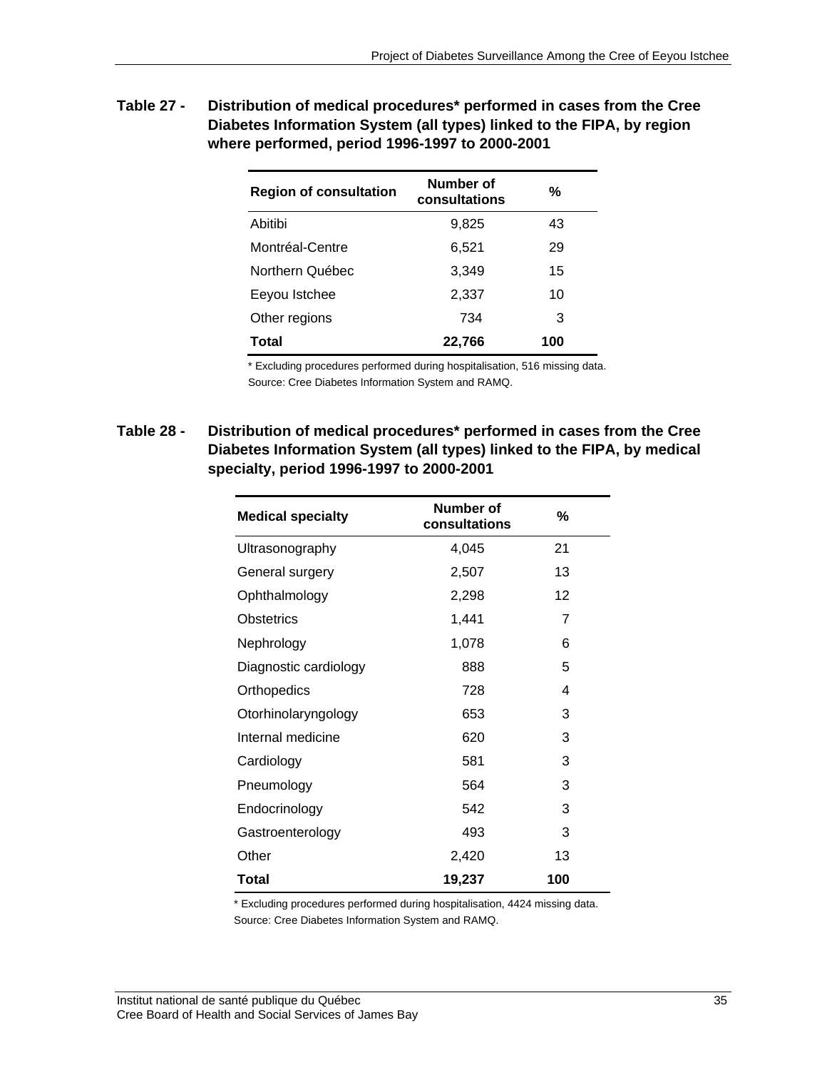**Table 27 - Distribution of medical procedures* performed in cases from the Cree Diabetes Information System (all types) linked to the FIPA, by region where performed, period 1996-1997 to 2000-2001**

| Region of consultation | Number of consultations | % |
|---|---|---|
| Abitibi | 9,825 | 43 |
| Montréal-Centre | 6,521 | 29 |
| Northern Québec | 3,349 | 15 |
| Eeyou Istchee | 2,337 | 10 |
| Other regions | 734 | 3 |
| **Total** | **22,766** | **100** |

* Excluding procedures performed during hospitalisation, 516 missing data.
Source: Cree Diabetes Information System and RAMQ.

**Table 28 - Distribution of medical procedures* performed in cases from the Cree Diabetes Information System (all types) linked to the FIPA, by medical specialty, period 1996-1997 to 2000-2001**

| Medical specialty | Number of consultations | % |
|---|---|---|
| Ultrasonography | 4,045 | 21 |
| General surgery | 2,507 | 13 |
| Ophthalmology | 2,298 | 12 |
| Obstetrics | 1,441 | 7 |
| Nephrology | 1,078 | 6 |
| Diagnostic cardiology | 888 | 5 |
| Orthopedics | 728 | 4 |
| Otorhinolaryngology | 653 | 3 |
| Internal medicine | 620 | 3 |
| Cardiology | 581 | 3 |
| Pneumology | 564 | 3 |
| Endocrinology | 542 | 3 |
| Gastroenterology | 493 | 3 |
| Other | 2,420 | 13 |
| **Total** | **19,237** | **100** |

* Excluding procedures performed during hospitalisation, 4424 missing data.
Source: Cree Diabetes Information System and RAMQ.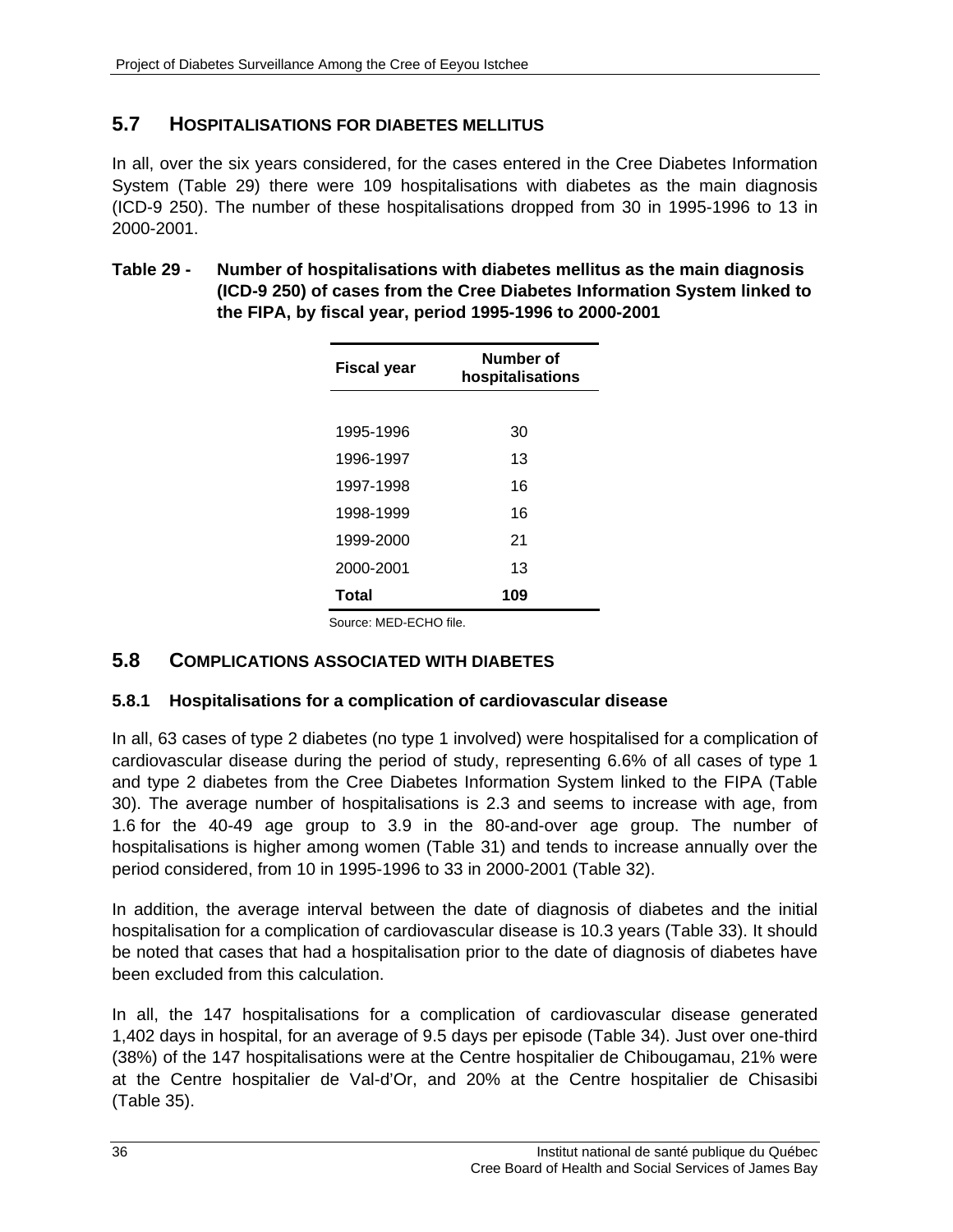## 5.7 HOSPITALISATIONS FOR DIABETES MELLITUS

In all, over the six years considered, for the cases entered in the Cree Diabetes Information System (Table 29) there were 109 hospitalisations with diabetes as the main diagnosis (ICD-9 250). The number of these hospitalisations dropped from 30 in 1995-1996 to 13 in 2000-2001.

**Table 29 - Number of hospitalisations with diabetes mellitus as the main diagnosis (ICD-9 250) of cases from the Cree Diabetes Information System linked to the FIPA, by fiscal year, period 1995-1996 to 2000-2001**

| Fiscal year | Number of hospitalisations |
|---|---|
| 1995-1996 | 30 |
| 1996-1997 | 13 |
| 1997-1998 | 16 |
| 1998-1999 | 16 |
| 1999-2000 | 21 |
| 2000-2001 | 13 |
| **Total** | **109** |

Source: MED-ECHO file.

## 5.8 COMPLICATIONS ASSOCIATED WITH DIABETES

### 5.8.1 Hospitalisations for a complication of cardiovascular disease

In all, 63 cases of type 2 diabetes (no type 1 involved) were hospitalised for a complication of cardiovascular disease during the period of study, representing 6.6% of all cases of type 1 and type 2 diabetes from the Cree Diabetes Information System linked to the FIPA (Table 30). The average number of hospitalisations is 2.3 and seems to increase with age, from 1.6 for the 40-49 age group to 3.9 in the 80-and-over age group. The number of hospitalisations is higher among women (Table 31) and tends to increase annually over the period considered, from 10 in 1995-1996 to 33 in 2000-2001 (Table 32).

In addition, the average interval between the date of diagnosis of diabetes and the initial hospitalisation for a complication of cardiovascular disease is 10.3 years (Table 33). It should be noted that cases that had a hospitalisation prior to the date of diagnosis of diabetes have been excluded from this calculation.

In all, the 147 hospitalisations for a complication of cardiovascular disease generated 1,402 days in hospital, for an average of 9.5 days per episode (Table 34). Just over one-third (38%) of the 147 hospitalisations were at the Centre hospitalier de Chibougamau, 21% were at the Centre hospitalier de Val-d'Or, and 20% at the Centre hospitalier de Chisasibi (Table 35).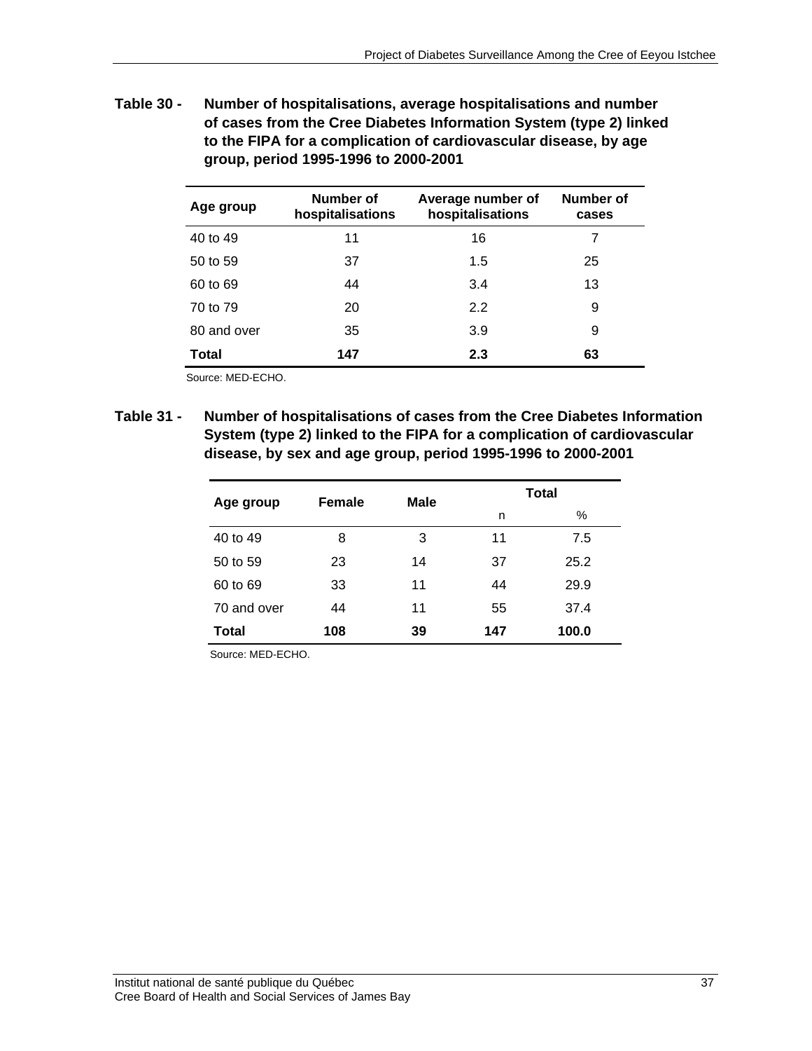**Table 30 - Number of hospitalisations, average hospitalisations and number of cases from the Cree Diabetes Information System (type 2) linked to the FIPA for a complication of cardiovascular disease, by age group, period 1995-1996 to 2000-2001**

| Age group | Number of hospitalisations | Average number of hospitalisations | Number of cases |
|---|---|---|---|
| 40 to 49 | 11 | 16 | 7 |
| 50 to 59 | 37 | 1.5 | 25 |
| 60 to 69 | 44 | 3.4 | 13 |
| 70 to 79 | 20 | 2.2 | 9 |
| 80 and over | 35 | 3.9 | 9 |
| **Total** | **147** | **2.3** | **63** |

Source: MED-ECHO.

**Table 31 - Number of hospitalisations of cases from the Cree Diabetes Information System (type 2) linked to the FIPA for a complication of cardiovascular disease, by sex and age group, period 1995-1996 to 2000-2001**

| Age group | Female | Male | Total | |
|---|---|---|---|---|
| | | | n | % |
| 40 to 49 | 8 | 3 | 11 | 7.5 |
| 50 to 59 | 23 | 14 | 37 | 25.2 |
| 60 to 69 | 33 | 11 | 44 | 29.9 |
| 70 and over | 44 | 11 | 55 | 37.4 |
| **Total** | **108** | **39** | **147** | **100.0** |

Source: MED-ECHO.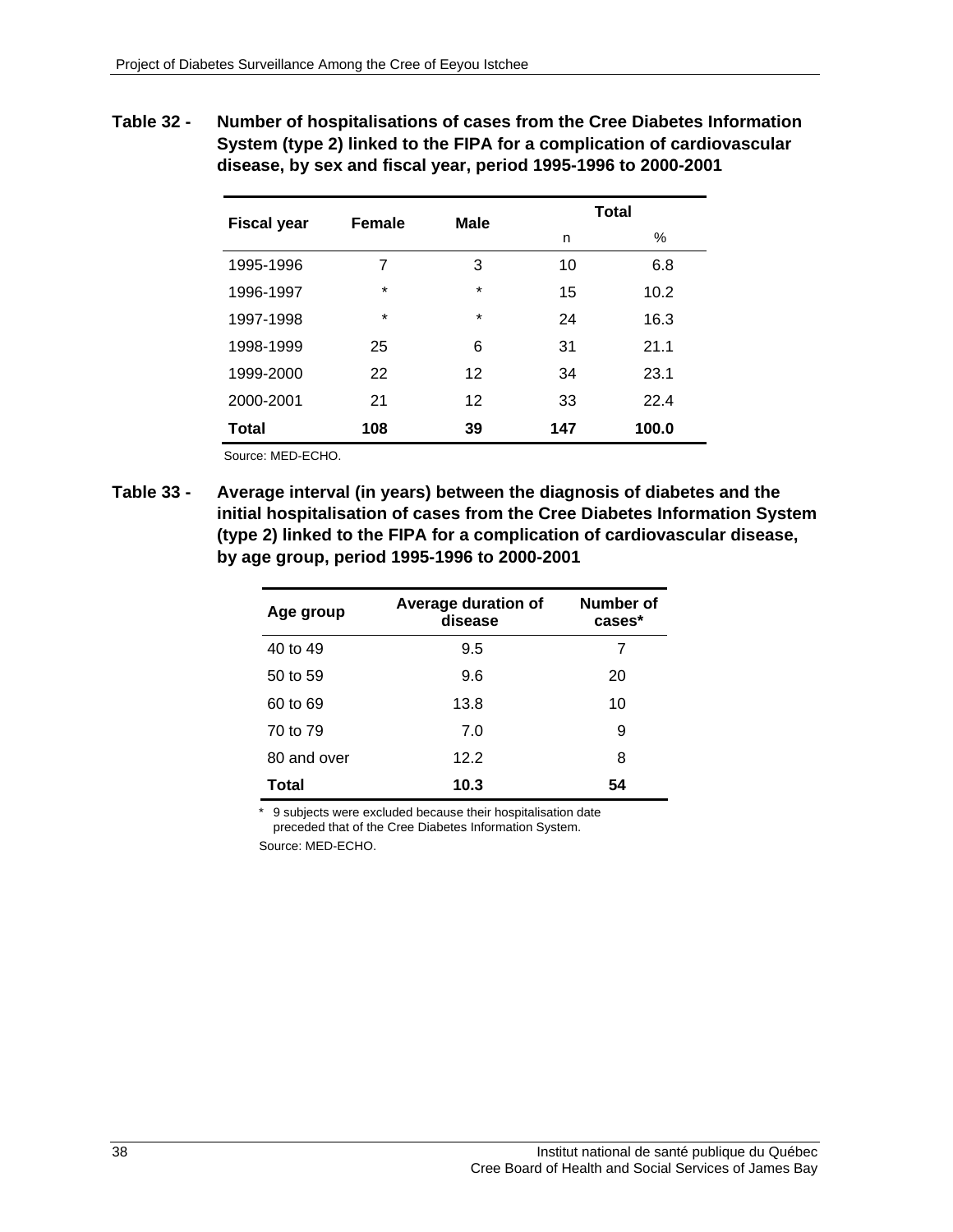**Table 32 - Number of hospitalisations of cases from the Cree Diabetes Information System (type 2) linked to the FIPA for a complication of cardiovascular disease, by sex and fiscal year, period 1995-1996 to 2000-2001**

| Fiscal year | Female | Male | Total | |
|---|---|---|---|---|
| | | | n | % |
| 1995-1996 | 7 | 3 | 10 | 6.8 |
| 1996-1997 | * | * | 15 | 10.2 |
| 1997-1998 | * | * | 24 | 16.3 |
| 1998-1999 | 25 | 6 | 31 | 21.1 |
| 1999-2000 | 22 | 12 | 34 | 23.1 |
| 2000-2001 | 21 | 12 | 33 | 22.4 |
| **Total** | **108** | **39** | **147** | **100.0** |

Source: MED-ECHO.

**Table 33 - Average interval (in years) between the diagnosis of diabetes and the initial hospitalisation of cases from the Cree Diabetes Information System (type 2) linked to the FIPA for a complication of cardiovascular disease, by age group, period 1995-1996 to 2000-2001**

| Age group | Average duration of disease | Number of cases* |
|---|---|---|
| 40 to 49 | 9.5 | 7 |
| 50 to 59 | 9.6 | 20 |
| 60 to 69 | 13.8 | 10 |
| 70 to 79 | 7.0 | 9 |
| 80 and over | 12.2 | 8 |
| **Total** | **10.3** | **54** |

\* 9 subjects were excluded because their hospitalisation date preceded that of the Cree Diabetes Information System.

Source: MED-ECHO.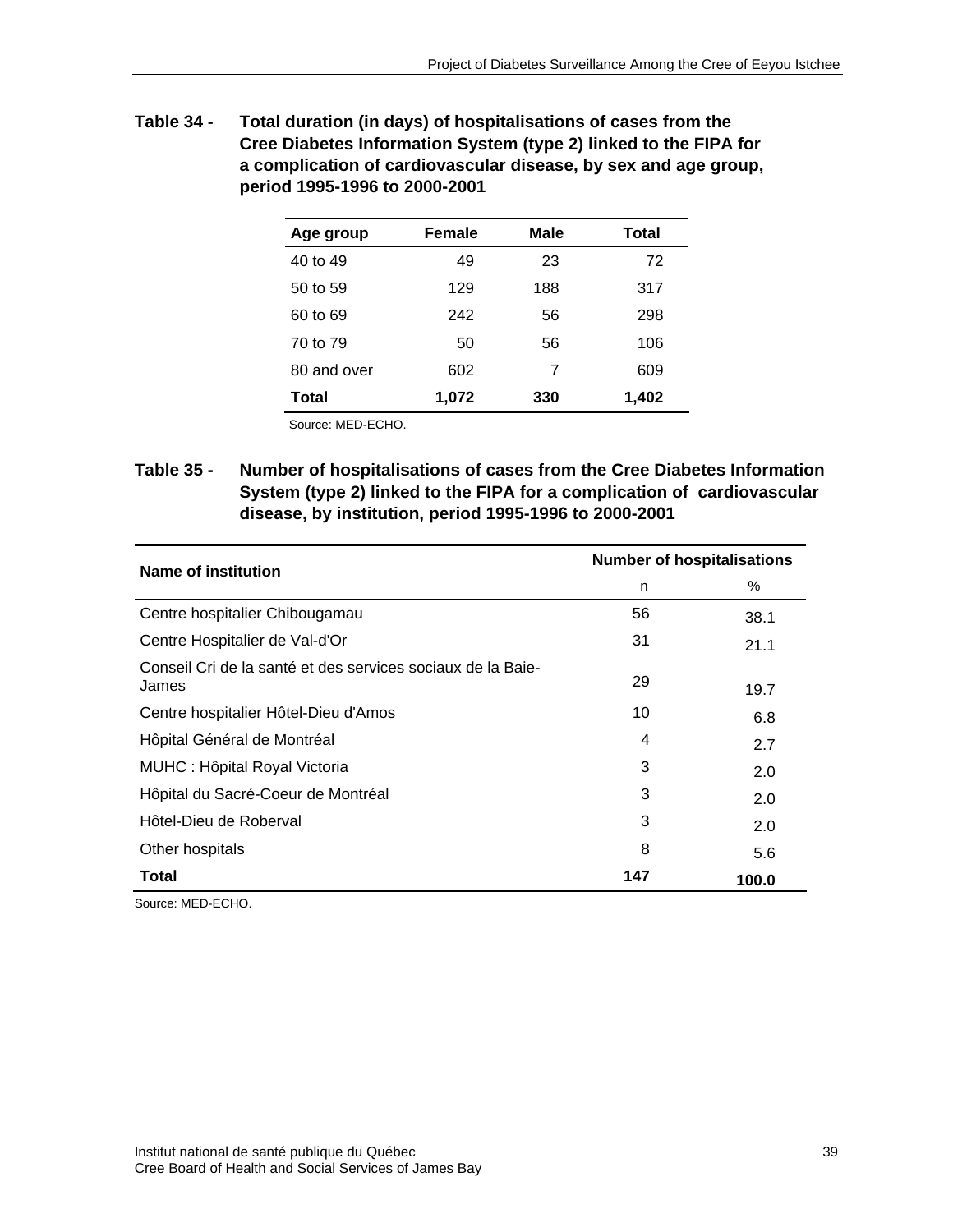**Table 34 - Total duration (in days) of hospitalisations of cases from the Cree Diabetes Information System (type 2) linked to the FIPA for a complication of cardiovascular disease, by sex and age group, period 1995-1996 to 2000-2001**

| Age group | Female | Male | Total |
|---|---|---|---|
| 40 to 49 | 49 | 23 | 72 |
| 50 to 59 | 129 | 188 | 317 |
| 60 to 69 | 242 | 56 | 298 |
| 70 to 79 | 50 | 56 | 106 |
| 80 and over | 602 | 7 | 609 |
| **Total** | **1,072** | **330** | **1,402** |

Source: MED-ECHO.

**Table 35 - Number of hospitalisations of cases from the Cree Diabetes Information System (type 2) linked to the FIPA for a complication of cardiovascular disease, by institution, period 1995-1996 to 2000-2001**

| Name of institution | Number of hospitalisations | |
|---|---|---|
| | n | % |
| Centre hospitalier Chibougamau | 56 | 38.1 |
| Centre Hospitalier de Val-d'Or | 31 | 21.1 |
| Conseil Cri de la santé et des services sociaux de la Baie-James | 29 | 19.7 |
| Centre hospitalier Hôtel-Dieu d'Amos | 10 | 6.8 |
| Hôpital Général de Montréal | 4 | 2.7 |
| MUHC : Hôpital Royal Victoria | 3 | 2.0 |
| Hôpital du Sacré-Coeur de Montréal | 3 | 2.0 |
| Hôtel-Dieu de Roberval | 3 | 2.0 |
| Other hospitals | 8 | 5.6 |
| **Total** | **147** | **100.0** |

Source: MED-ECHO.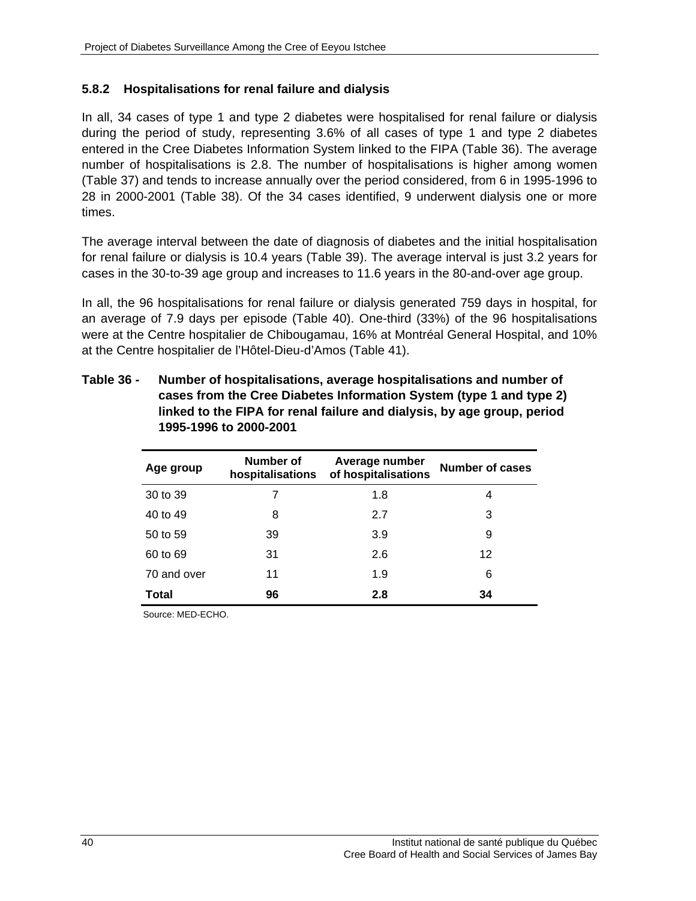### 5.8.2 Hospitalisations for renal failure and dialysis

In all, 34 cases of type 1 and type 2 diabetes were hospitalised for renal failure or dialysis during the period of study, representing 3.6% of all cases of type 1 and type 2 diabetes entered in the Cree Diabetes Information System linked to the FIPA (Table 36). The average number of hospitalisations is 2.8. The number of hospitalisations is higher among women (Table 37) and tends to increase annually over the period considered, from 6 in 1995-1996 to 28 in 2000-2001 (Table 38). Of the 34 cases identified, 9 underwent dialysis one or more times.

The average interval between the date of diagnosis of diabetes and the initial hospitalisation for renal failure or dialysis is 10.4 years (Table 39). The average interval is just 3.2 years for cases in the 30-to-39 age group and increases to 11.6 years in the 80-and-over age group.

In all, the 96 hospitalisations for renal failure or dialysis generated 759 days in hospital, for an average of 7.9 days per episode (Table 40). One-third (33%) of the 96 hospitalisations were at the Centre hospitalier de Chibougamau, 16% at Montréal General Hospital, and 10% at the Centre hospitalier de l'Hôtel-Dieu-d'Amos (Table 41).

**Table 36 - Number of hospitalisations, average hospitalisations and number of cases from the Cree Diabetes Information System (type 1 and type 2) linked to the FIPA for renal failure and dialysis, by age group, period 1995-1996 to 2000-2001**

| Age group | Number of hospitalisations | Average number of hospitalisations | Number of cases |
|---|---|---|---|
| 30 to 39 | 7 | 1.8 | 4 |
| 40 to 49 | 8 | 2.7 | 3 |
| 50 to 59 | 39 | 3.9 | 9 |
| 60 to 69 | 31 | 2.6 | 12 |
| 70 and over | 11 | 1.9 | 6 |
| **Total** | **96** | **2.8** | **34** |

Source: MED-ECHO.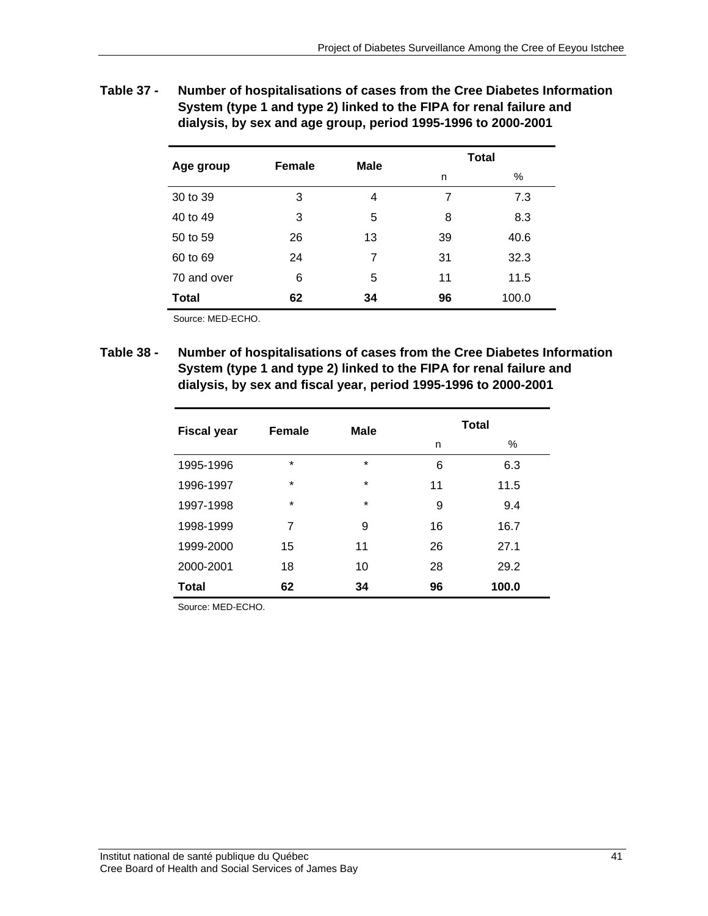**Table 37 - Number of hospitalisations of cases from the Cree Diabetes Information System (type 1 and type 2) linked to the FIPA for renal failure and dialysis, by sex and age group, period 1995-1996 to 2000-2001**

| Age group | Female | Male | Total | |
|---|---|---|---|---|
| | | | n | % |
| 30 to 39 | 3 | 4 | 7 | 7.3 |
| 40 to 49 | 3 | 5 | 8 | 8.3 |
| 50 to 59 | 26 | 13 | 39 | 40.6 |
| 60 to 69 | 24 | 7 | 31 | 32.3 |
| 70 and over | 6 | 5 | 11 | 11.5 |
| **Total** | **62** | **34** | **96** | 100.0 |

Source: MED-ECHO.

**Table 38 - Number of hospitalisations of cases from the Cree Diabetes Information System (type 1 and type 2) linked to the FIPA for renal failure and dialysis, by sex and fiscal year, period 1995-1996 to 2000-2001**

| Fiscal year | Female | Male | Total | |
|---|---|---|---|---|
| | | | n | % |
| 1995-1996 | * | * | 6 | 6.3 |
| 1996-1997 | * | * | 11 | 11.5 |
| 1997-1998 | * | * | 9 | 9.4 |
| 1998-1999 | 7 | 9 | 16 | 16.7 |
| 1999-2000 | 15 | 11 | 26 | 27.1 |
| 2000-2001 | 18 | 10 | 28 | 29.2 |
| **Total** | **62** | **34** | **96** | **100.0** |

Source: MED-ECHO.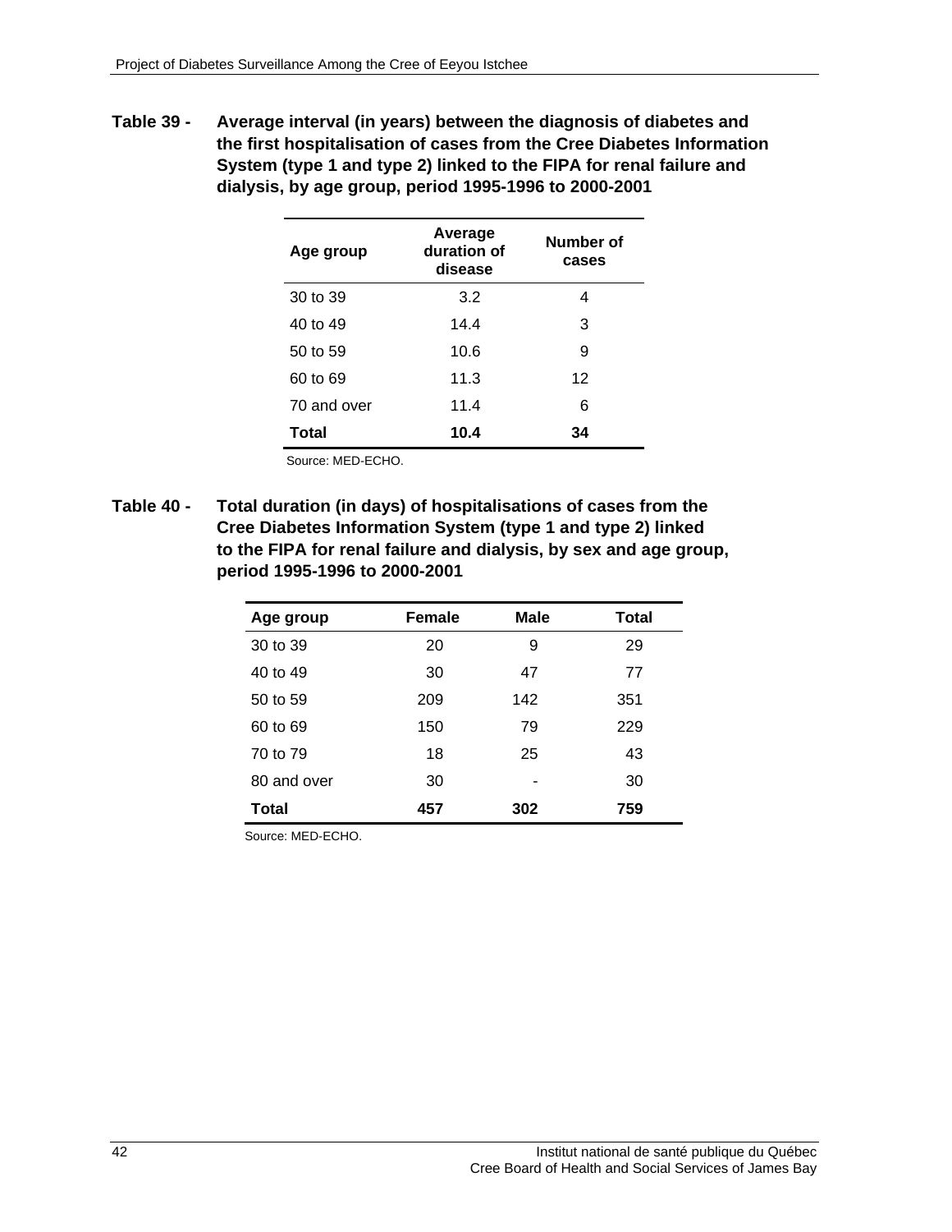**Table 39 - Average interval (in years) between the diagnosis of diabetes and the first hospitalisation of cases from the Cree Diabetes Information System (type 1 and type 2) linked to the FIPA for renal failure and dialysis, by age group, period 1995-1996 to 2000-2001**

| Age group | Average duration of disease | Number of cases |
|---|---|---|
| 30 to 39 | 3.2 | 4 |
| 40 to 49 | 14.4 | 3 |
| 50 to 59 | 10.6 | 9 |
| 60 to 69 | 11.3 | 12 |
| 70 and over | 11.4 | 6 |
| **Total** | **10.4** | **34** |

Source: MED-ECHO.

**Table 40 - Total duration (in days) of hospitalisations of cases from the Cree Diabetes Information System (type 1 and type 2) linked to the FIPA for renal failure and dialysis, by sex and age group, period 1995-1996 to 2000-2001**

| Age group | Female | Male | Total |
|---|---|---|---|
| 30 to 39 | 20 | 9 | 29 |
| 40 to 49 | 30 | 47 | 77 |
| 50 to 59 | 209 | 142 | 351 |
| 60 to 69 | 150 | 79 | 229 |
| 70 to 79 | 18 | 25 | 43 |
| 80 and over | 30 | - | 30 |
| **Total** | **457** | **302** | **759** |

Source: MED-ECHO.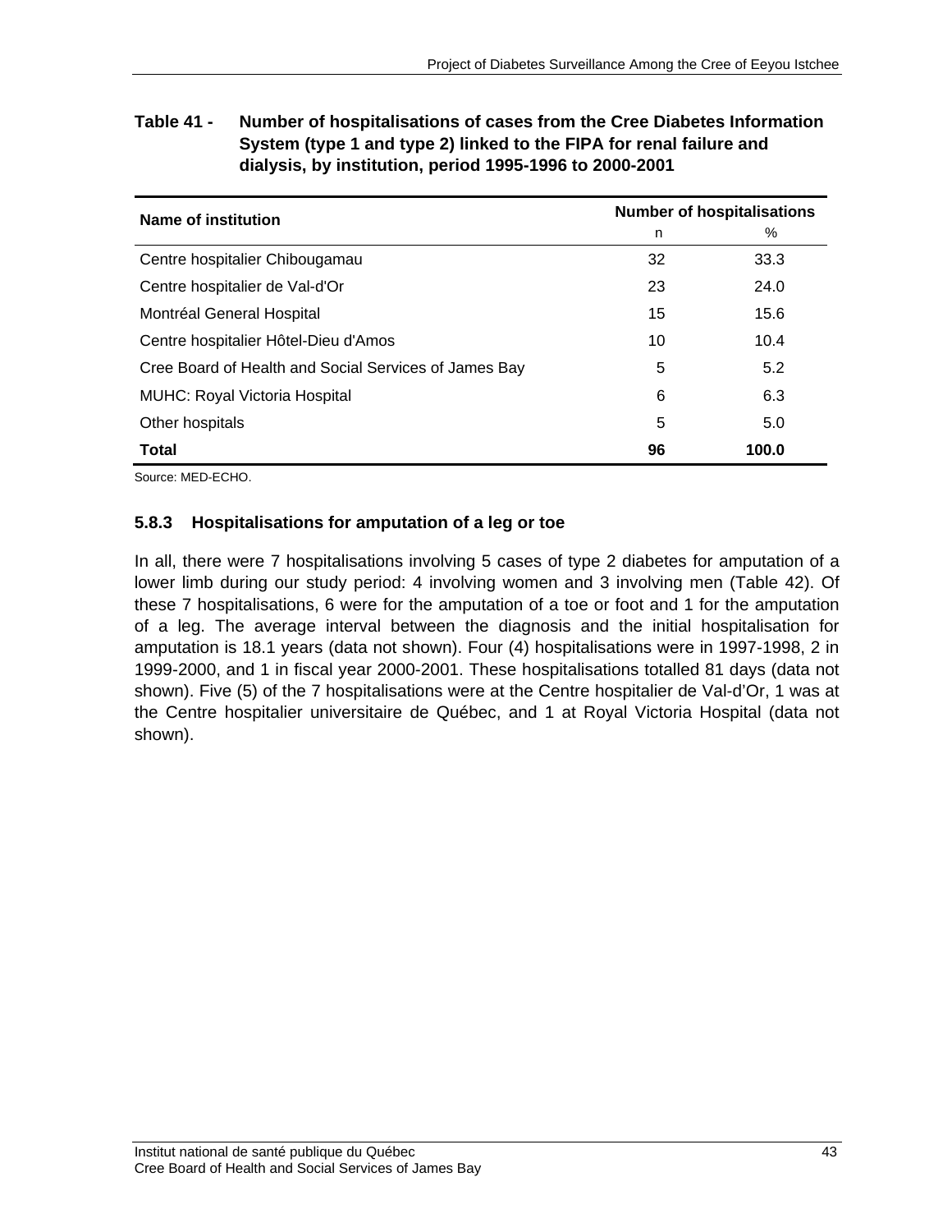**Table 41 - Number of hospitalisations of cases from the Cree Diabetes Information System (type 1 and type 2) linked to the FIPA for renal failure and dialysis, by institution, period 1995-1996 to 2000-2001**

| Name of institution | Number of hospitalisations | |
|---|---|---|
| | n | % |
| Centre hospitalier Chibougamau | 32 | 33.3 |
| Centre hospitalier de Val-d'Or | 23 | 24.0 |
| Montréal General Hospital | 15 | 15.6 |
| Centre hospitalier Hôtel-Dieu d'Amos | 10 | 10.4 |
| Cree Board of Health and Social Services of James Bay | 5 | 5.2 |
| MUHC: Royal Victoria Hospital | 6 | 6.3 |
| Other hospitals | 5 | 5.0 |
| **Total** | **96** | **100.0** |

Source: MED-ECHO.

### 5.8.3 Hospitalisations for amputation of a leg or toe

In all, there were 7 hospitalisations involving 5 cases of type 2 diabetes for amputation of a lower limb during our study period: 4 involving women and 3 involving men (Table 42). Of these 7 hospitalisations, 6 were for the amputation of a toe or foot and 1 for the amputation of a leg. The average interval between the diagnosis and the initial hospitalisation for amputation is 18.1 years (data not shown). Four (4) hospitalisations were in 1997-1998, 2 in 1999-2000, and 1 in fiscal year 2000-2001. These hospitalisations totalled 81 days (data not shown). Five (5) of the 7 hospitalisations were at the Centre hospitalier de Val-d'Or, 1 was at the Centre hospitalier universitaire de Québec, and 1 at Royal Victoria Hospital (data not shown).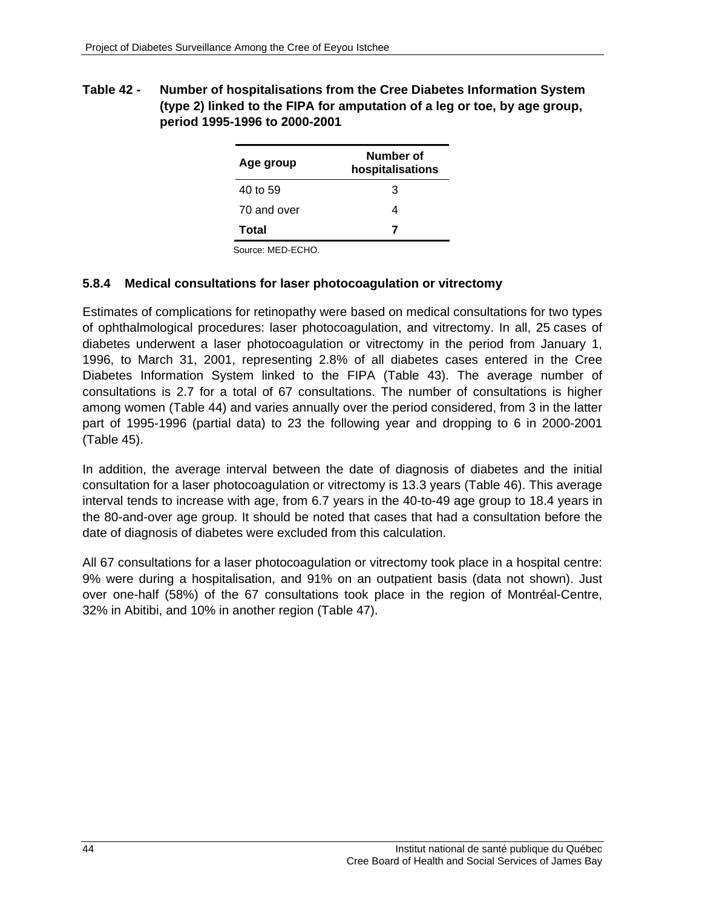**Table 42 - Number of hospitalisations from the Cree Diabetes Information System (type 2) linked to the FIPA for amputation of a leg or toe, by age group, period 1995-1996 to 2000-2001**

| Age group | Number of hospitalisations |
|---|---|
| 40 to 59 | 3 |
| 70 and over | 4 |
| **Total** | **7** |

Source: MED-ECHO.

### 5.8.4 Medical consultations for laser photocoagulation or vitrectomy

Estimates of complications for retinopathy were based on medical consultations for two types of ophthalmological procedures: laser photocoagulation, and vitrectomy. In all, 25 cases of diabetes underwent a laser photocoagulation or vitrectomy in the period from January 1, 1996, to March 31, 2001, representing 2.8% of all diabetes cases entered in the Cree Diabetes Information System linked to the FIPA (Table 43). The average number of consultations is 2.7 for a total of 67 consultations. The number of consultations is higher among women (Table 44) and varies annually over the period considered, from 3 in the latter part of 1995-1996 (partial data) to 23 the following year and dropping to 6 in 2000-2001 (Table 45).

In addition, the average interval between the date of diagnosis of diabetes and the initial consultation for a laser photocoagulation or vitrectomy is 13.3 years (Table 46). This average interval tends to increase with age, from 6.7 years in the 40-to-49 age group to 18.4 years in the 80-and-over age group. It should be noted that cases that had a consultation before the date of diagnosis of diabetes were excluded from this calculation.

All 67 consultations for a laser photocoagulation or vitrectomy took place in a hospital centre: 9% were during a hospitalisation, and 91% on an outpatient basis (data not shown). Just over one-half (58%) of the 67 consultations took place in the region of Montréal-Centre, 32% in Abitibi, and 10% in another region (Table 47).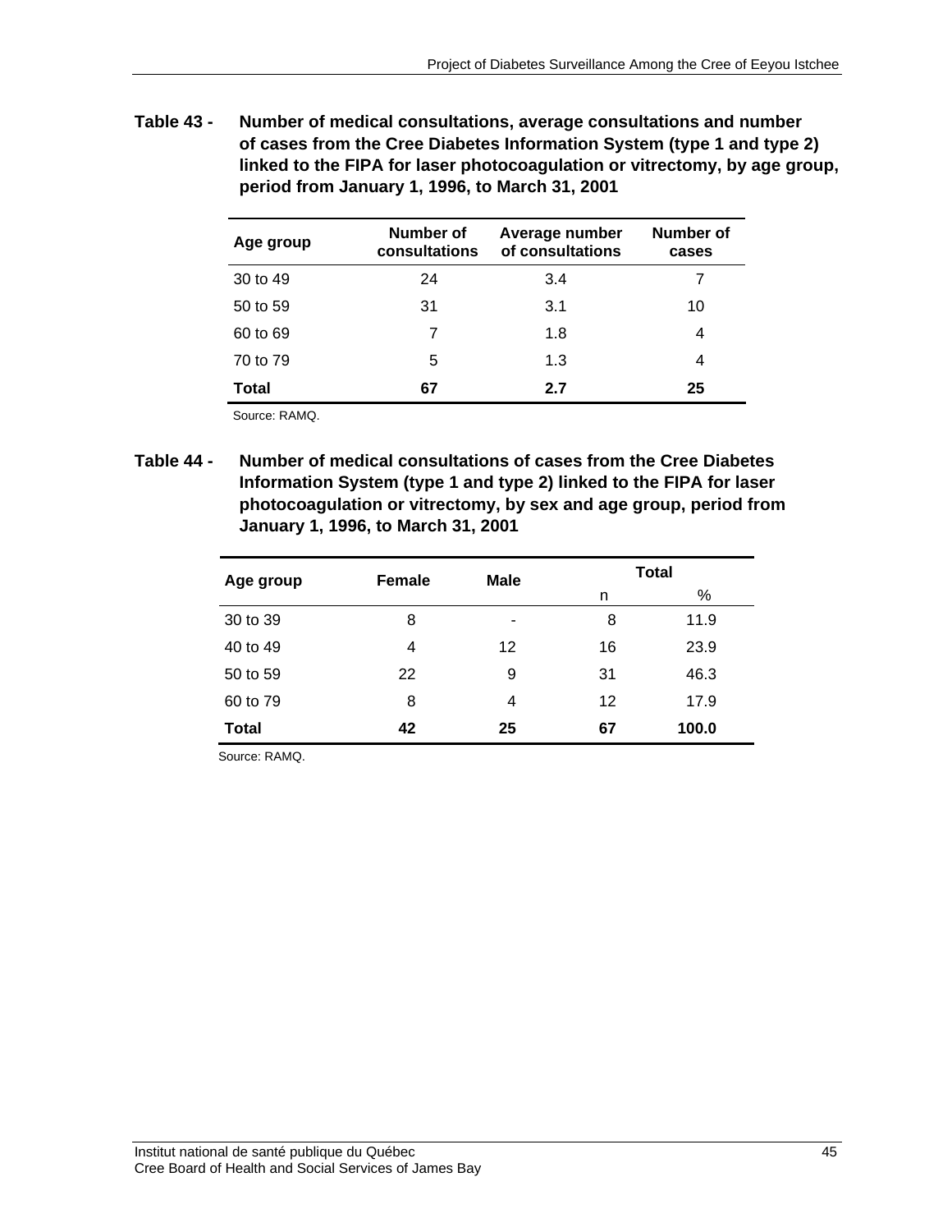**Table 43 - Number of medical consultations, average consultations and number of cases from the Cree Diabetes Information System (type 1 and type 2) linked to the FIPA for laser photocoagulation or vitrectomy, by age group, period from January 1, 1996, to March 31, 2001**

| Age group | Number of consultations | Average number of consultations | Number of cases |
|---|---|---|---|
| 30 to 49 | 24 | 3.4 | 7 |
| 50 to 59 | 31 | 3.1 | 10 |
| 60 to 69 | 7 | 1.8 | 4 |
| 70 to 79 | 5 | 1.3 | 4 |
| **Total** | **67** | **2.7** | **25** |

Source: RAMQ.

**Table 44 - Number of medical consultations of cases from the Cree Diabetes Information System (type 1 and type 2) linked to the FIPA for laser photocoagulation or vitrectomy, by sex and age group, period from January 1, 1996, to March 31, 2001**

| Age group | Female | Male | Total | |
|---|---|---|---|---|
| | | | n | % |
| 30 to 39 | 8 | - | 8 | 11.9 |
| 40 to 49 | 4 | 12 | 16 | 23.9 |
| 50 to 59 | 22 | 9 | 31 | 46.3 |
| 60 to 79 | 8 | 4 | 12 | 17.9 |
| **Total** | **42** | **25** | **67** | **100.0** |

Source: RAMQ.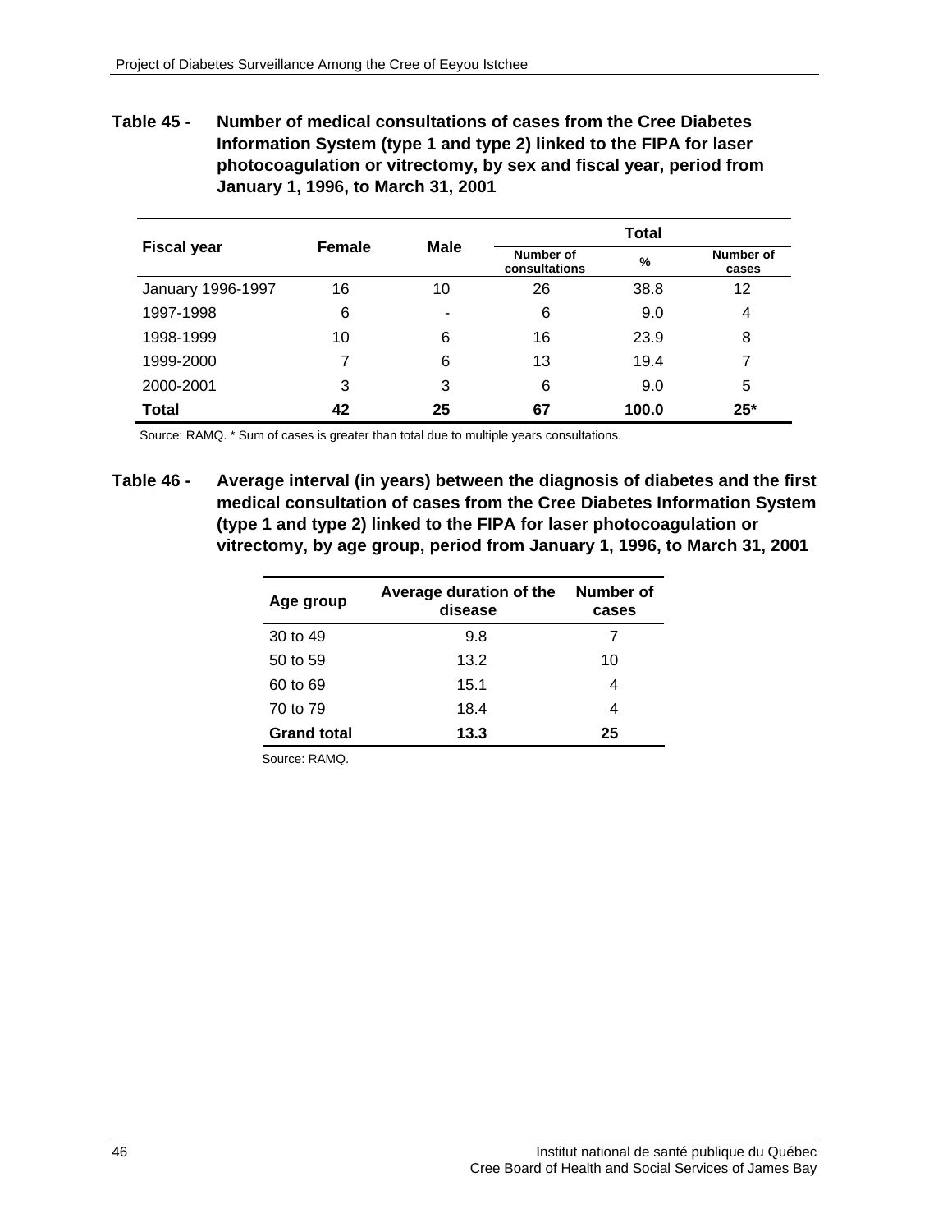**Table 45 - Number of medical consultations of cases from the Cree Diabetes Information System (type 1 and type 2) linked to the FIPA for laser photocoagulation or vitrectomy, by sex and fiscal year, period from January 1, 1996, to March 31, 2001**

| Fiscal year | Female | Male | Total | | |
|---|---|---|---|---|---|
| | | | Number of consultations | % | Number of cases |
| January 1996-1997 | 16 | 10 | 26 | 38.8 | 12 |
| 1997-1998 | 6 | - | 6 | 9.0 | 4 |
| 1998-1999 | 10 | 6 | 16 | 23.9 | 8 |
| 1999-2000 | 7 | 6 | 13 | 19.4 | 7 |
| 2000-2001 | 3 | 3 | 6 | 9.0 | 5 |
| **Total** | **42** | **25** | **67** | **100.0** | **25*** |

Source: RAMQ. * Sum of cases is greater than total due to multiple years consultations.

**Table 46 - Average interval (in years) between the diagnosis of diabetes and the first medical consultation of cases from the Cree Diabetes Information System (type 1 and type 2) linked to the FIPA for laser photocoagulation or vitrectomy, by age group, period from January 1, 1996, to March 31, 2001**

| Age group | Average duration of the disease | Number of cases |
|---|---|---|
| 30 to 49 | 9.8 | 7 |
| 50 to 59 | 13.2 | 10 |
| 60 to 69 | 15.1 | 4 |
| 70 to 79 | 18.4 | 4 |
| **Grand total** | **13.3** | **25** |

Source: RAMQ.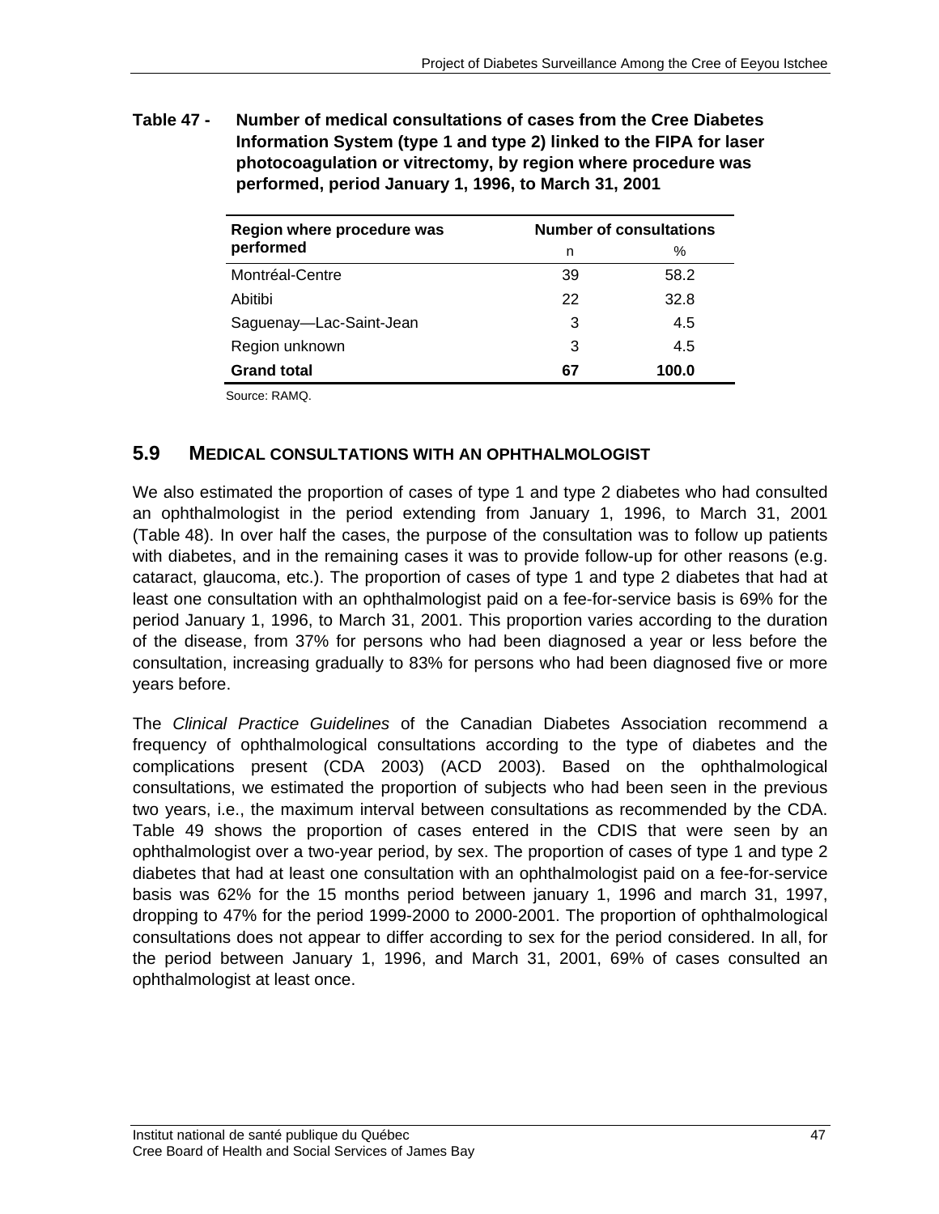**Table 47 - Number of medical consultations of cases from the Cree Diabetes Information System (type 1 and type 2) linked to the FIPA for laser photocoagulation or vitrectomy, by region where procedure was performed, period January 1, 1996, to March 31, 2001**

| Region where procedure was performed | Number of consultations | |
|---|---|---|
| | n | % |
| Montréal-Centre | 39 | 58.2 |
| Abitibi | 22 | 32.8 |
| Saguenay—Lac-Saint-Jean | 3 | 4.5 |
| Region unknown | 3 | 4.5 |
| **Grand total** | **67** | **100.0** |

Source: RAMQ.

## 5.9 MEDICAL CONSULTATIONS WITH AN OPHTHALMOLOGIST

We also estimated the proportion of cases of type 1 and type 2 diabetes who had consulted an ophthalmologist in the period extending from January 1, 1996, to March 31, 2001 (Table 48). In over half the cases, the purpose of the consultation was to follow up patients with diabetes, and in the remaining cases it was to provide follow-up for other reasons (e.g. cataract, glaucoma, etc.). The proportion of cases of type 1 and type 2 diabetes that had at least one consultation with an ophthalmologist paid on a fee-for-service basis is 69% for the period January 1, 1996, to March 31, 2001. This proportion varies according to the duration of the disease, from 37% for persons who had been diagnosed a year or less before the consultation, increasing gradually to 83% for persons who had been diagnosed five or more years before.

The *Clinical Practice Guidelines* of the Canadian Diabetes Association recommend a frequency of ophthalmological consultations according to the type of diabetes and the complications present (CDA 2003) (ACD 2003). Based on the ophthalmological consultations, we estimated the proportion of subjects who had been seen in the previous two years, i.e., the maximum interval between consultations as recommended by the CDA. Table 49 shows the proportion of cases entered in the CDIS that were seen by an ophthalmologist over a two-year period, by sex. The proportion of cases of type 1 and type 2 diabetes that had at least one consultation with an ophthalmologist paid on a fee-for-service basis was 62% for the 15 months period between january 1, 1996 and march 31, 1997, dropping to 47% for the period 1999-2000 to 2000-2001. The proportion of ophthalmological consultations does not appear to differ according to sex for the period considered. In all, for the period between January 1, 1996, and March 31, 2001, 69% of cases consulted an ophthalmologist at least once.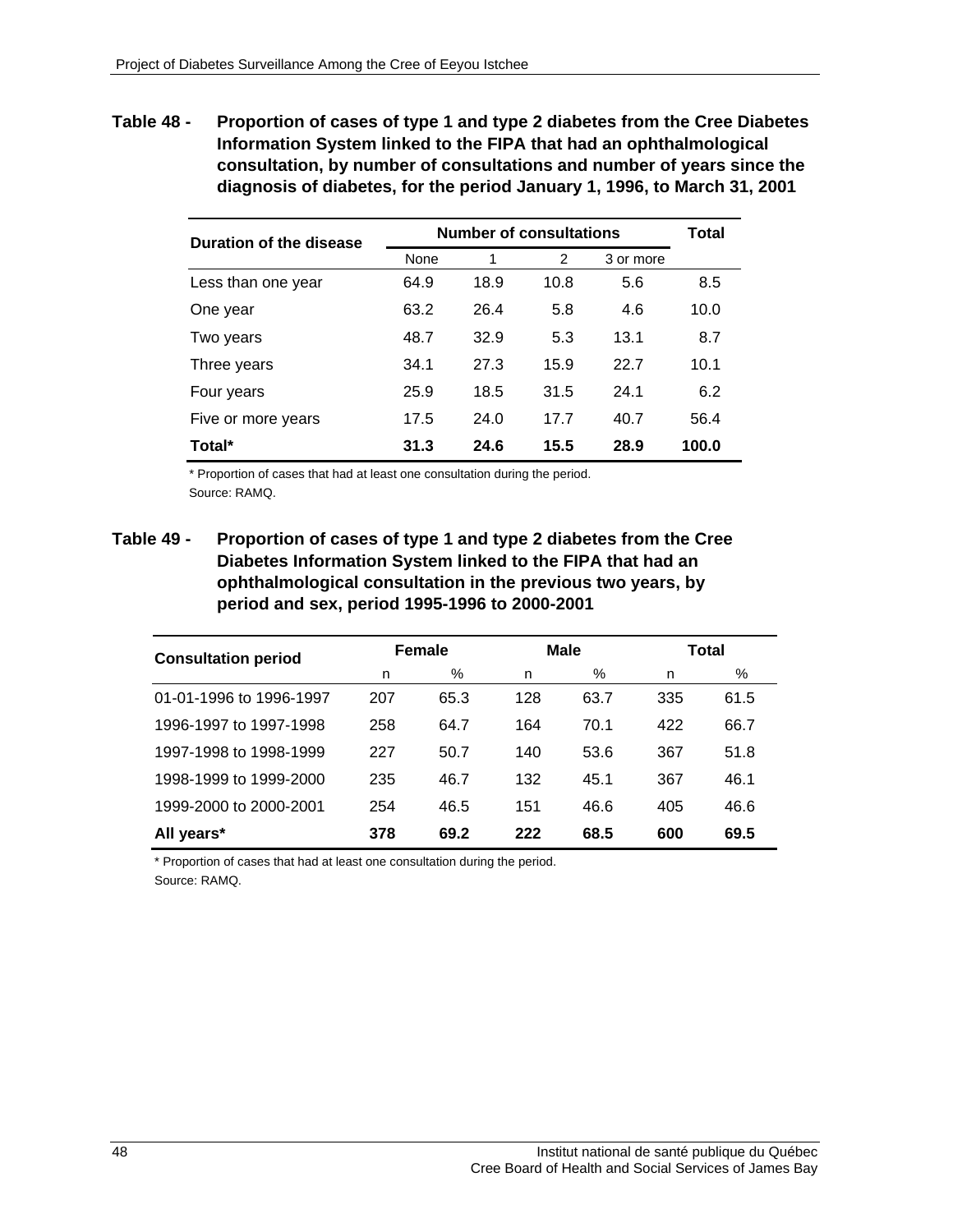**Table 48 - Proportion of cases of type 1 and type 2 diabetes from the Cree Diabetes Information System linked to the FIPA that had an ophthalmological consultation, by number of consultations and number of years since the diagnosis of diabetes, for the period January 1, 1996, to March 31, 2001**

| Duration of the disease | Number of consultations | | | | Total |
|---|---|---|---|---|---|
| | None | 1 | 2 | 3 or more | |
| Less than one year | 64.9 | 18.9 | 10.8 | 5.6 | 8.5 |
| One year | 63.2 | 26.4 | 5.8 | 4.6 | 10.0 |
| Two years | 48.7 | 32.9 | 5.3 | 13.1 | 8.7 |
| Three years | 34.1 | 27.3 | 15.9 | 22.7 | 10.1 |
| Four years | 25.9 | 18.5 | 31.5 | 24.1 | 6.2 |
| Five or more years | 17.5 | 24.0 | 17.7 | 40.7 | 56.4 |
| **Total*** | **31.3** | **24.6** | **15.5** | **28.9** | **100.0** |

\* Proportion of cases that had at least one consultation during the period.
Source: RAMQ.

**Table 49 - Proportion of cases of type 1 and type 2 diabetes from the Cree Diabetes Information System linked to the FIPA that had an ophthalmological consultation in the previous two years, by period and sex, period 1995-1996 to 2000-2001**

| Consultation period | Female | | Male | | Total | |
|---|---|---|---|---|---|---|
| | n | % | n | % | n | % |
| 01-01-1996 to 1996-1997 | 207 | 65.3 | 128 | 63.7 | 335 | 61.5 |
| 1996-1997 to 1997-1998 | 258 | 64.7 | 164 | 70.1 | 422 | 66.7 |
| 1997-1998 to 1998-1999 | 227 | 50.7 | 140 | 53.6 | 367 | 51.8 |
| 1998-1999 to 1999-2000 | 235 | 46.7 | 132 | 45.1 | 367 | 46.1 |
| 1999-2000 to 2000-2001 | 254 | 46.5 | 151 | 46.6 | 405 | 46.6 |
| **All years*** | **378** | **69.2** | **222** | **68.5** | **600** | **69.5** |

\* Proportion of cases that had at least one consultation during the period.
Source: RAMQ.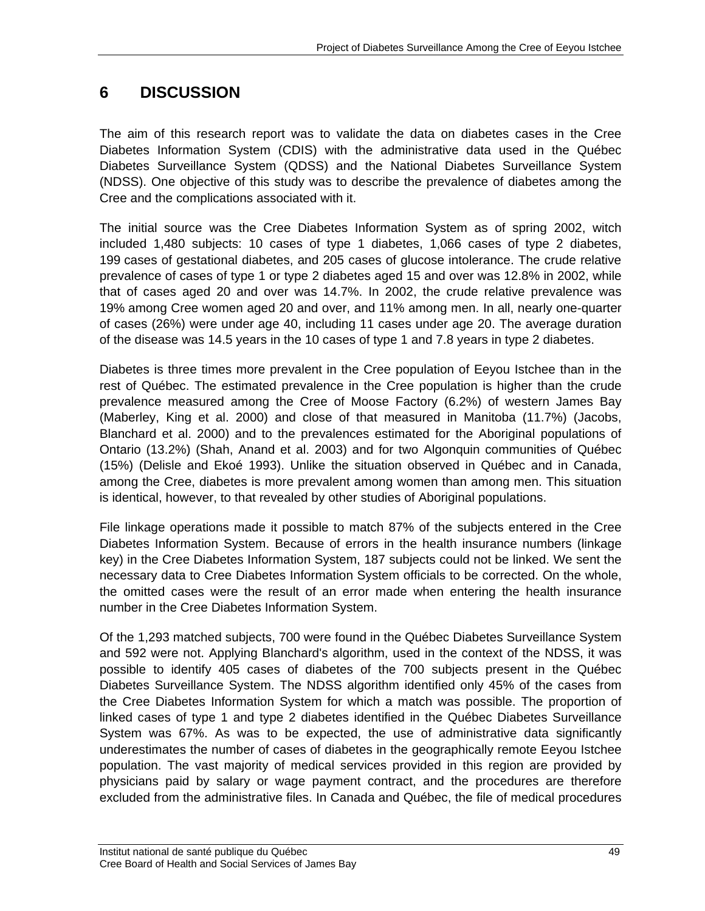# 6 DISCUSSION

The aim of this research report was to validate the data on diabetes cases in the Cree Diabetes Information System (CDIS) with the administrative data used in the Québec Diabetes Surveillance System (QDSS) and the National Diabetes Surveillance System (NDSS). One objective of this study was to describe the prevalence of diabetes among the Cree and the complications associated with it.

The initial source was the Cree Diabetes Information System as of spring 2002, witch included 1,480 subjects: 10 cases of type 1 diabetes, 1,066 cases of type 2 diabetes, 199 cases of gestational diabetes, and 205 cases of glucose intolerance. The crude relative prevalence of cases of type 1 or type 2 diabetes aged 15 and over was 12.8% in 2002, while that of cases aged 20 and over was 14.7%. In 2002, the crude relative prevalence was 19% among Cree women aged 20 and over, and 11% among men. In all, nearly one-quarter of cases (26%) were under age 40, including 11 cases under age 20. The average duration of the disease was 14.5 years in the 10 cases of type 1 and 7.8 years in type 2 diabetes.

Diabetes is three times more prevalent in the Cree population of Eeyou Istchee than in the rest of Québec. The estimated prevalence in the Cree population is higher than the crude prevalence measured among the Cree of Moose Factory (6.2%) of western James Bay (Maberley, King et al. 2000) and close of that measured in Manitoba (11.7%) (Jacobs, Blanchard et al. 2000) and to the prevalences estimated for the Aboriginal populations of Ontario (13.2%) (Shah, Anand et al. 2003) and for two Algonquin communities of Québec (15%) (Delisle and Ekoé 1993). Unlike the situation observed in Québec and in Canada, among the Cree, diabetes is more prevalent among women than among men. This situation is identical, however, to that revealed by other studies of Aboriginal populations.

File linkage operations made it possible to match 87% of the subjects entered in the Cree Diabetes Information System. Because of errors in the health insurance numbers (linkage key) in the Cree Diabetes Information System, 187 subjects could not be linked. We sent the necessary data to Cree Diabetes Information System officials to be corrected. On the whole, the omitted cases were the result of an error made when entering the health insurance number in the Cree Diabetes Information System.

Of the 1,293 matched subjects, 700 were found in the Québec Diabetes Surveillance System and 592 were not. Applying Blanchard's algorithm, used in the context of the NDSS, it was possible to identify 405 cases of diabetes of the 700 subjects present in the Québec Diabetes Surveillance System. The NDSS algorithm identified only 45% of the cases from the Cree Diabetes Information System for which a match was possible. The proportion of linked cases of type 1 and type 2 diabetes identified in the Québec Diabetes Surveillance System was 67%. As was to be expected, the use of administrative data significantly underestimates the number of cases of diabetes in the geographically remote Eeyou Istchee population. The vast majority of medical services provided in this region are provided by physicians paid by salary or wage payment contract, and the procedures are therefore excluded from the administrative files. In Canada and Québec, the file of medical procedures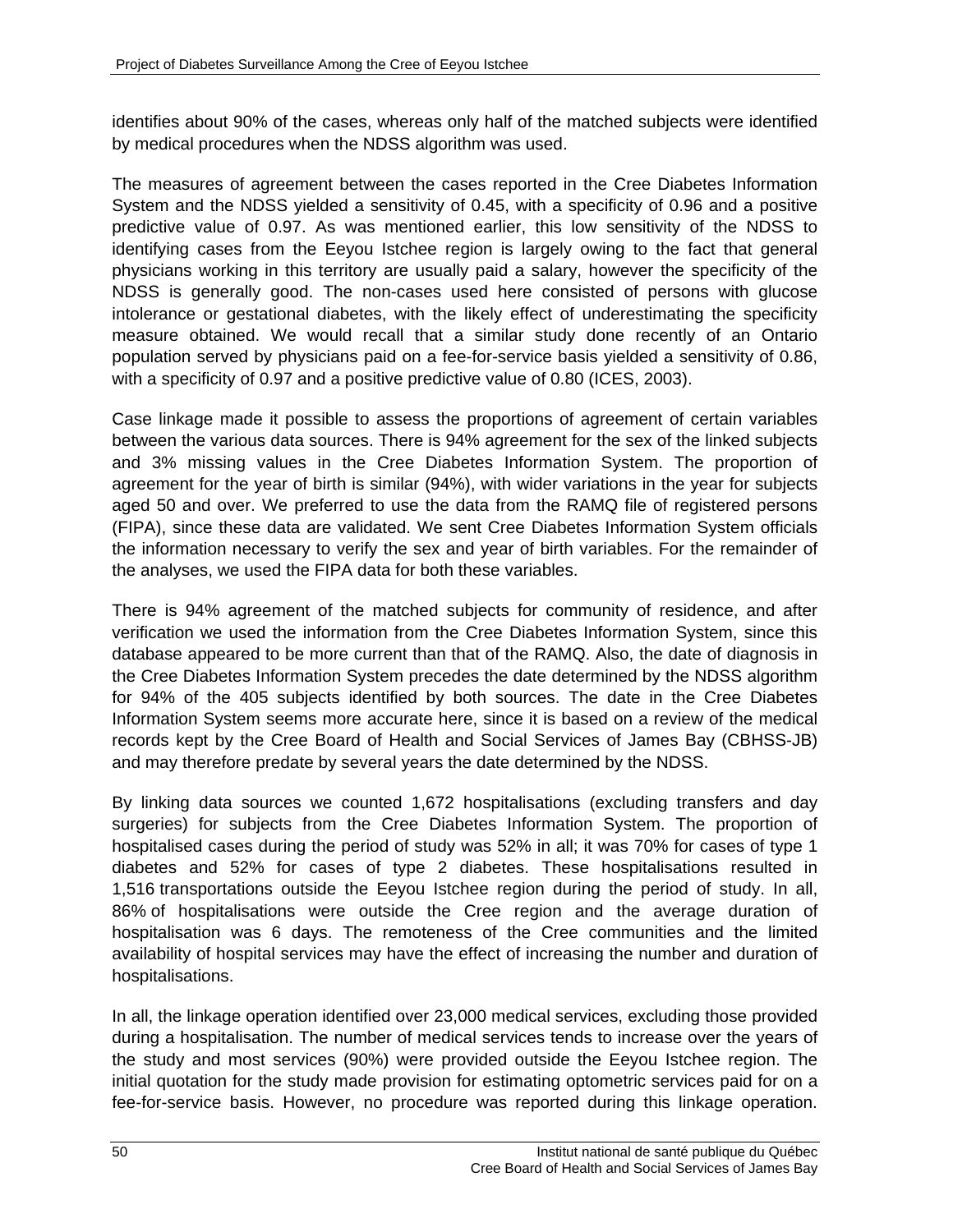identifies about 90% of the cases, whereas only half of the matched subjects were identified by medical procedures when the NDSS algorithm was used.

The measures of agreement between the cases reported in the Cree Diabetes Information System and the NDSS yielded a sensitivity of 0.45, with a specificity of 0.96 and a positive predictive value of 0.97. As was mentioned earlier, this low sensitivity of the NDSS to identifying cases from the Eeyou Istchee region is largely owing to the fact that general physicians working in this territory are usually paid a salary, however the specificity of the NDSS is generally good. The non-cases used here consisted of persons with glucose intolerance or gestational diabetes, with the likely effect of underestimating the specificity measure obtained. We would recall that a similar study done recently of an Ontario population served by physicians paid on a fee-for-service basis yielded a sensitivity of 0.86, with a specificity of 0.97 and a positive predictive value of 0.80 (ICES, 2003).

Case linkage made it possible to assess the proportions of agreement of certain variables between the various data sources. There is 94% agreement for the sex of the linked subjects and 3% missing values in the Cree Diabetes Information System. The proportion of agreement for the year of birth is similar (94%), with wider variations in the year for subjects aged 50 and over. We preferred to use the data from the RAMQ file of registered persons (FIPA), since these data are validated. We sent Cree Diabetes Information System officials the information necessary to verify the sex and year of birth variables. For the remainder of the analyses, we used the FIPA data for both these variables.

There is 94% agreement of the matched subjects for community of residence, and after verification we used the information from the Cree Diabetes Information System, since this database appeared to be more current than that of the RAMQ. Also, the date of diagnosis in the Cree Diabetes Information System precedes the date determined by the NDSS algorithm for 94% of the 405 subjects identified by both sources. The date in the Cree Diabetes Information System seems more accurate here, since it is based on a review of the medical records kept by the Cree Board of Health and Social Services of James Bay (CBHSS-JB) and may therefore predate by several years the date determined by the NDSS.

By linking data sources we counted 1,672 hospitalisations (excluding transfers and day surgeries) for subjects from the Cree Diabetes Information System. The proportion of hospitalised cases during the period of study was 52% in all; it was 70% for cases of type 1 diabetes and 52% for cases of type 2 diabetes. These hospitalisations resulted in 1,516 transportations outside the Eeyou Istchee region during the period of study. In all, 86% of hospitalisations were outside the Cree region and the average duration of hospitalisation was 6 days. The remoteness of the Cree communities and the limited availability of hospital services may have the effect of increasing the number and duration of hospitalisations.

In all, the linkage operation identified over 23,000 medical services, excluding those provided during a hospitalisation. The number of medical services tends to increase over the years of the study and most services (90%) were provided outside the Eeyou Istchee region. The initial quotation for the study made provision for estimating optometric services paid for on a fee-for-service basis. However, no procedure was reported during this linkage operation.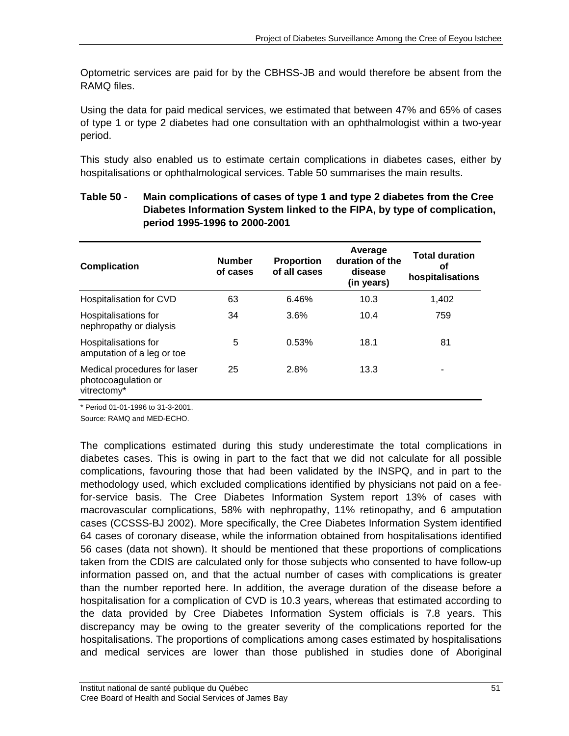Optometric services are paid for by the CBHSS-JB and would therefore be absent from the RAMQ files.

Using the data for paid medical services, we estimated that between 47% and 65% of cases of type 1 or type 2 diabetes had one consultation with an ophthalmologist within a two-year period.

This study also enabled us to estimate certain complications in diabetes cases, either by hospitalisations or ophthalmological services. Table 50 summarises the main results.

**Table 50 - Main complications of cases of type 1 and type 2 diabetes from the Cree Diabetes Information System linked to the FIPA, by type of complication, period 1995-1996 to 2000-2001**

| Complication | Number of cases | Proportion of all cases | Average duration of the disease (in years) | Total duration of hospitalisations |
|---|---|---|---|---|
| Hospitalisation for CVD | 63 | 6.46% | 10.3 | 1,402 |
| Hospitalisations for nephropathy or dialysis | 34 | 3.6% | 10.4 | 759 |
| Hospitalisations for amputation of a leg or toe | 5 | 0.53% | 18.1 | 81 |
| Medical procedures for laser photocoagulation or vitrectomy* | 25 | 2.8% | 13.3 | - |

\* Period 01-01-1996 to 31-3-2001.

Source: RAMQ and MED-ECHO.

The complications estimated during this study underestimate the total complications in diabetes cases. This is owing in part to the fact that we did not calculate for all possible complications, favouring those that had been validated by the INSPQ, and in part to the methodology used, which excluded complications identified by physicians not paid on a fee-for-service basis. The Cree Diabetes Information System report 13% of cases with macrovascular complications, 58% with nephropathy, 11% retinopathy, and 6 amputation cases (CCSSS-BJ 2002). More specifically, the Cree Diabetes Information System identified 64 cases of coronary disease, while the information obtained from hospitalisations identified 56 cases (data not shown). It should be mentioned that these proportions of complications taken from the CDIS are calculated only for those subjects who consented to have follow-up information passed on, and that the actual number of cases with complications is greater than the number reported here. In addition, the average duration of the disease before a hospitalisation for a complication of CVD is 10.3 years, whereas that estimated according to the data provided by Cree Diabetes Information System officials is 7.8 years. This discrepancy may be owing to the greater severity of the complications reported for the hospitalisations. The proportions of complications among cases estimated by hospitalisations and medical services are lower than those published in studies done of Aboriginal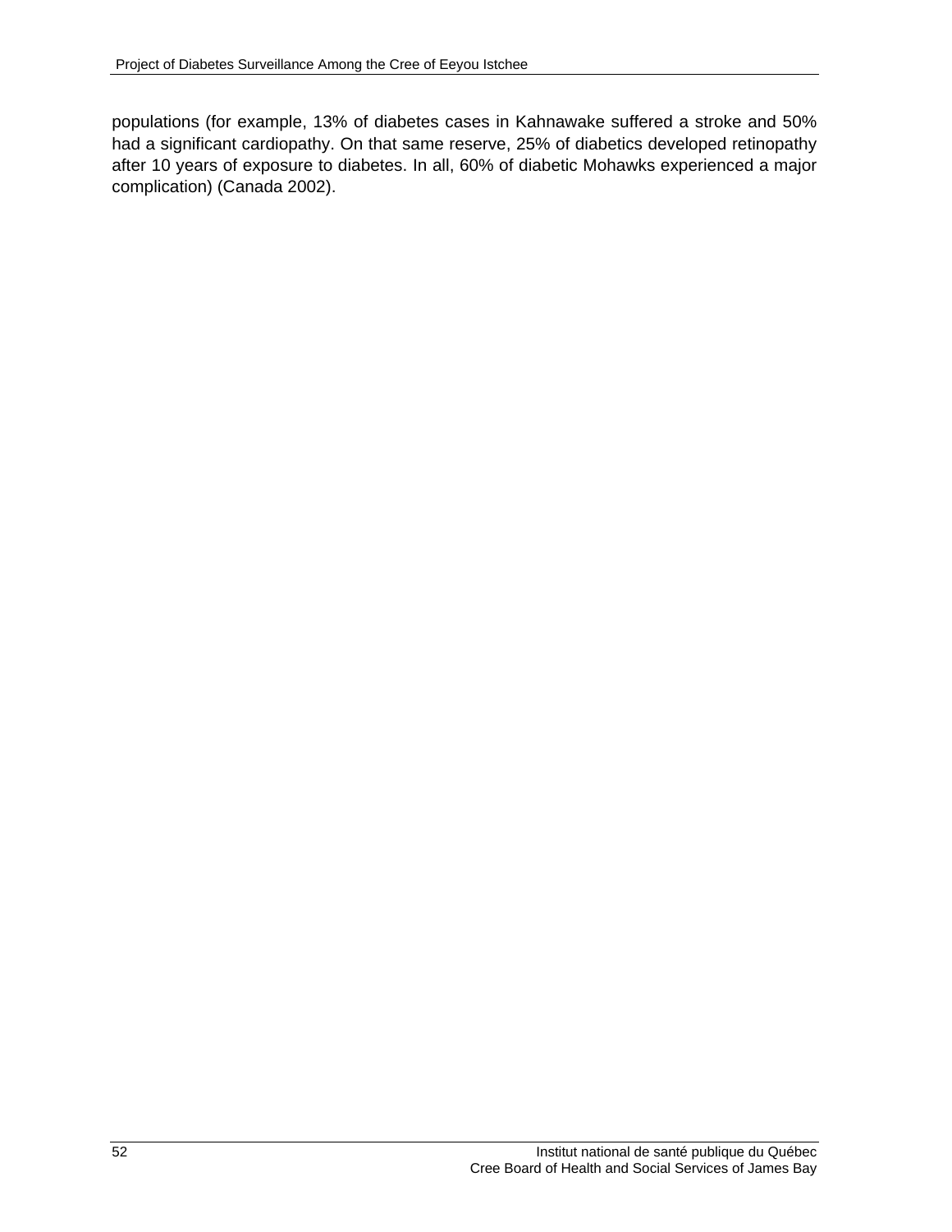populations (for example, 13% of diabetes cases in Kahnawake suffered a stroke and 50% had a significant cardiopathy. On that same reserve, 25% of diabetics developed retinopathy after 10 years of exposure to diabetes. In all, 60% of diabetic Mohawks experienced a major complication) (Canada 2002).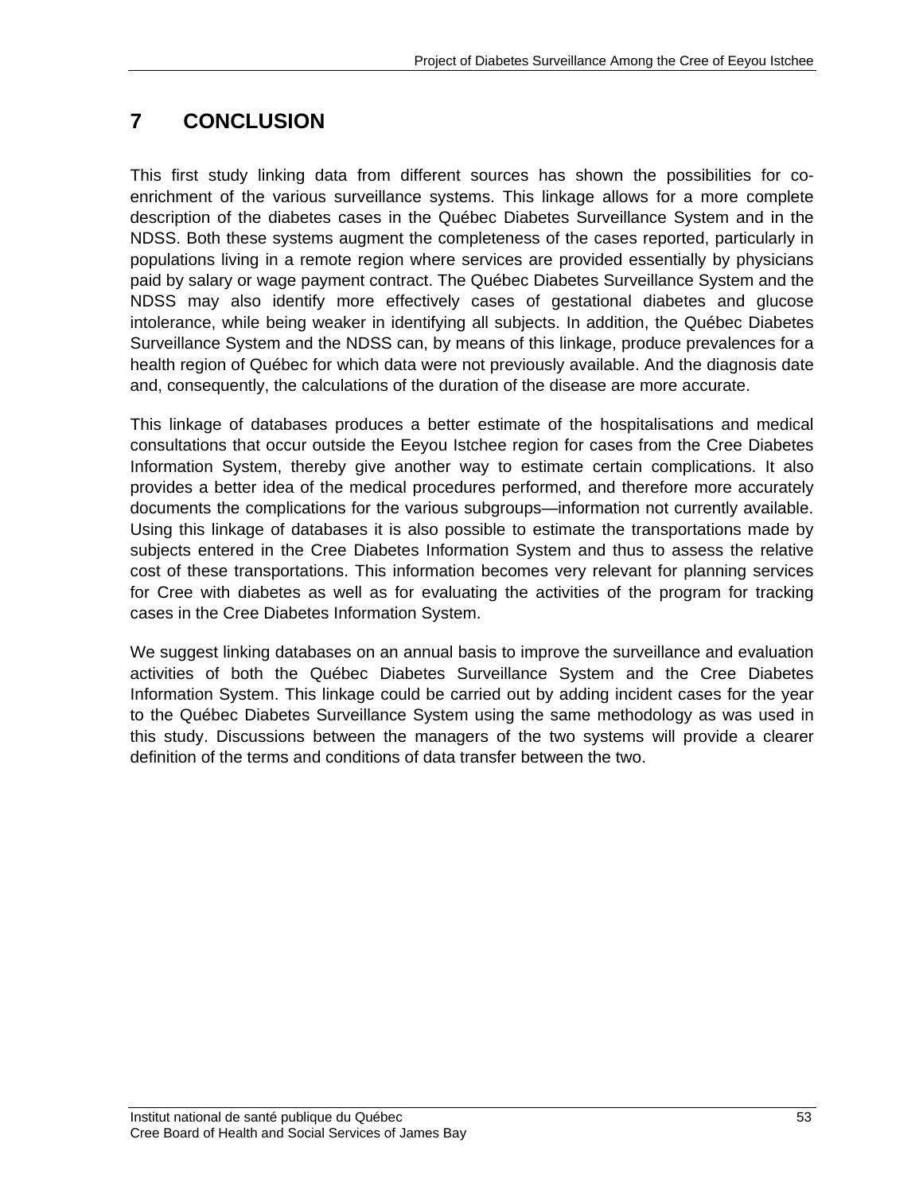# 7 CONCLUSION

This first study linking data from different sources has shown the possibilities for co-enrichment of the various surveillance systems. This linkage allows for a more complete description of the diabetes cases in the Québec Diabetes Surveillance System and in the NDSS. Both these systems augment the completeness of the cases reported, particularly in populations living in a remote region where services are provided essentially by physicians paid by salary or wage payment contract. The Québec Diabetes Surveillance System and the NDSS may also identify more effectively cases of gestational diabetes and glucose intolerance, while being weaker in identifying all subjects. In addition, the Québec Diabetes Surveillance System and the NDSS can, by means of this linkage, produce prevalences for a health region of Québec for which data were not previously available. And the diagnosis date and, consequently, the calculations of the duration of the disease are more accurate.

This linkage of databases produces a better estimate of the hospitalisations and medical consultations that occur outside the Eeyou Istchee region for cases from the Cree Diabetes Information System, thereby give another way to estimate certain complications. It also provides a better idea of the medical procedures performed, and therefore more accurately documents the complications for the various subgroups—information not currently available. Using this linkage of databases it is also possible to estimate the transportations made by subjects entered in the Cree Diabetes Information System and thus to assess the relative cost of these transportations. This information becomes very relevant for planning services for Cree with diabetes as well as for evaluating the activities of the program for tracking cases in the Cree Diabetes Information System.

We suggest linking databases on an annual basis to improve the surveillance and evaluation activities of both the Québec Diabetes Surveillance System and the Cree Diabetes Information System. This linkage could be carried out by adding incident cases for the year to the Québec Diabetes Surveillance System using the same methodology as was used in this study. Discussions between the managers of the two systems will provide a clearer definition of the terms and conditions of data transfer between the two.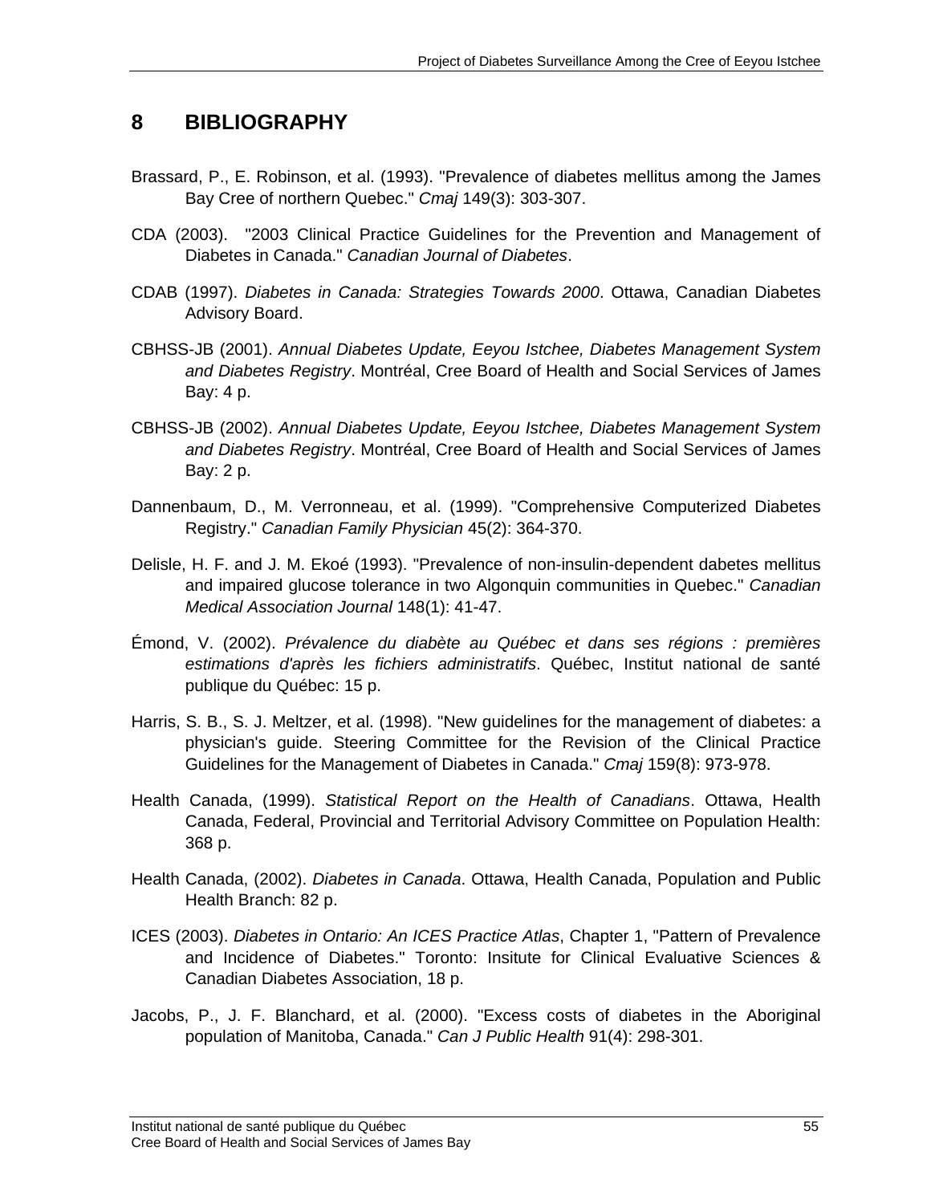# 8 BIBLIOGRAPHY

Brassard, P., E. Robinson, et al. (1993). "Prevalence of diabetes mellitus among the James Bay Cree of northern Quebec." *Cmaj* 149(3): 303-307.

CDA (2003). "2003 Clinical Practice Guidelines for the Prevention and Management of Diabetes in Canada." *Canadian Journal of Diabetes*.

CDAB (1997). *Diabetes in Canada: Strategies Towards 2000*. Ottawa, Canadian Diabetes Advisory Board.

CBHSS-JB (2001). *Annual Diabetes Update, Eeyou Istchee, Diabetes Management System and Diabetes Registry*. Montréal, Cree Board of Health and Social Services of James Bay: 4 p.

CBHSS-JB (2002). *Annual Diabetes Update, Eeyou Istchee, Diabetes Management System and Diabetes Registry*. Montréal, Cree Board of Health and Social Services of James Bay: 2 p.

Dannenbaum, D., M. Verronneau, et al. (1999). "Comprehensive Computerized Diabetes Registry." *Canadian Family Physician* 45(2): 364-370.

Delisle, H. F. and J. M. Ekoé (1993). "Prevalence of non-insulin-dependent dabetes mellitus and impaired glucose tolerance in two Algonquin communities in Quebec." *Canadian Medical Association Journal* 148(1): 41-47.

Émond, V. (2002). *Prévalence du diabète au Québec et dans ses régions : premières estimations d'après les fichiers administratifs*. Québec, Institut national de santé publique du Québec: 15 p.

Harris, S. B., S. J. Meltzer, et al. (1998). "New guidelines for the management of diabetes: a physician's guide. Steering Committee for the Revision of the Clinical Practice Guidelines for the Management of Diabetes in Canada." *Cmaj* 159(8): 973-978.

Health Canada, (1999). *Statistical Report on the Health of Canadians*. Ottawa, Health Canada, Federal, Provincial and Territorial Advisory Committee on Population Health: 368 p.

Health Canada, (2002). *Diabetes in Canada*. Ottawa, Health Canada, Population and Public Health Branch: 82 p.

ICES (2003). *Diabetes in Ontario: An ICES Practice Atlas*, Chapter 1, "Pattern of Prevalence and Incidence of Diabetes." Toronto: Insitute for Clinical Evaluative Sciences & Canadian Diabetes Association, 18 p.

Jacobs, P., J. F. Blanchard, et al. (2000). "Excess costs of diabetes in the Aboriginal population of Manitoba, Canada." *Can J Public Health* 91(4): 298-301.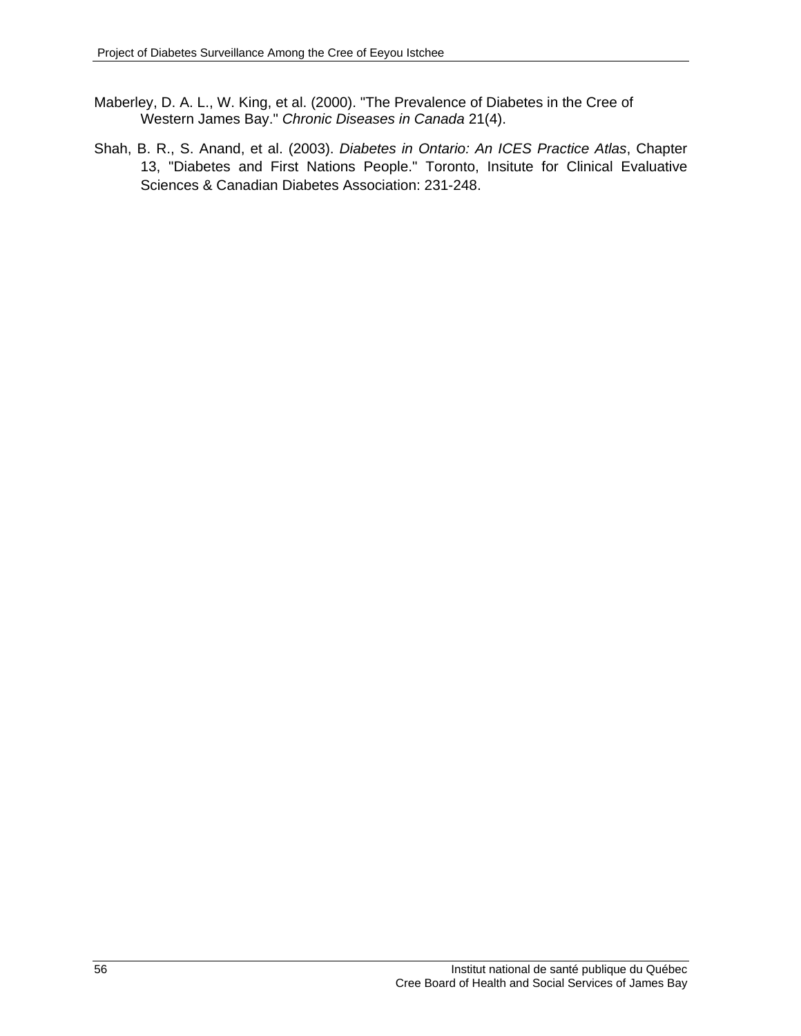Maberley, D. A. L., W. King, et al. (2000). "The Prevalence of Diabetes in the Cree of Western James Bay." *Chronic Diseases in Canada* 21(4).

Shah, B. R., S. Anand, et al. (2003). *Diabetes in Ontario: An ICES Practice Atlas*, Chapter 13, "Diabetes and First Nations People." Toronto, Insitute for Clinical Evaluative Sciences & Canadian Diabetes Association: 231-248.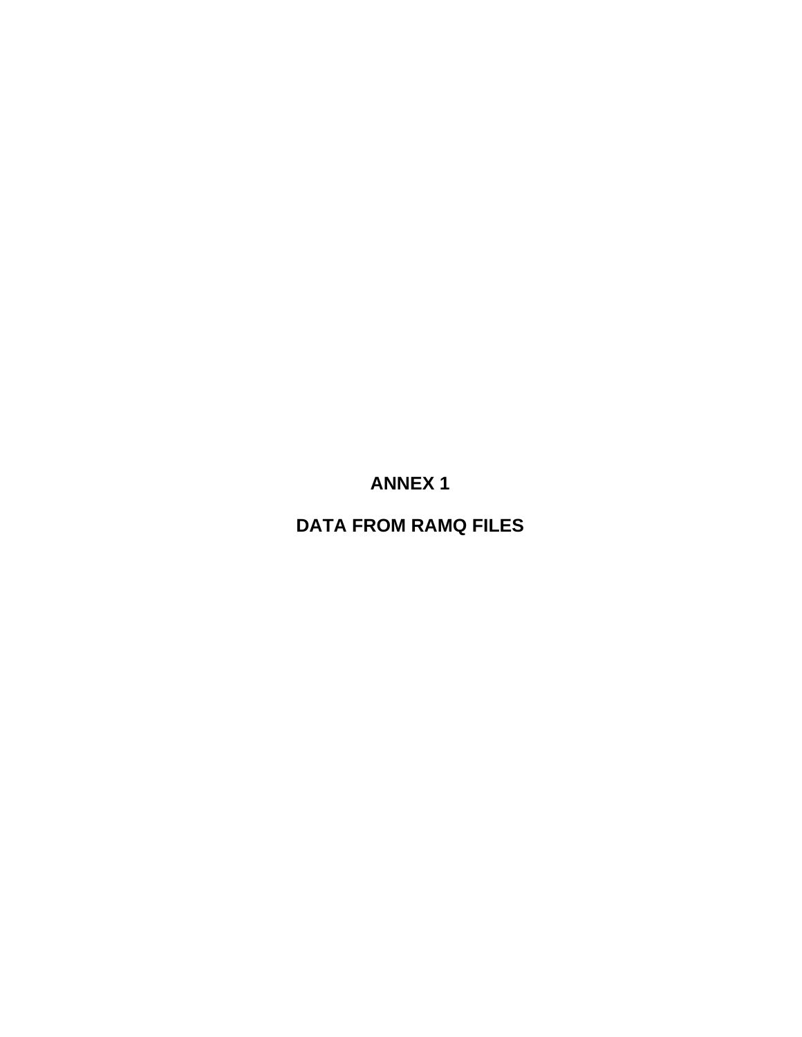# ANNEX 1

# DATA FROM RAMQ FILES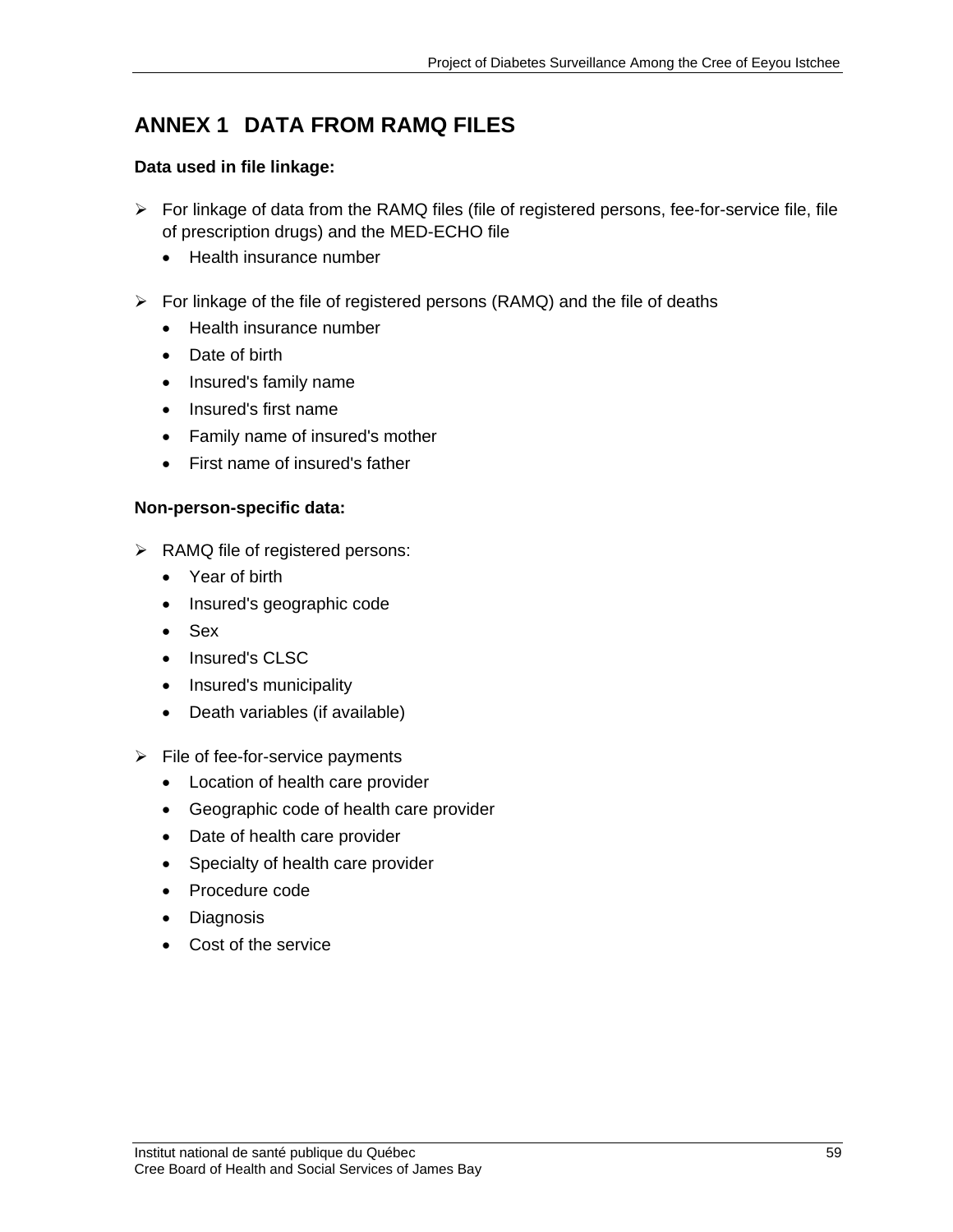# ANNEX 1 DATA FROM RAMQ FILES

**Data used in file linkage:**

- For linkage of data from the RAMQ files (file of registered persons, fee-for-service file, file of prescription drugs) and the MED-ECHO file
  - Health insurance number
- For linkage of the file of registered persons (RAMQ) and the file of deaths
  - Health insurance number
  - Date of birth
  - Insured's family name
  - Insured's first name
  - Family name of insured's mother
  - First name of insured's father

**Non-person-specific data:**

- RAMQ file of registered persons:
  - Year of birth
  - Insured's geographic code
  - Sex
  - Insured's CLSC
  - Insured's municipality
  - Death variables (if available)
- File of fee-for-service payments
  - Location of health care provider
  - Geographic code of health care provider
  - Date of health care provider
  - Specialty of health care provider
  - Procedure code
  - Diagnosis
  - Cost of the service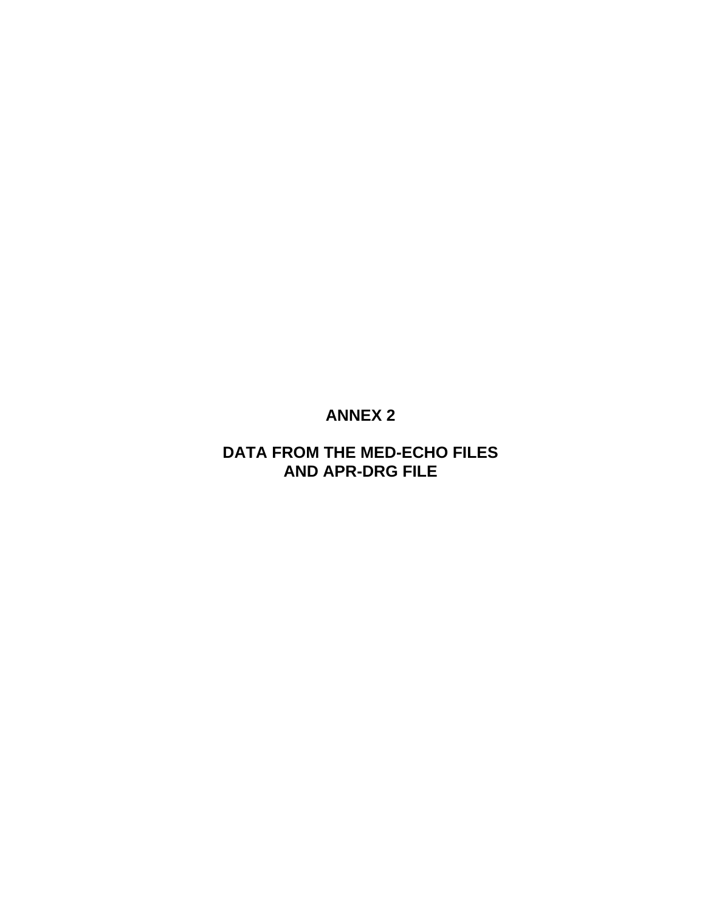# ANNEX 2

# DATA FROM THE MED-ECHO FILES AND APR-DRG FILE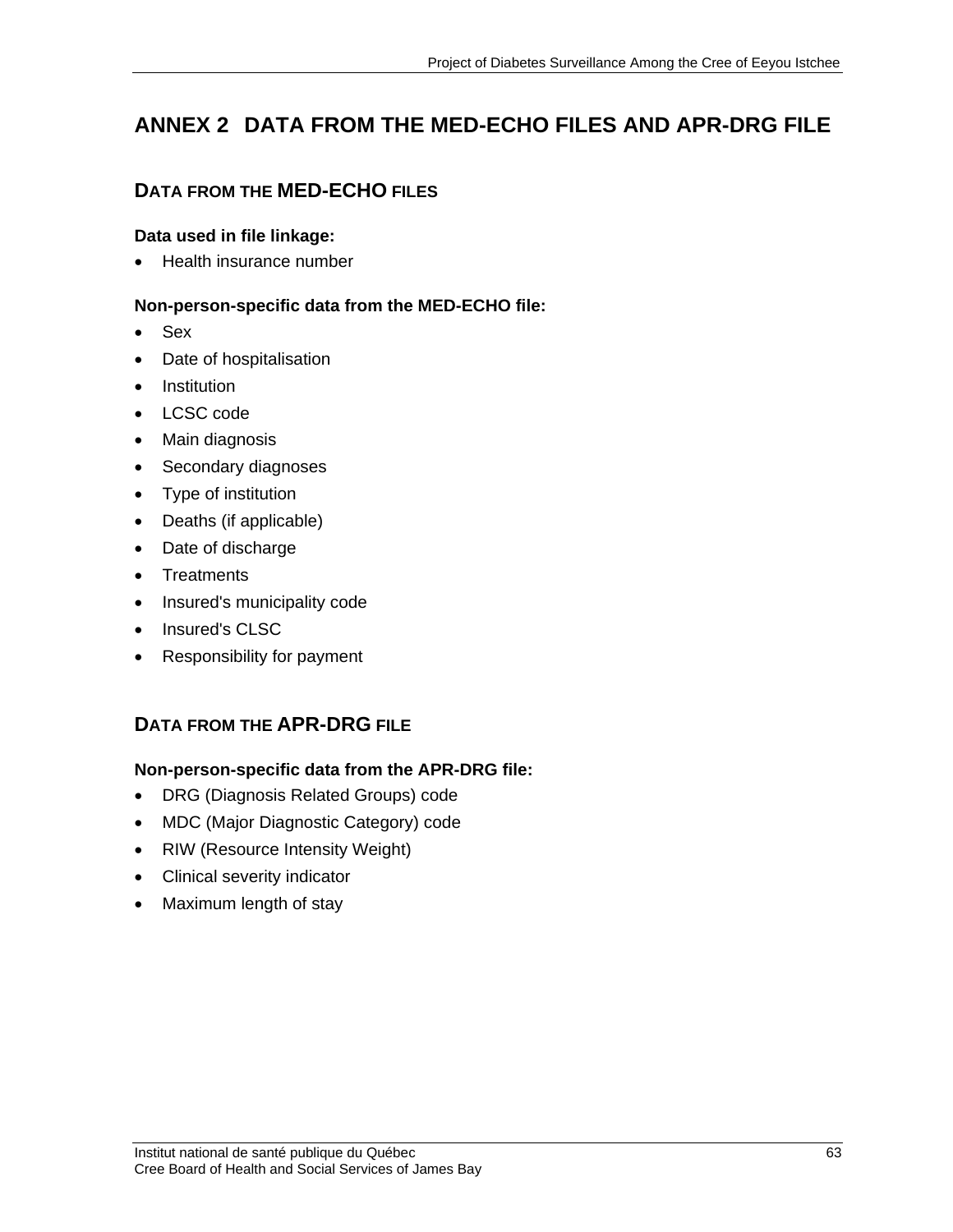# ANNEX 2 DATA FROM THE MED-ECHO FILES AND APR-DRG FILE

## DATA FROM THE MED-ECHO FILES

**Data used in file linkage:**

- Health insurance number

**Non-person-specific data from the MED-ECHO file:**

- Sex
- Date of hospitalisation
- Institution
- LCSC code
- Main diagnosis
- Secondary diagnoses
- Type of institution
- Deaths (if applicable)
- Date of discharge
- Treatments
- Insured's municipality code
- Insured's CLSC
- Responsibility for payment

## DATA FROM THE APR-DRG FILE

**Non-person-specific data from the APR-DRG file:**

- DRG (Diagnosis Related Groups) code
- MDC (Major Diagnostic Category) code
- RIW (Resource Intensity Weight)
- Clinical severity indicator
- Maximum length of stay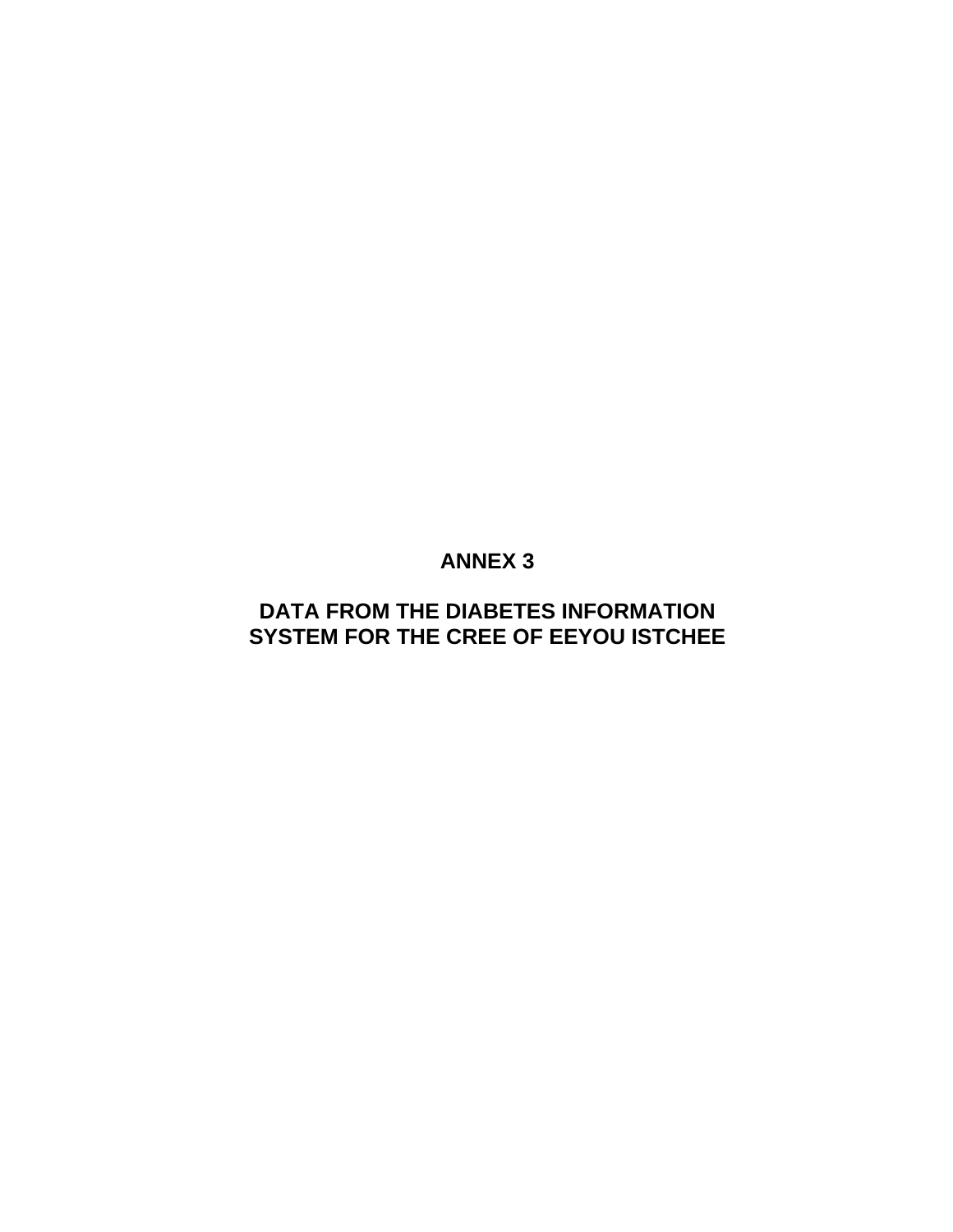# ANNEX 3

## DATA FROM THE DIABETES INFORMATION SYSTEM FOR THE CREE OF EEYOU ISTCHEE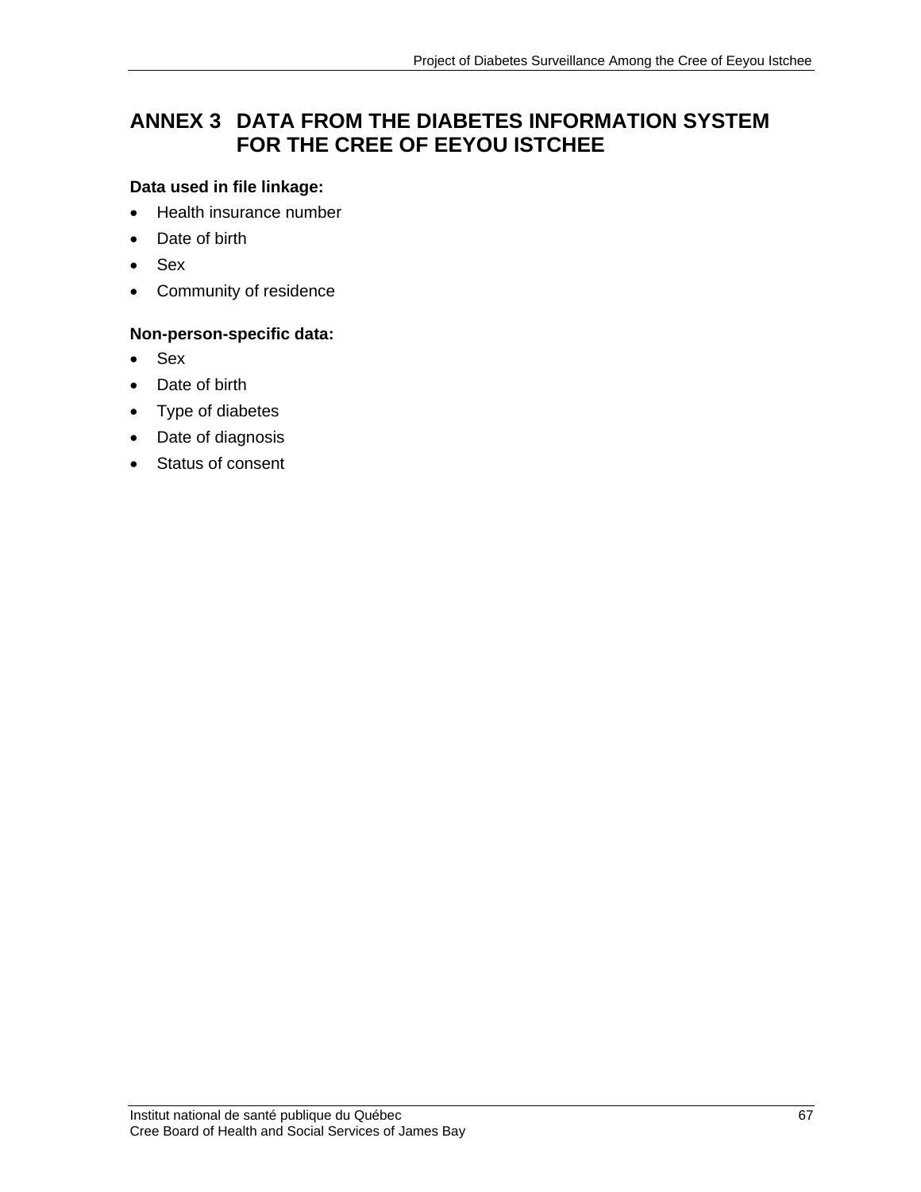# ANNEX 3 DATA FROM THE DIABETES INFORMATION SYSTEM FOR THE CREE OF EEYOU ISTCHEE

**Data used in file linkage:**

- Health insurance number
- Date of birth
- Sex
- Community of residence

**Non-person-specific data:**

- Sex
- Date of birth
- Type of diabetes
- Date of diagnosis
- Status of consent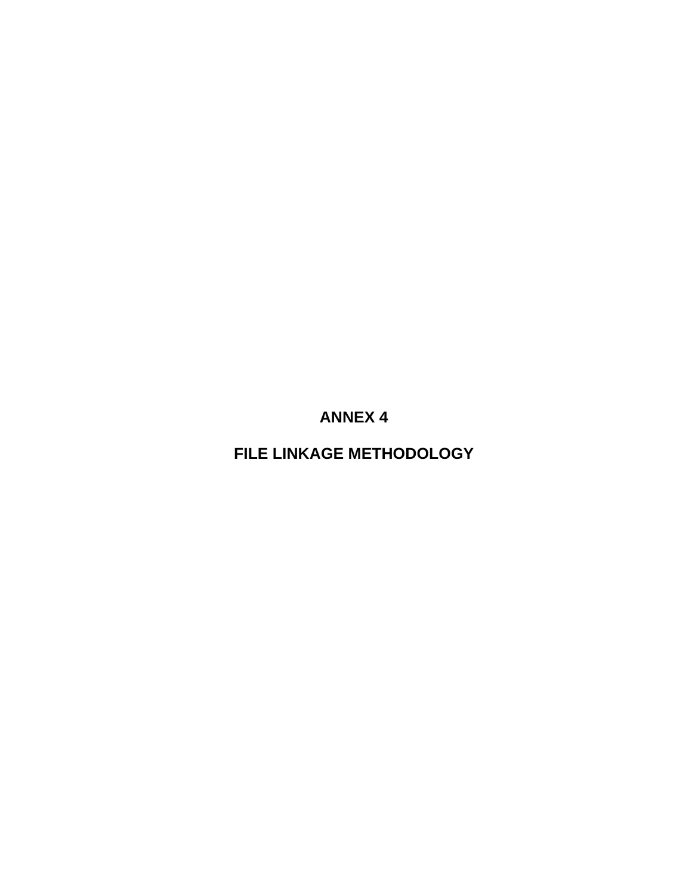# ANNEX 4

# FILE LINKAGE METHODOLOGY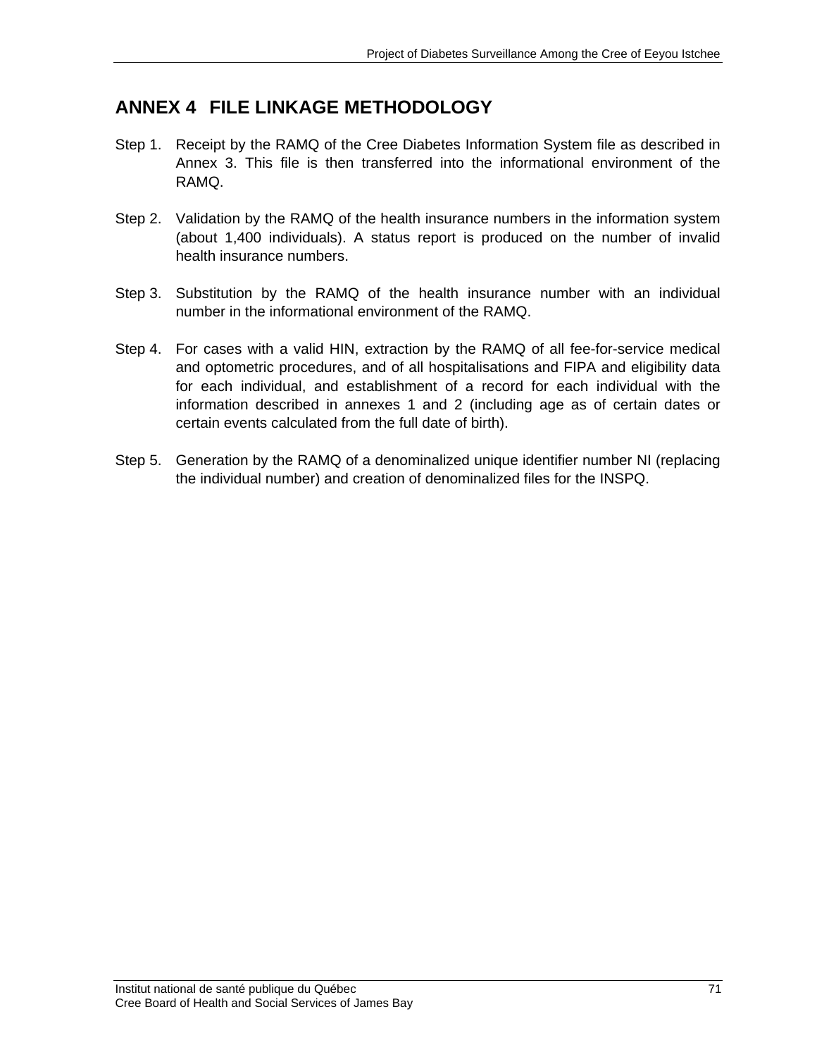# ANNEX 4 FILE LINKAGE METHODOLOGY

Step 1. Receipt by the RAMQ of the Cree Diabetes Information System file as described in Annex 3. This file is then transferred into the informational environment of the RAMQ.

Step 2. Validation by the RAMQ of the health insurance numbers in the information system (about 1,400 individuals). A status report is produced on the number of invalid health insurance numbers.

Step 3. Substitution by the RAMQ of the health insurance number with an individual number in the informational environment of the RAMQ.

Step 4. For cases with a valid HIN, extraction by the RAMQ of all fee-for-service medical and optometric procedures, and of all hospitalisations and FIPA and eligibility data for each individual, and establishment of a record for each individual with the information described in annexes 1 and 2 (including age as of certain dates or certain events calculated from the full date of birth).

Step 5. Generation by the RAMQ of a denominalized unique identifier number NI (replacing the individual number) and creation of denominalized files for the INSPQ.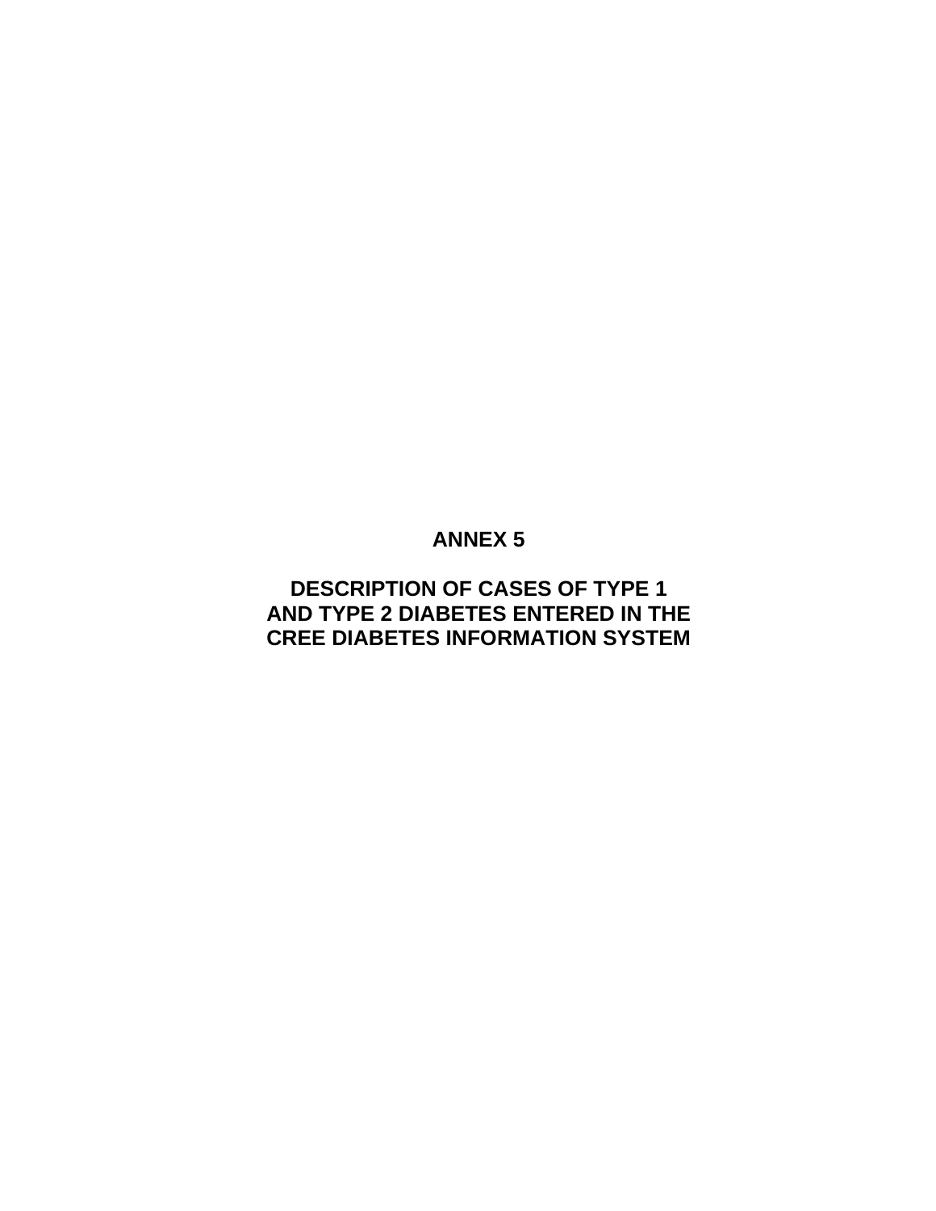# ANNEX 5

## DESCRIPTION OF CASES OF TYPE 1 AND TYPE 2 DIABETES ENTERED IN THE CREE DIABETES INFORMATION SYSTEM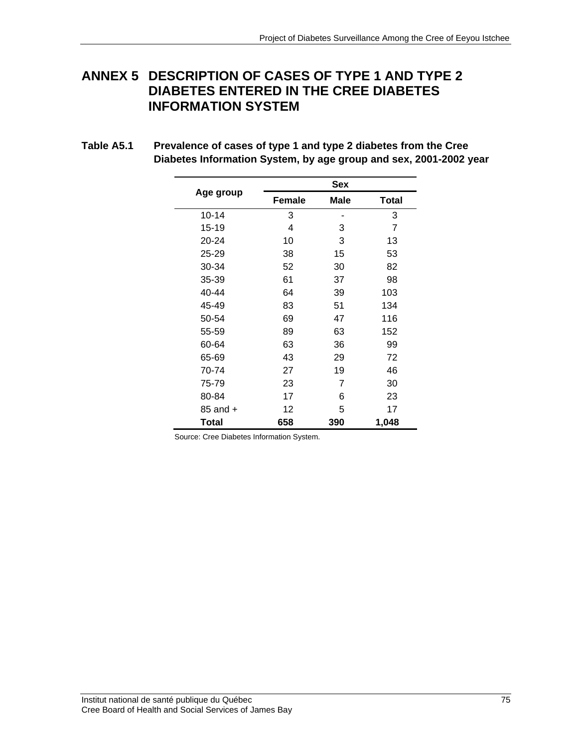# ANNEX 5 DESCRIPTION OF CASES OF TYPE 1 AND TYPE 2 DIABETES ENTERED IN THE CREE DIABETES INFORMATION SYSTEM

**Table A5.1 Prevalence of cases of type 1 and type 2 diabetes from the Cree Diabetes Information System, by age group and sex, 2001-2002 year**

| Age group | Sex | | |
|---|---|---|---|
| | **Female** | **Male** | **Total** |
| 10-14 | 3 | - | 3 |
| 15-19 | 4 | 3 | 7 |
| 20-24 | 10 | 3 | 13 |
| 25-29 | 38 | 15 | 53 |
| 30-34 | 52 | 30 | 82 |
| 35-39 | 61 | 37 | 98 |
| 40-44 | 64 | 39 | 103 |
| 45-49 | 83 | 51 | 134 |
| 50-54 | 69 | 47 | 116 |
| 55-59 | 89 | 63 | 152 |
| 60-64 | 63 | 36 | 99 |
| 65-69 | 43 | 29 | 72 |
| 70-74 | 27 | 19 | 46 |
| 75-79 | 23 | 7 | 30 |
| 80-84 | 17 | 6 | 23 |
| 85 and + | 12 | 5 | 17 |
| **Total** | **658** | **390** | **1,048** |

Source: Cree Diabetes Information System.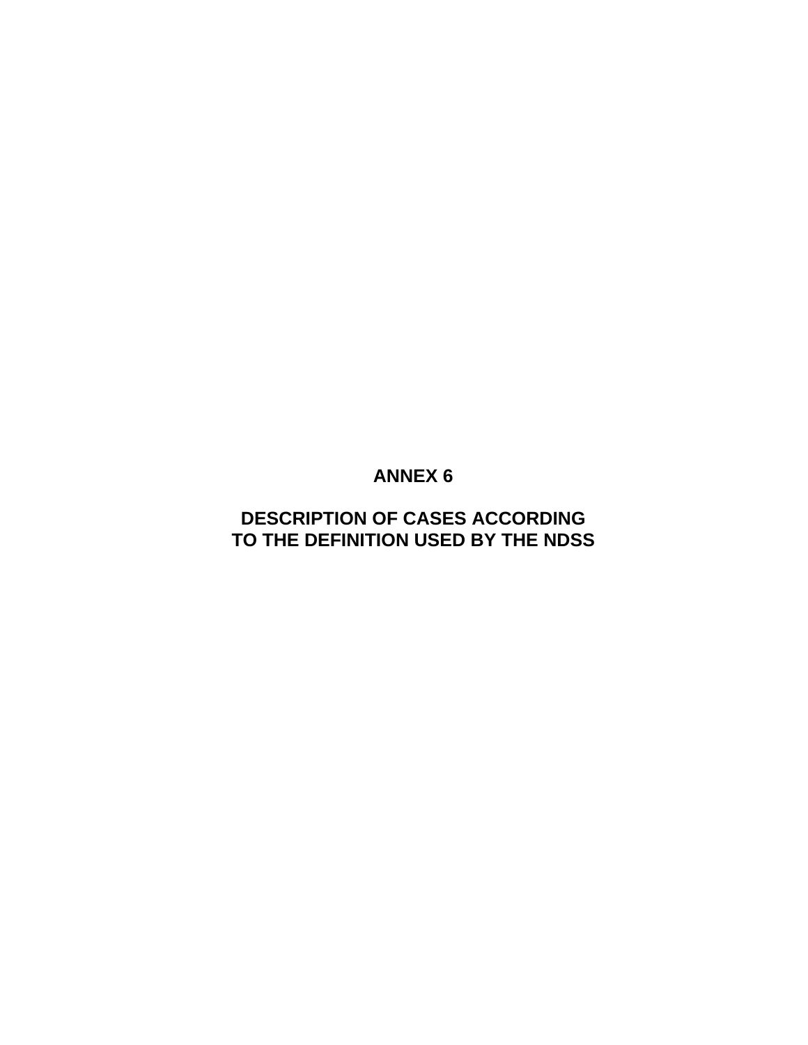# ANNEX 6

# DESCRIPTION OF CASES ACCORDING TO THE DEFINITION USED BY THE NDSS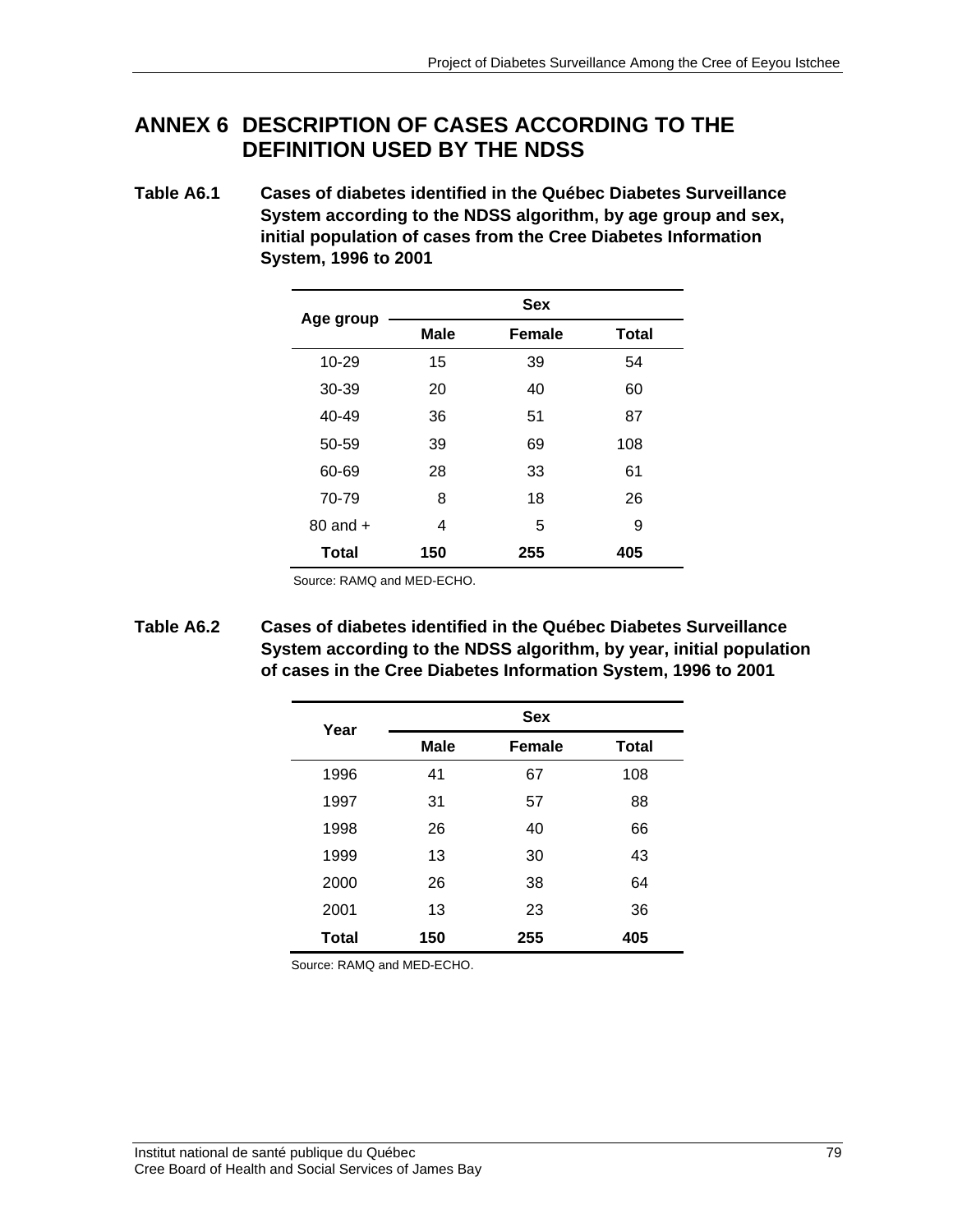# ANNEX 6 DESCRIPTION OF CASES ACCORDING TO THE DEFINITION USED BY THE NDSS

**Table A6.1 Cases of diabetes identified in the Québec Diabetes Surveillance System according to the NDSS algorithm, by age group and sex, initial population of cases from the Cree Diabetes Information System, 1996 to 2001**

| Age group | Sex | | |
|---|---|---|---|
| | **Male** | **Female** | **Total** |
| 10-29 | 15 | 39 | 54 |
| 30-39 | 20 | 40 | 60 |
| 40-49 | 36 | 51 | 87 |
| 50-59 | 39 | 69 | 108 |
| 60-69 | 28 | 33 | 61 |
| 70-79 | 8 | 18 | 26 |
| 80 and + | 4 | 5 | 9 |
| **Total** | **150** | **255** | **405** |

Source: RAMQ and MED-ECHO.

**Table A6.2 Cases of diabetes identified in the Québec Diabetes Surveillance System according to the NDSS algorithm, by year, initial population of cases in the Cree Diabetes Information System, 1996 to 2001**

| Year | Sex | | |
|---|---|---|---|
| | **Male** | **Female** | **Total** |
| 1996 | 41 | 67 | 108 |
| 1997 | 31 | 57 | 88 |
| 1998 | 26 | 40 | 66 |
| 1999 | 13 | 30 | 43 |
| 2000 | 26 | 38 | 64 |
| 2001 | 13 | 23 | 36 |
| **Total** | **150** | **255** | **405** |

Source: RAMQ and MED-ECHO.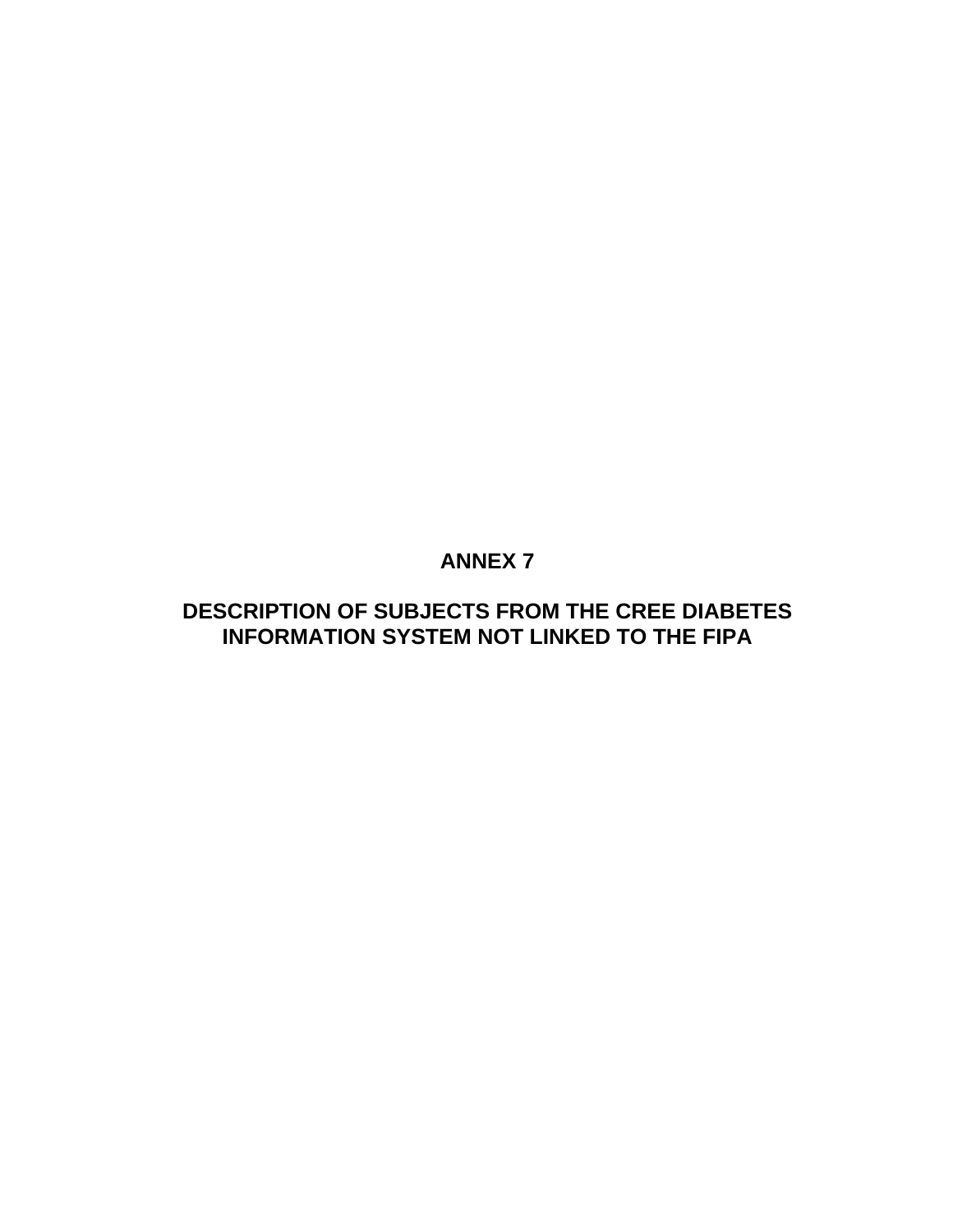# ANNEX 7

## DESCRIPTION OF SUBJECTS FROM THE CREE DIABETES INFORMATION SYSTEM NOT LINKED TO THE FIPA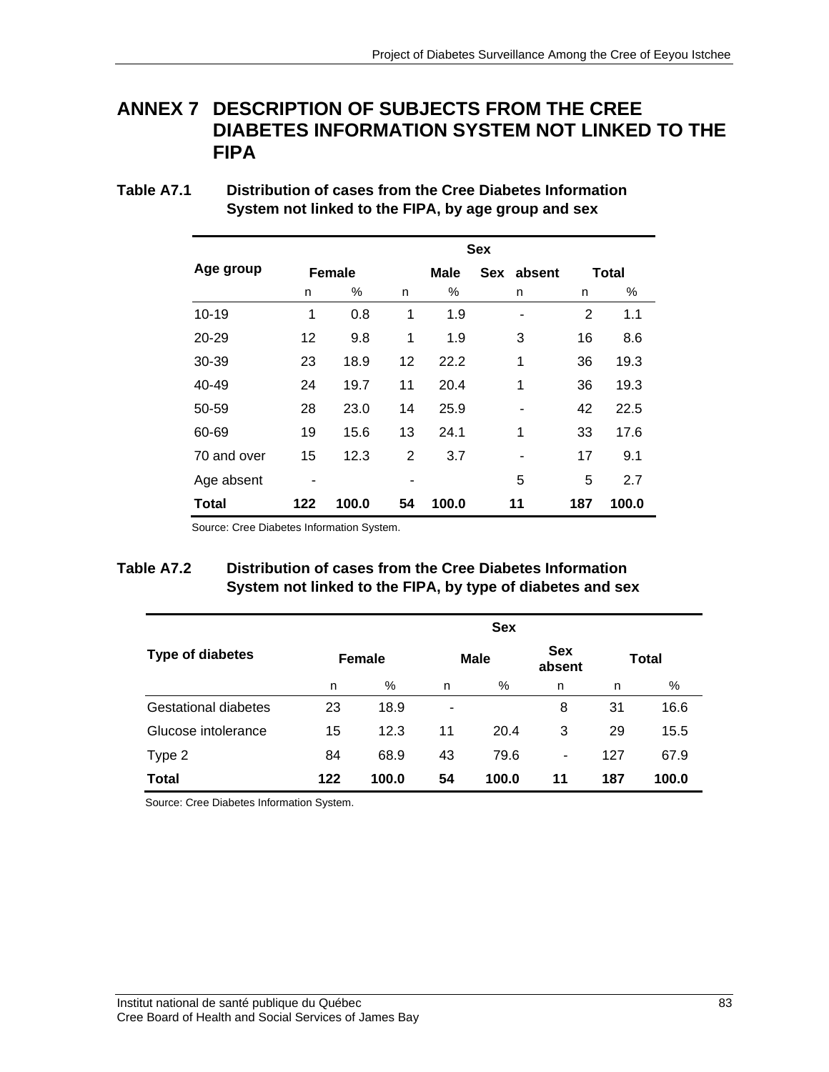# ANNEX 7 DESCRIPTION OF SUBJECTS FROM THE CREE DIABETES INFORMATION SYSTEM NOT LINKED TO THE FIPA

**Table A7.1 Distribution of cases from the Cree Diabetes Information System not linked to the FIPA, by age group and sex**

| Age group | Sex | | | | | | |
|---|---|---|---|---|---|---|---|
| | Female | | Male | | Sex absent | Total | |
| | n | % | n | % | n | n | % |
| 10-19 | 1 | 0.8 | 1 | 1.9 | - | 2 | 1.1 |
| 20-29 | 12 | 9.8 | 1 | 1.9 | 3 | 16 | 8.6 |
| 30-39 | 23 | 18.9 | 12 | 22.2 | 1 | 36 | 19.3 |
| 40-49 | 24 | 19.7 | 11 | 20.4 | 1 | 36 | 19.3 |
| 50-59 | 28 | 23.0 | 14 | 25.9 | - | 42 | 22.5 |
| 60-69 | 19 | 15.6 | 13 | 24.1 | 1 | 33 | 17.6 |
| 70 and over | 15 | 12.3 | 2 | 3.7 | - | 17 | 9.1 |
| Age absent | - | | - | | 5 | 5 | 2.7 |
| **Total** | **122** | **100.0** | **54** | **100.0** | **11** | **187** | **100.0** |

Source: Cree Diabetes Information System.

**Table A7.2 Distribution of cases from the Cree Diabetes Information System not linked to the FIPA, by type of diabetes and sex**

| Type of diabetes | Sex | | | | | | |
|---|---|---|---|---|---|---|---|
| | Female | | Male | | Sex absent | Total | |
| | n | % | n | % | n | n | % |
| Gestational diabetes | 23 | 18.9 | - | | 8 | 31 | 16.6 |
| Glucose intolerance | 15 | 12.3 | 11 | 20.4 | 3 | 29 | 15.5 |
| Type 2 | 84 | 68.9 | 43 | 79.6 | - | 127 | 67.9 |
| **Total** | **122** | **100.0** | **54** | **100.0** | **11** | **187** | **100.0** |

Source: Cree Diabetes Information System.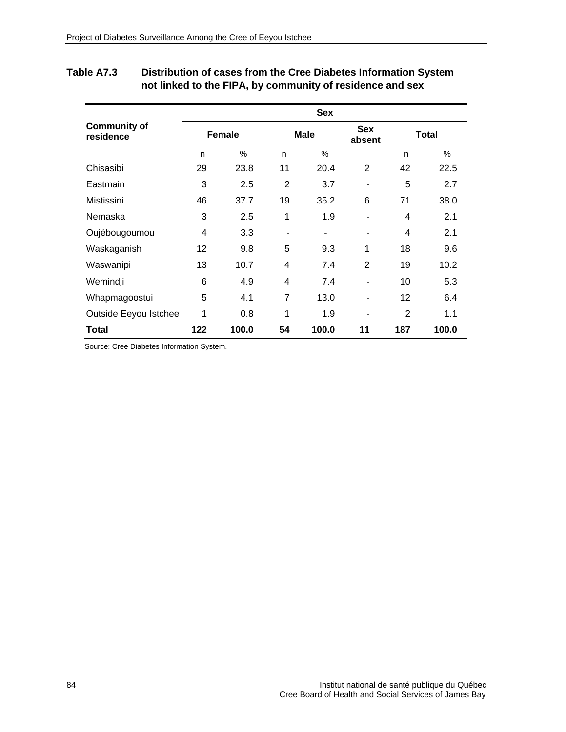**Table A7.3 Distribution of cases from the Cree Diabetes Information System not linked to the FIPA, by community of residence and sex**

| Community of residence | Sex | | | | | | |
|---|---|---|---|---|---|---|---|
| | Female | | Male | | Sex absent | Total | |
| | n | % | n | % | | n | % |
| Chisasibi | 29 | 23.8 | 11 | 20.4 | 2 | 42 | 22.5 |
| Eastmain | 3 | 2.5 | 2 | 3.7 | - | 5 | 2.7 |
| Mistissini | 46 | 37.7 | 19 | 35.2 | 6 | 71 | 38.0 |
| Nemaska | 3 | 2.5 | 1 | 1.9 | - | 4 | 2.1 |
| Oujébougoumou | 4 | 3.3 | - | - | - | 4 | 2.1 |
| Waskaganish | 12 | 9.8 | 5 | 9.3 | 1 | 18 | 9.6 |
| Waswanipi | 13 | 10.7 | 4 | 7.4 | 2 | 19 | 10.2 |
| Wemindji | 6 | 4.9 | 4 | 7.4 | - | 10 | 5.3 |
| Whapmagoostui | 5 | 4.1 | 7 | 13.0 | - | 12 | 6.4 |
| Outside Eeyou Istchee | 1 | 0.8 | 1 | 1.9 | - | 2 | 1.1 |
| **Total** | **122** | **100.0** | **54** | **100.0** | **11** | **187** | **100.0** |

Source: Cree Diabetes Information System.